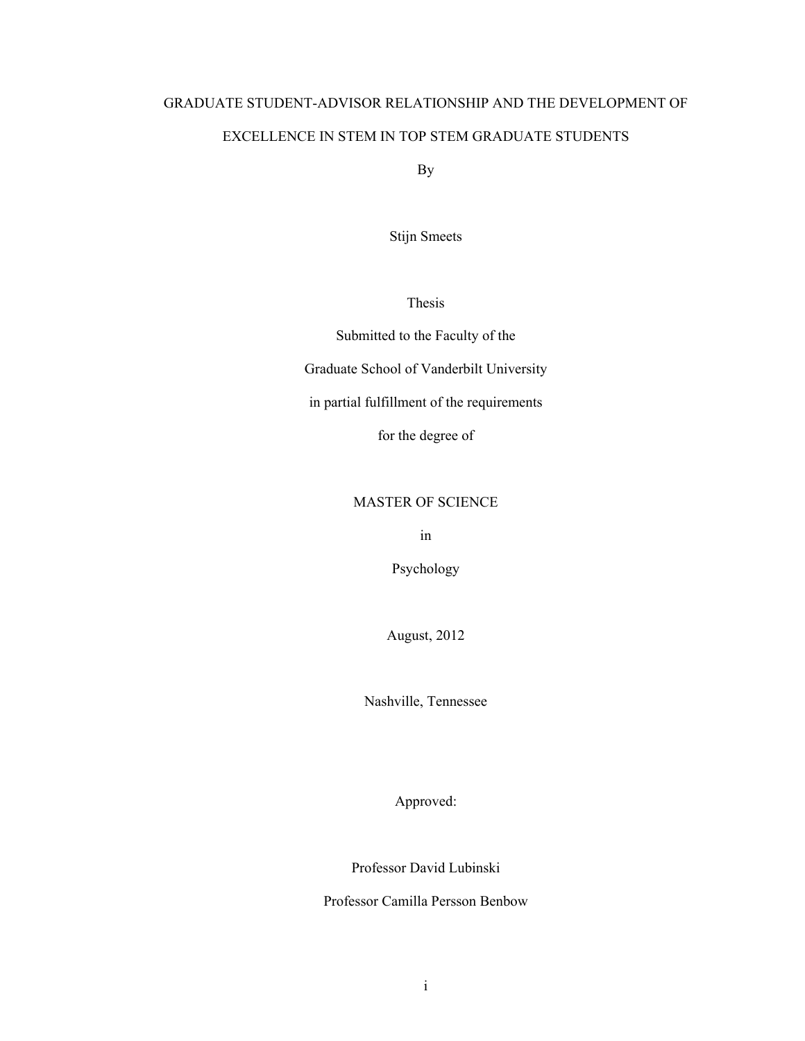# GRADUATE STUDENT-ADVISOR RELATIONSHIP AND THE DEVELOPMENT OF EXCELLENCE IN STEM IN TOP STEM GRADUATE STUDENTS

By

Stijn Smeets

Thesis

Submitted to the Faculty of the

Graduate School of Vanderbilt University

in partial fulfillment of the requirements

for the degree of

MASTER OF SCIENCE

in

Psychology

August, 2012

Nashville, Tennessee

Approved:

Professor David Lubinski

Professor Camilla Persson Benbow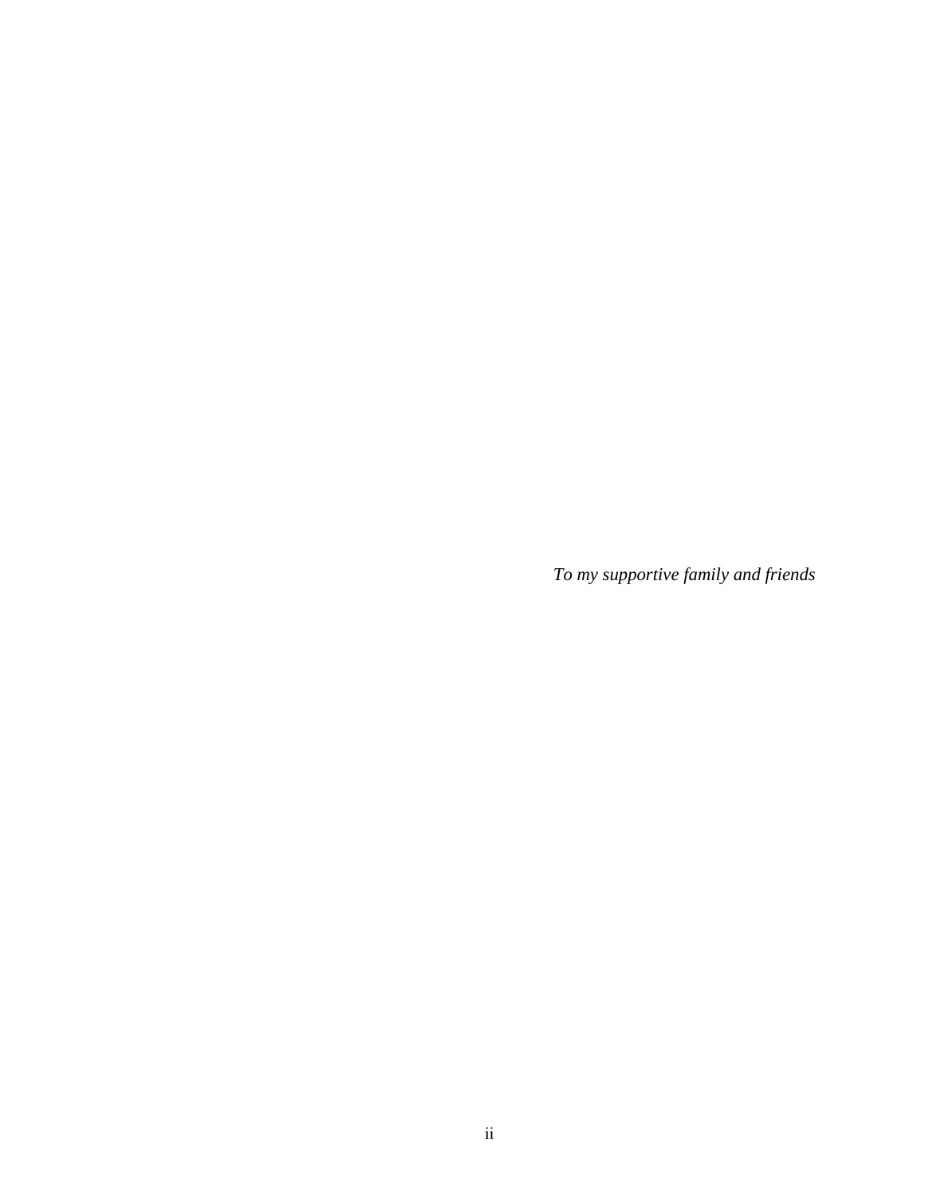*To my supportive family and friends*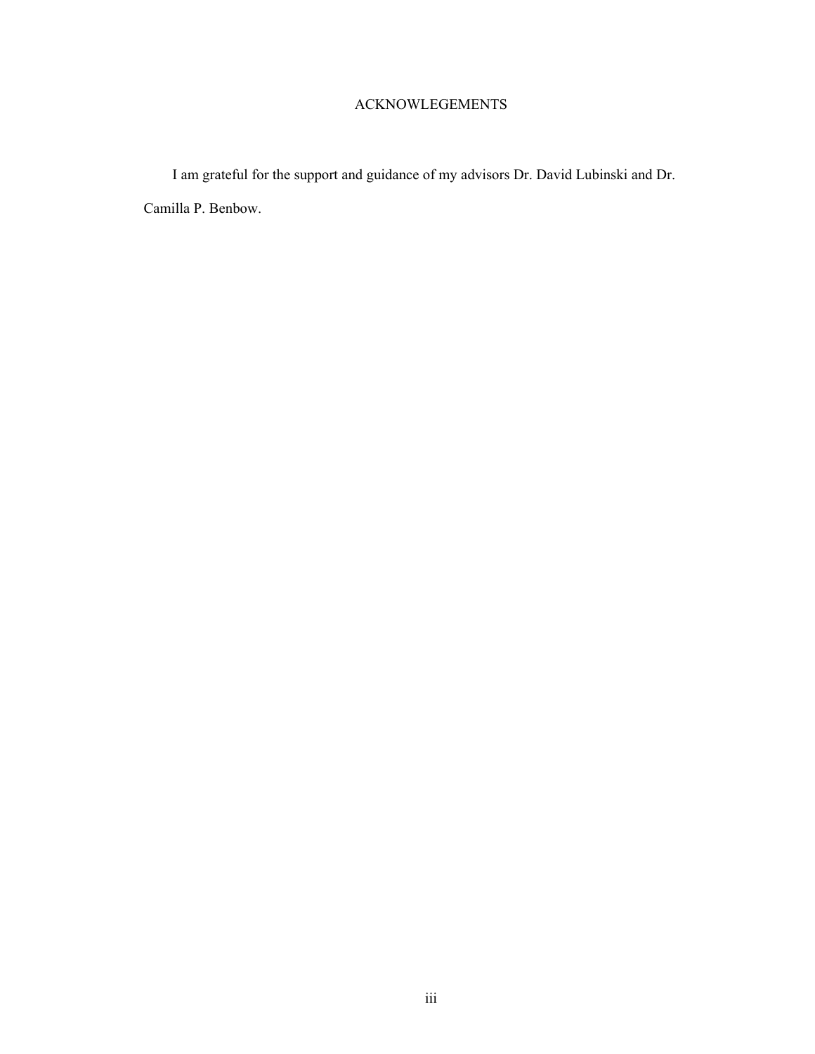# ACKNOWLEGEMENTS

I am grateful for the support and guidance of my advisors Dr. David Lubinski and Dr. Camilla P. Benbow.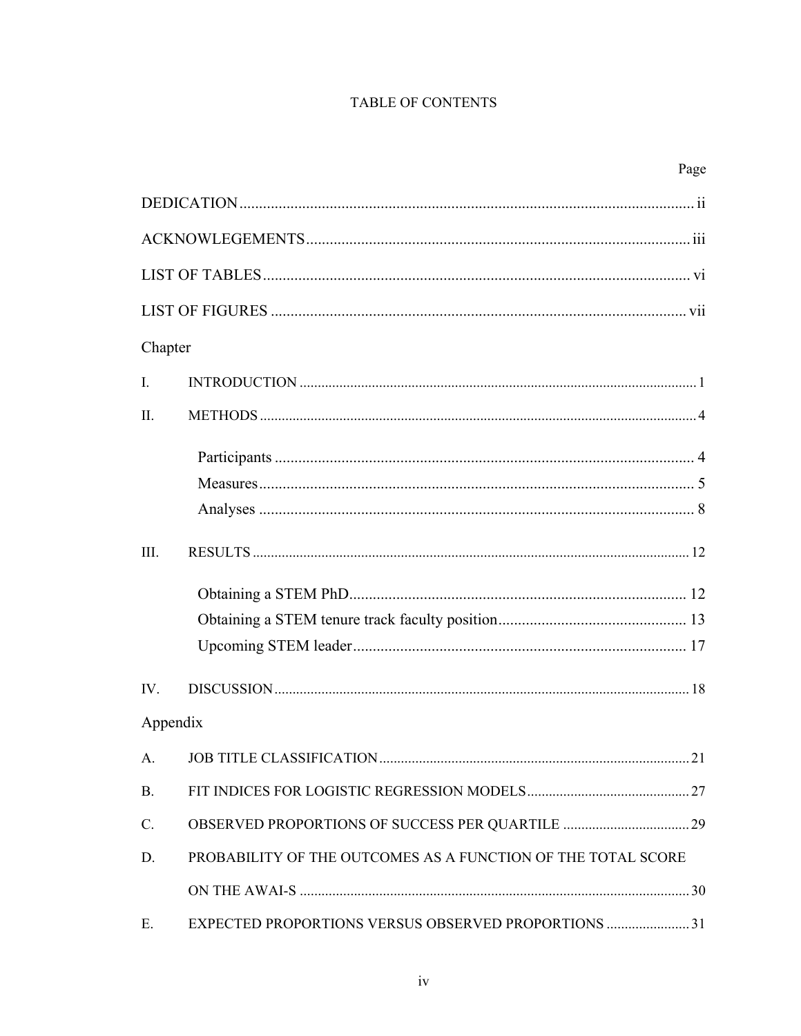# TABLE OF CONTENTS

| | | Page |
|---|---|---|
| DEDICATION | | ii |
| ACKNOWLEGEMENTS | | iii |
| LIST OF TABLES | | vi |
| LIST OF FIGURES | | vii |
| Chapter | | |
| I. | INTRODUCTION | 1 |
| II. | METHODS | 4 |
| | Participants | 4 |
| | Measures | 5 |
| | Analyses | 8 |
| III. | RESULTS | 12 |
| | Obtaining a STEM PhD | 12 |
| | Obtaining a STEM tenure track faculty position | 13 |
| | Upcoming STEM leader | 17 |
| IV. | DISCUSSION | 18 |
| Appendix | | |
| A. | JOB TITLE CLASSIFICATION | 21 |
| B. | FIT INDICES FOR LOGISTIC REGRESSION MODELS | 27 |
| C. | OBSERVED PROPORTIONS OF SUCCESS PER QUARTILE | 29 |
| D. | PROBABILITY OF THE OUTCOMES AS A FUNCTION OF THE TOTAL SCORE ON THE AWAI-S | 30 |
| E. | EXPECTED PROPORTIONS VERSUS OBSERVED PROPORTIONS | 31 |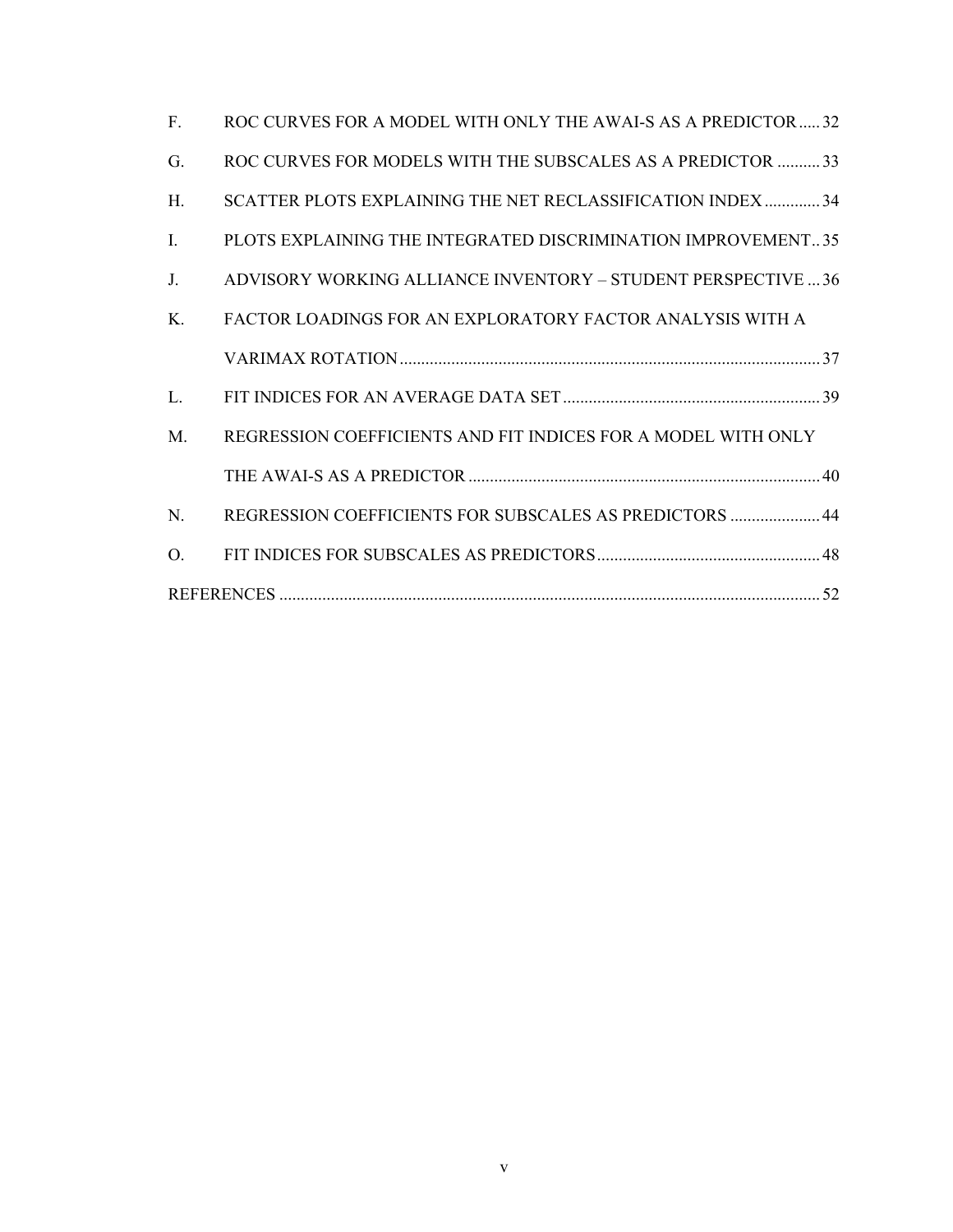| | | |
|---|---|---|
| F. | ROC CURVES FOR A MODEL WITH ONLY THE AWAI-S AS A PREDICTOR | 32 |
| G. | ROC CURVES FOR MODELS WITH THE SUBSCALES AS A PREDICTOR | 33 |
| H. | SCATTER PLOTS EXPLAINING THE NET RECLASSIFICATION INDEX | 34 |
| I. | PLOTS EXPLAINING THE INTEGRATED DISCRIMINATION IMPROVEMENT | 35 |
| J. | ADVISORY WORKING ALLIANCE INVENTORY – STUDENT PERSPECTIVE | 36 |
| K. | FACTOR LOADINGS FOR AN EXPLORATORY FACTOR ANALYSIS WITH A VARIMAX ROTATION | 37 |
| L. | FIT INDICES FOR AN AVERAGE DATA SET | 39 |
| M. | REGRESSION COEFFICIENTS AND FIT INDICES FOR A MODEL WITH ONLY THE AWAI-S AS A PREDICTOR | 40 |
| N. | REGRESSION COEFFICIENTS FOR SUBSCALES AS PREDICTORS | 44 |
| O. | FIT INDICES FOR SUBSCALES AS PREDICTORS | 48 |

REFERENCES ..... 52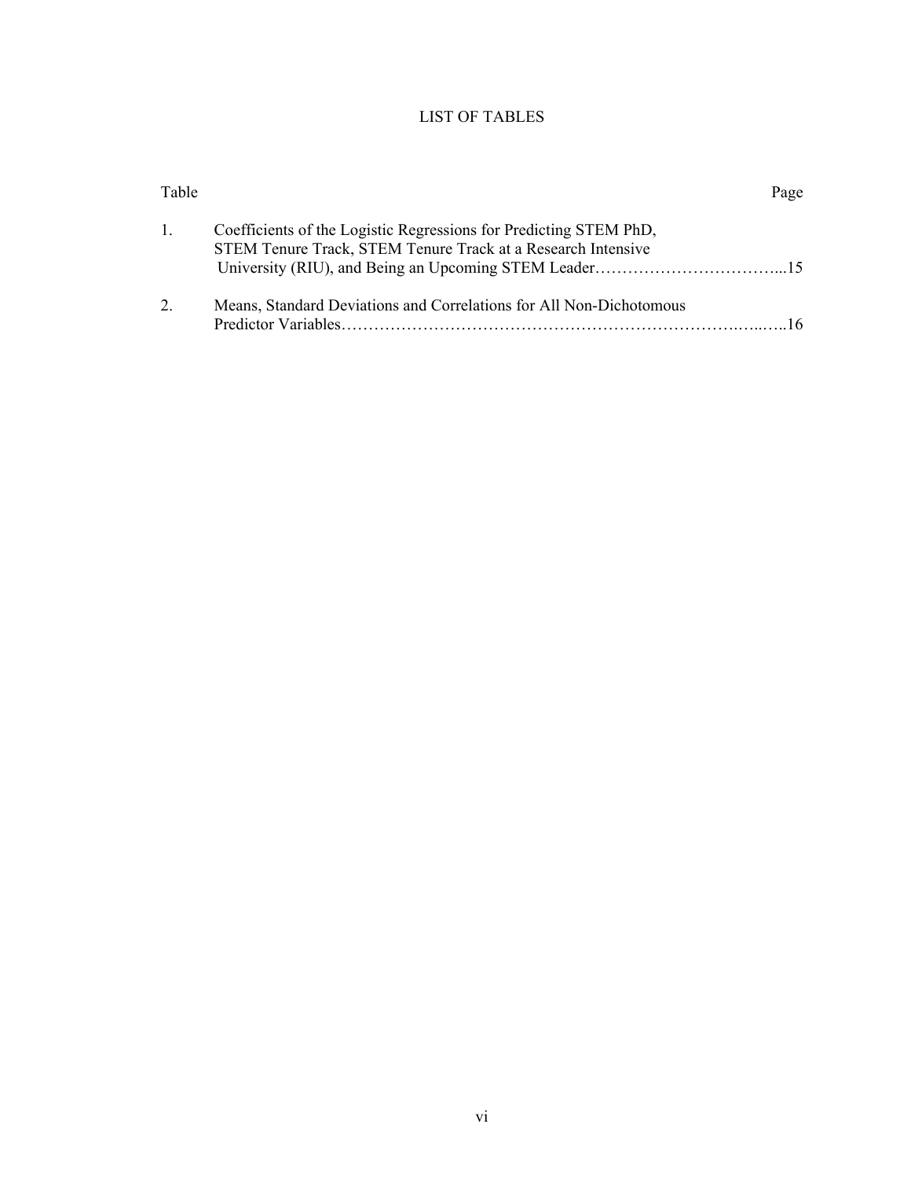# LIST OF TABLES

| Table | | Page |
|---|---|---|
| 1. | Coefficients of the Logistic Regressions for Predicting STEM PhD, STEM Tenure Track, STEM Tenure Track at a Research Intensive University (RIU), and Being an Upcoming STEM Leader | 15 |
| 2. | Means, Standard Deviations and Correlations for All Non-Dichotomous Predictor Variables | 16 |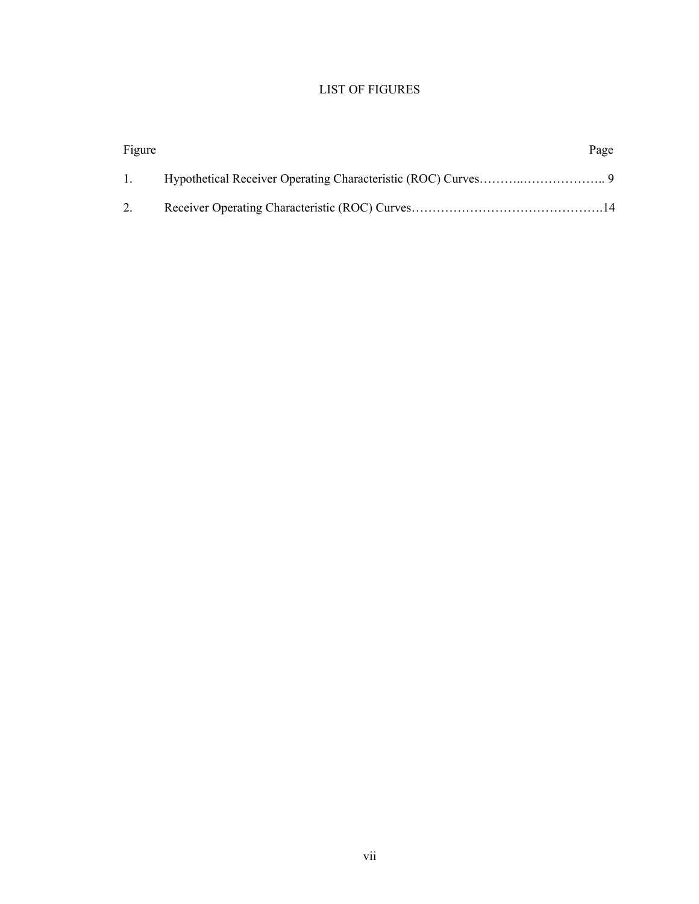# LIST OF FIGURES

| Figure | | Page |
|---|---|---|
| 1. | Hypothetical Receiver Operating Characteristic (ROC) Curves | 9 |
| 2. | Receiver Operating Characteristic (ROC) Curves | 14 |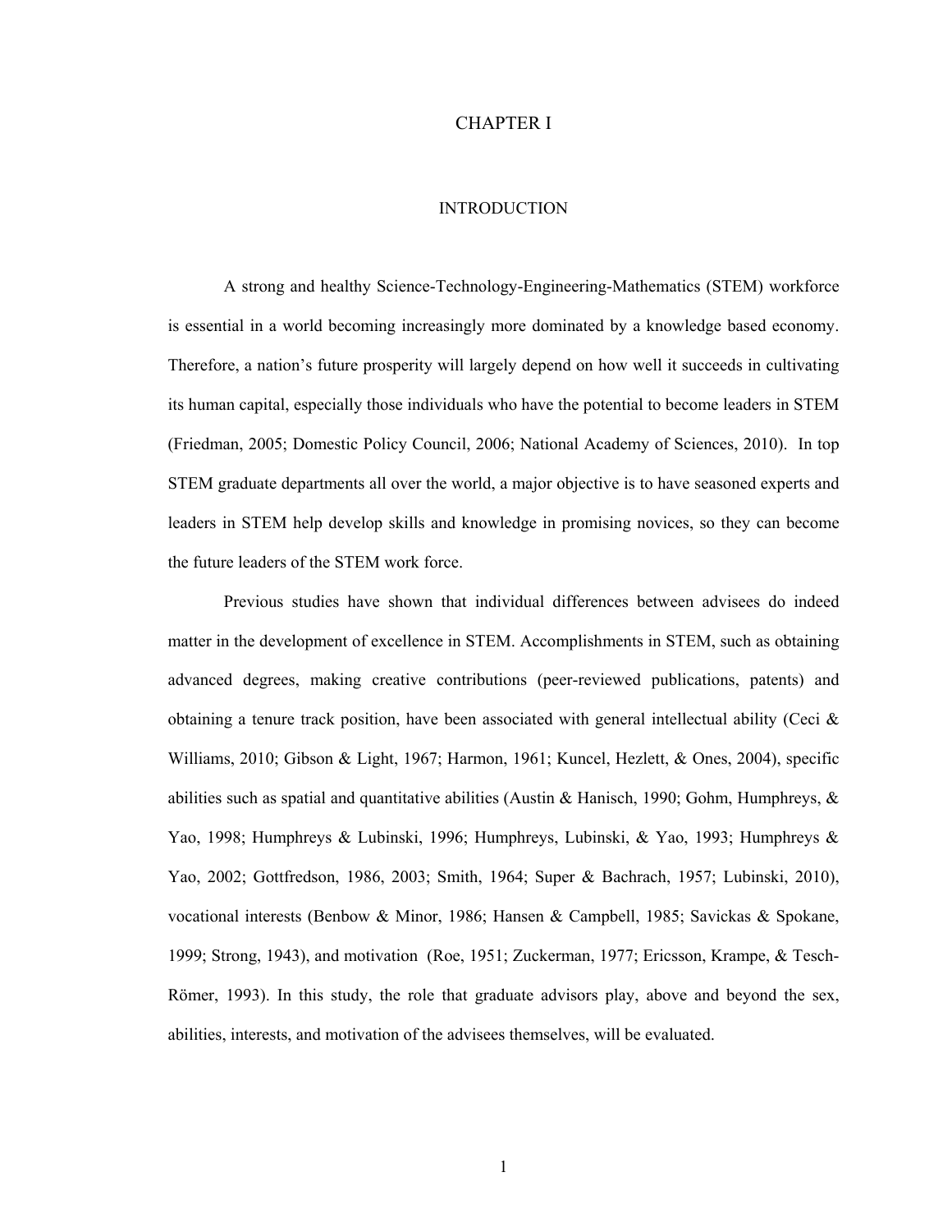# CHAPTER I

## INTRODUCTION

A strong and healthy Science-Technology-Engineering-Mathematics (STEM) workforce is essential in a world becoming increasingly more dominated by a knowledge based economy. Therefore, a nation's future prosperity will largely depend on how well it succeeds in cultivating its human capital, especially those individuals who have the potential to become leaders in STEM (Friedman, 2005; Domestic Policy Council, 2006; National Academy of Sciences, 2010). In top STEM graduate departments all over the world, a major objective is to have seasoned experts and leaders in STEM help develop skills and knowledge in promising novices, so they can become the future leaders of the STEM work force.

Previous studies have shown that individual differences between advisees do indeed matter in the development of excellence in STEM. Accomplishments in STEM, such as obtaining advanced degrees, making creative contributions (peer-reviewed publications, patents) and obtaining a tenure track position, have been associated with general intellectual ability (Ceci & Williams, 2010; Gibson & Light, 1967; Harmon, 1961; Kuncel, Hezlett, & Ones, 2004), specific abilities such as spatial and quantitative abilities (Austin & Hanisch, 1990; Gohm, Humphreys, & Yao, 1998; Humphreys & Lubinski, 1996; Humphreys, Lubinski, & Yao, 1993; Humphreys & Yao, 2002; Gottfredson, 1986, 2003; Smith, 1964; Super & Bachrach, 1957; Lubinski, 2010), vocational interests (Benbow & Minor, 1986; Hansen & Campbell, 1985; Savickas & Spokane, 1999; Strong, 1943), and motivation (Roe, 1951; Zuckerman, 1977; Ericsson, Krampe, & Tesch-Römer, 1993). In this study, the role that graduate advisors play, above and beyond the sex, abilities, interests, and motivation of the advisees themselves, will be evaluated.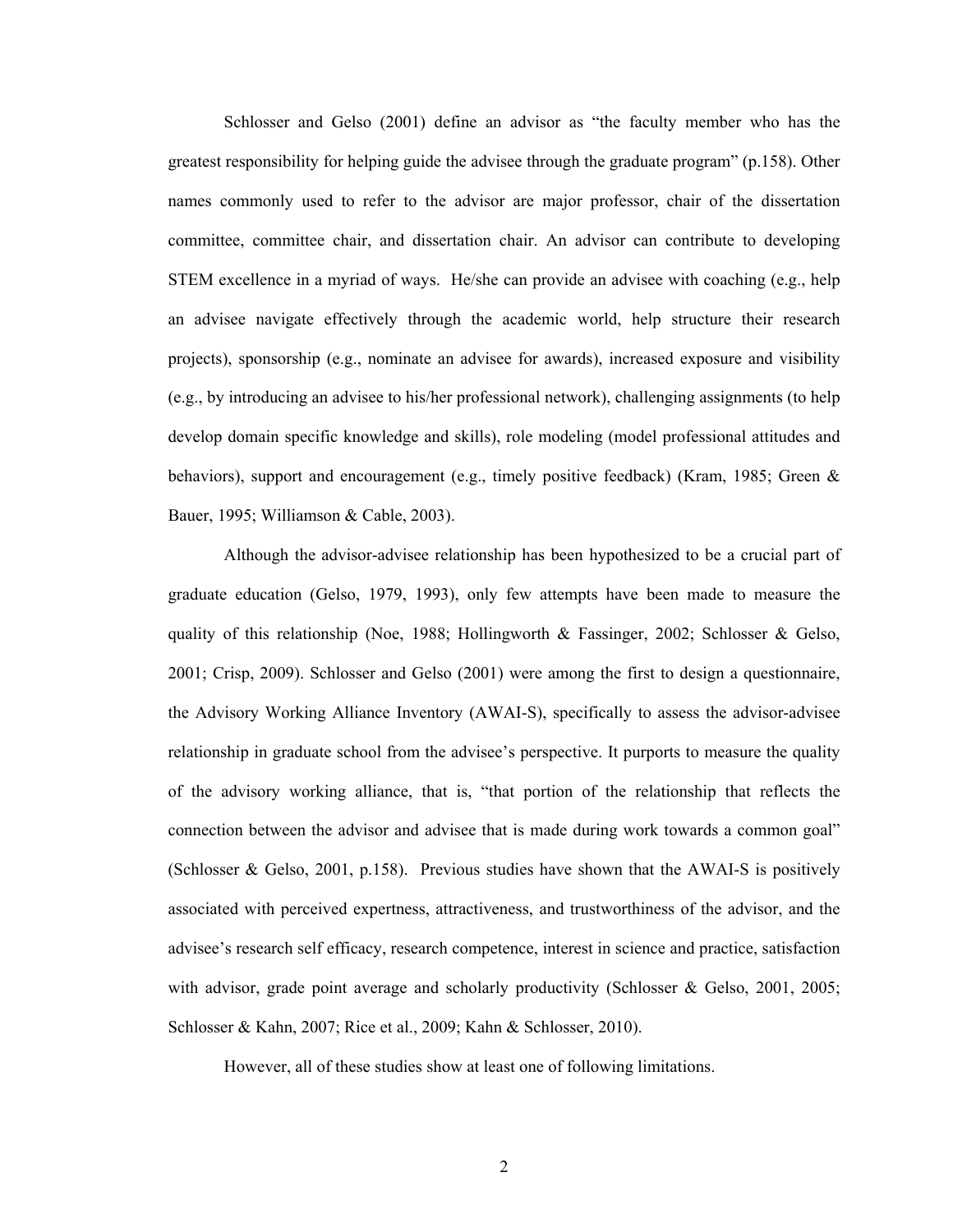Schlosser and Gelso (2001) define an advisor as "the faculty member who has the greatest responsibility for helping guide the advisee through the graduate program" (p.158). Other names commonly used to refer to the advisor are major professor, chair of the dissertation committee, committee chair, and dissertation chair. An advisor can contribute to developing STEM excellence in a myriad of ways. He/she can provide an advisee with coaching (e.g., help an advisee navigate effectively through the academic world, help structure their research projects), sponsorship (e.g., nominate an advisee for awards), increased exposure and visibility (e.g., by introducing an advisee to his/her professional network), challenging assignments (to help develop domain specific knowledge and skills), role modeling (model professional attitudes and behaviors), support and encouragement (e.g., timely positive feedback) (Kram, 1985; Green & Bauer, 1995; Williamson & Cable, 2003).

Although the advisor-advisee relationship has been hypothesized to be a crucial part of graduate education (Gelso, 1979, 1993), only few attempts have been made to measure the quality of this relationship (Noe, 1988; Hollingworth & Fassinger, 2002; Schlosser & Gelso, 2001; Crisp, 2009). Schlosser and Gelso (2001) were among the first to design a questionnaire, the Advisory Working Alliance Inventory (AWAI-S), specifically to assess the advisor-advisee relationship in graduate school from the advisee's perspective. It purports to measure the quality of the advisory working alliance, that is, "that portion of the relationship that reflects the connection between the advisor and advisee that is made during work towards a common goal" (Schlosser & Gelso, 2001, p.158). Previous studies have shown that the AWAI-S is positively associated with perceived expertness, attractiveness, and trustworthiness of the advisor, and the advisee's research self efficacy, research competence, interest in science and practice, satisfaction with advisor, grade point average and scholarly productivity (Schlosser & Gelso, 2001, 2005; Schlosser & Kahn, 2007; Rice et al., 2009; Kahn & Schlosser, 2010).

However, all of these studies show at least one of following limitations.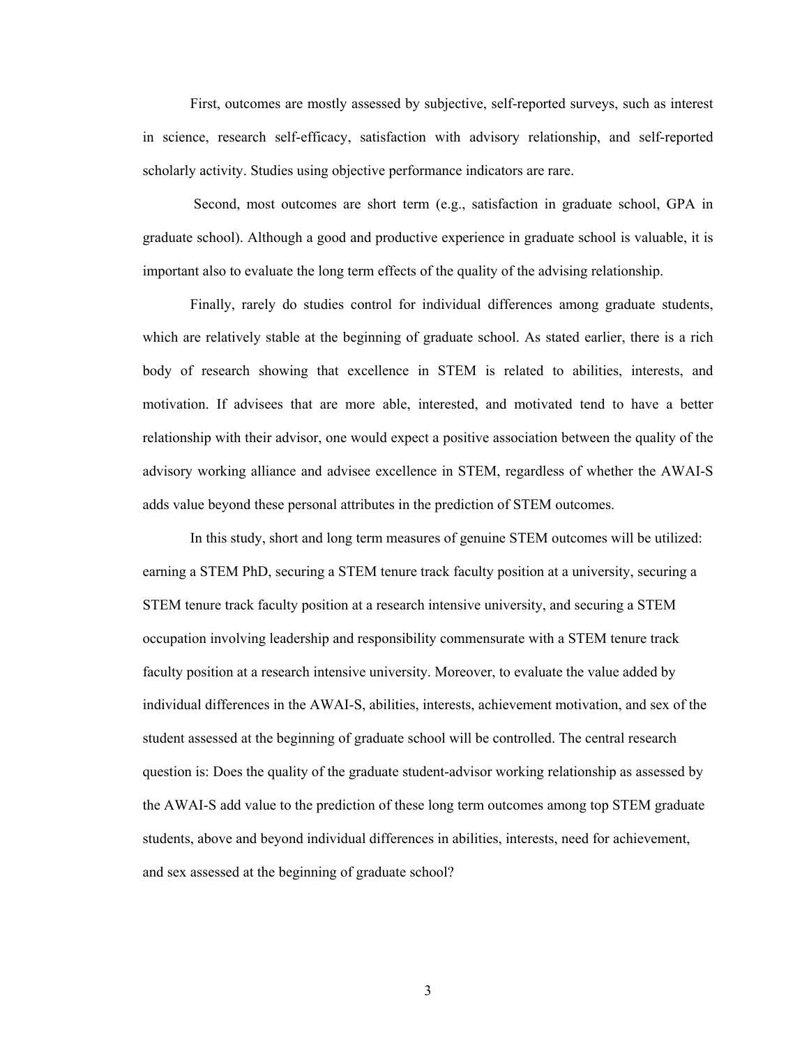First, outcomes are mostly assessed by subjective, self-reported surveys, such as interest in science, research self-efficacy, satisfaction with advisory relationship, and self-reported scholarly activity. Studies using objective performance indicators are rare.

Second, most outcomes are short term (e.g., satisfaction in graduate school, GPA in graduate school). Although a good and productive experience in graduate school is valuable, it is important also to evaluate the long term effects of the quality of the advising relationship.

Finally, rarely do studies control for individual differences among graduate students, which are relatively stable at the beginning of graduate school. As stated earlier, there is a rich body of research showing that excellence in STEM is related to abilities, interests, and motivation. If advisees that are more able, interested, and motivated tend to have a better relationship with their advisor, one would expect a positive association between the quality of the advisory working alliance and advisee excellence in STEM, regardless of whether the AWAI-S adds value beyond these personal attributes in the prediction of STEM outcomes.

In this study, short and long term measures of genuine STEM outcomes will be utilized: earning a STEM PhD, securing a STEM tenure track faculty position at a university, securing a STEM tenure track faculty position at a research intensive university, and securing a STEM occupation involving leadership and responsibility commensurate with a STEM tenure track faculty position at a research intensive university. Moreover, to evaluate the value added by individual differences in the AWAI-S, abilities, interests, achievement motivation, and sex of the student assessed at the beginning of graduate school will be controlled. The central research question is: Does the quality of the graduate student-advisor working relationship as assessed by the AWAI-S add value to the prediction of these long term outcomes among top STEM graduate students, above and beyond individual differences in abilities, interests, need for achievement, and sex assessed at the beginning of graduate school?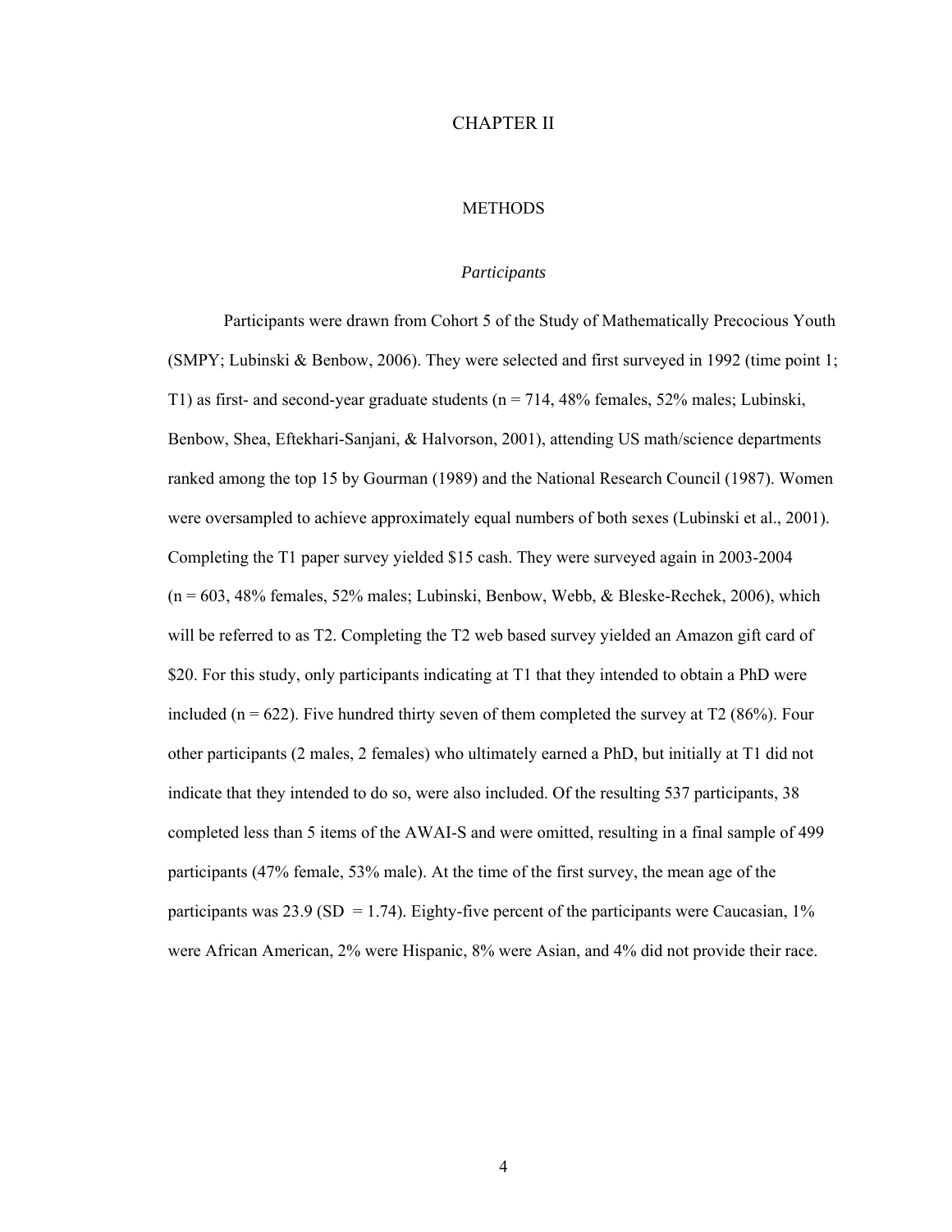# CHAPTER II

## METHODS

### *Participants*

Participants were drawn from Cohort 5 of the Study of Mathematically Precocious Youth (SMPY; Lubinski & Benbow, 2006). They were selected and first surveyed in 1992 (time point 1; T1) as first- and second-year graduate students (n = 714, 48% females, 52% males; Lubinski, Benbow, Shea, Eftekhari-Sanjani, & Halvorson, 2001), attending US math/science departments ranked among the top 15 by Gourman (1989) and the National Research Council (1987). Women were oversampled to achieve approximately equal numbers of both sexes (Lubinski et al., 2001). Completing the T1 paper survey yielded $15 cash. They were surveyed again in 2003-2004 (n = 603, 48% females, 52% males; Lubinski, Benbow, Webb, & Bleske-Rechek, 2006), which will be referred to as T2. Completing the T2 web based survey yielded an Amazon gift card of $20. For this study, only participants indicating at T1 that they intended to obtain a PhD were included (n = 622). Five hundred thirty seven of them completed the survey at T2 (86%). Four other participants (2 males, 2 females) who ultimately earned a PhD, but initially at T1 did not indicate that they intended to do so, were also included. Of the resulting 537 participants, 38 completed less than 5 items of the AWAI-S and were omitted, resulting in a final sample of 499 participants (47% female, 53% male). At the time of the first survey, the mean age of the participants was 23.9 (SD = 1.74). Eighty-five percent of the participants were Caucasian, 1% were African American, 2% were Hispanic, 8% were Asian, and 4% did not provide their race.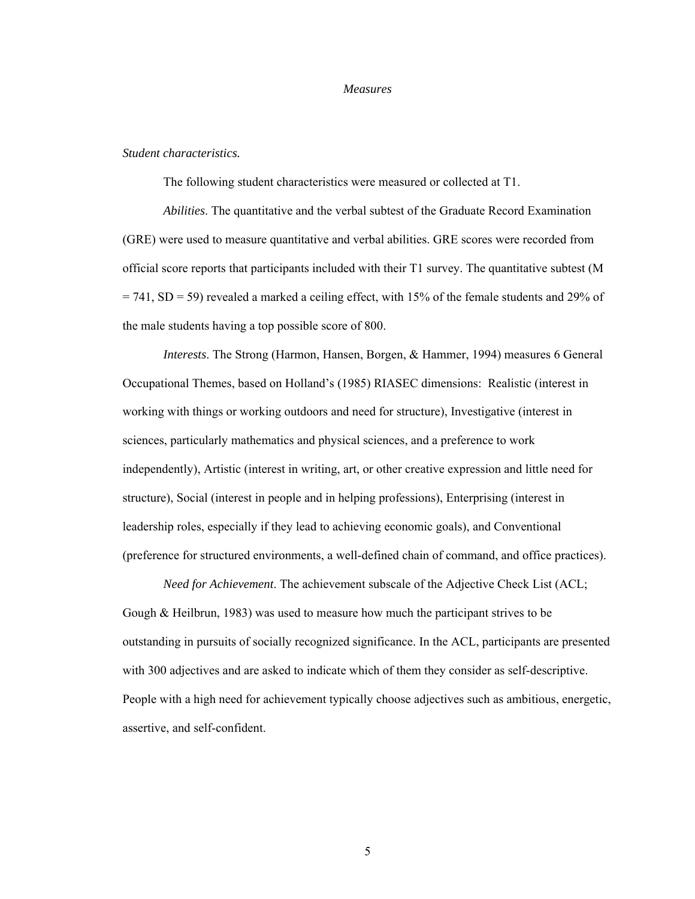## *Measures*

### *Student characteristics.*

The following student characteristics were measured or collected at T1.

*Abilities*. The quantitative and the verbal subtest of the Graduate Record Examination (GRE) were used to measure quantitative and verbal abilities. GRE scores were recorded from official score reports that participants included with their T1 survey. The quantitative subtest ($M = 741$, $SD = 59$) revealed a marked a ceiling effect, with 15% of the female students and 29% of the male students having a top possible score of 800.

*Interests*. The Strong (Harmon, Hansen, Borgen, & Hammer, 1994) measures 6 General Occupational Themes, based on Holland's (1985) RIASEC dimensions: Realistic (interest in working with things or working outdoors and need for structure), Investigative (interest in sciences, particularly mathematics and physical sciences, and a preference to work independently), Artistic (interest in writing, art, or other creative expression and little need for structure), Social (interest in people and in helping professions), Enterprising (interest in leadership roles, especially if they lead to achieving economic goals), and Conventional (preference for structured environments, a well-defined chain of command, and office practices).

*Need for Achievement*. The achievement subscale of the Adjective Check List (ACL; Gough & Heilbrun, 1983) was used to measure how much the participant strives to be outstanding in pursuits of socially recognized significance. In the ACL, participants are presented with 300 adjectives and are asked to indicate which of them they consider as self-descriptive. People with a high need for achievement typically choose adjectives such as ambitious, energetic, assertive, and self-confident.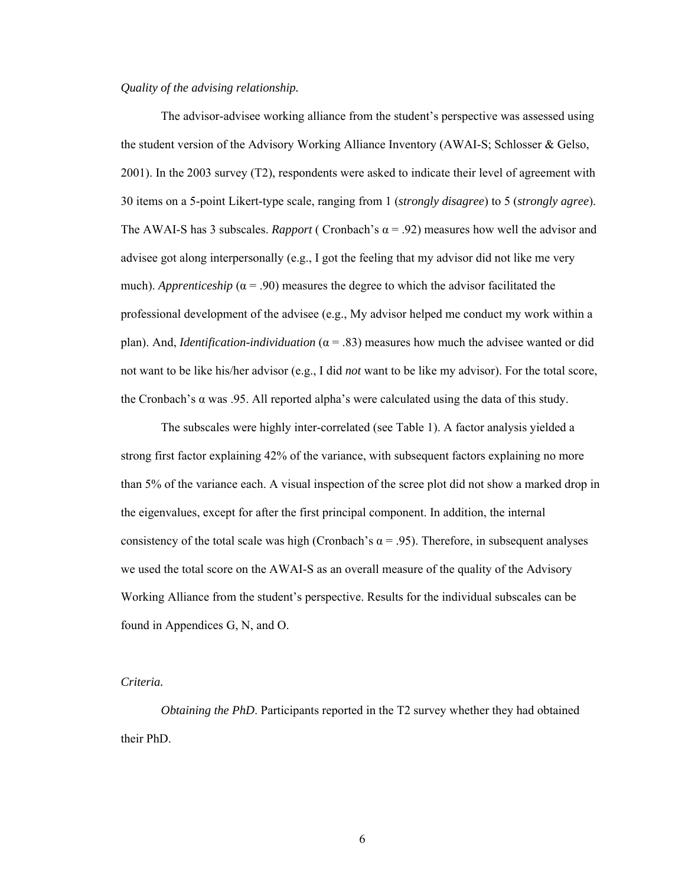*Quality of the advising relationship.*

The advisor-advisee working alliance from the student's perspective was assessed using the student version of the Advisory Working Alliance Inventory (AWAI-S; Schlosser & Gelso, 2001). In the 2003 survey (T2), respondents were asked to indicate their level of agreement with 30 items on a 5-point Likert-type scale, ranging from 1 (*strongly disagree*) to 5 (*strongly agree*). The AWAI-S has 3 subscales. *Rapport* ( Cronbach's $\alpha = .92$) measures how well the advisor and advisee got along interpersonally (e.g., I got the feeling that my advisor did not like me very much). *Apprenticeship* ($\alpha = .90$) measures the degree to which the advisor facilitated the professional development of the advisee (e.g., My advisor helped me conduct my work within a plan). And, *Identification-individuation* ($\alpha = .83$) measures how much the advisee wanted or did not want to be like his/her advisor (e.g., I did *not* want to be like my advisor). For the total score, the Cronbach's $\alpha$ was .95. All reported alpha's were calculated using the data of this study.

The subscales were highly inter-correlated (see Table 1). A factor analysis yielded a strong first factor explaining 42% of the variance, with subsequent factors explaining no more than 5% of the variance each. A visual inspection of the scree plot did not show a marked drop in the eigenvalues, except for after the first principal component. In addition, the internal consistency of the total scale was high (Cronbach's $\alpha = .95$). Therefore, in subsequent analyses we used the total score on the AWAI-S as an overall measure of the quality of the Advisory Working Alliance from the student's perspective. Results for the individual subscales can be found in Appendices G, N, and O.

*Criteria.*

*Obtaining the PhD*. Participants reported in the T2 survey whether they had obtained their PhD.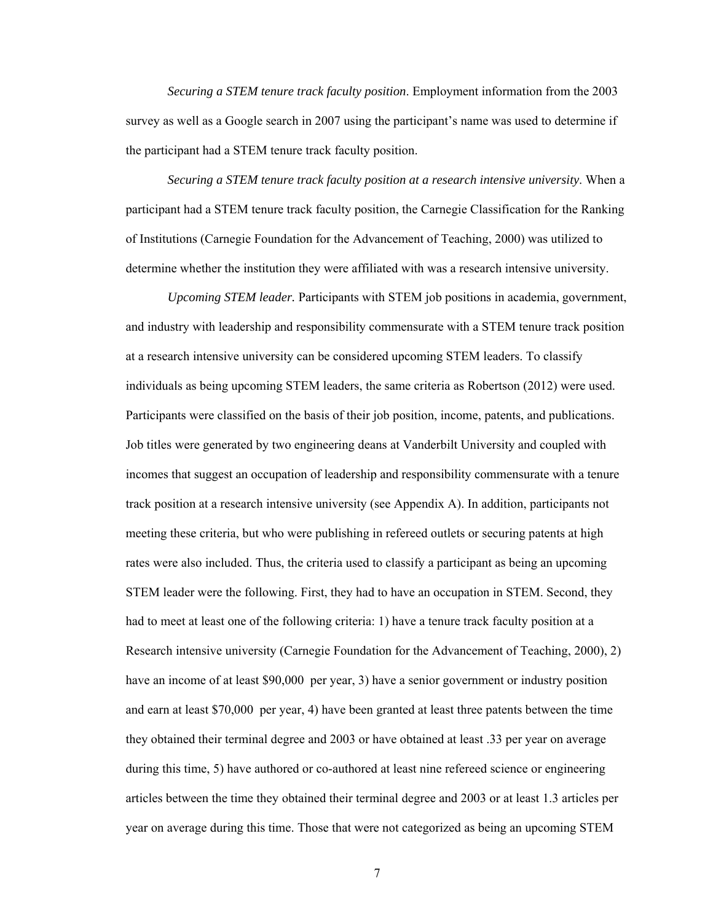*Securing a STEM tenure track faculty position*. Employment information from the 2003 survey as well as a Google search in 2007 using the participant's name was used to determine if the participant had a STEM tenure track faculty position.

*Securing a STEM tenure track faculty position at a research intensive university*. When a participant had a STEM tenure track faculty position, the Carnegie Classification for the Ranking of Institutions (Carnegie Foundation for the Advancement of Teaching, 2000) was utilized to determine whether the institution they were affiliated with was a research intensive university.

*Upcoming STEM leader.* Participants with STEM job positions in academia, government, and industry with leadership and responsibility commensurate with a STEM tenure track position at a research intensive university can be considered upcoming STEM leaders. To classify individuals as being upcoming STEM leaders, the same criteria as Robertson (2012) were used. Participants were classified on the basis of their job position, income, patents, and publications. Job titles were generated by two engineering deans at Vanderbilt University and coupled with incomes that suggest an occupation of leadership and responsibility commensurate with a tenure track position at a research intensive university (see Appendix A). In addition, participants not meeting these criteria, but who were publishing in refereed outlets or securing patents at high rates were also included. Thus, the criteria used to classify a participant as being an upcoming STEM leader were the following. First, they had to have an occupation in STEM. Second, they had to meet at least one of the following criteria: 1) have a tenure track faculty position at a Research intensive university (Carnegie Foundation for the Advancement of Teaching, 2000), 2) have an income of at least $90,000 per year, 3) have a senior government or industry position and earn at least $70,000 per year, 4) have been granted at least three patents between the time they obtained their terminal degree and 2003 or have obtained at least .33 per year on average during this time, 5) have authored or co-authored at least nine refereed science or engineering articles between the time they obtained their terminal degree and 2003 or at least 1.3 articles per year on average during this time. Those that were not categorized as being an upcoming STEM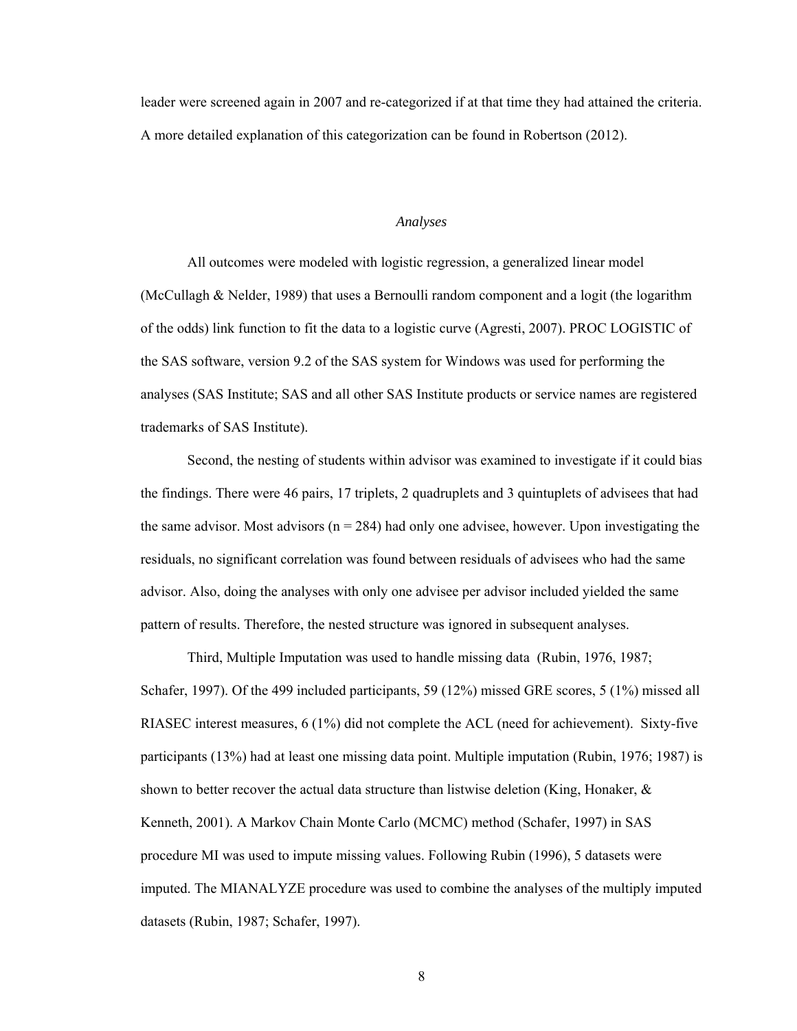leader were screened again in 2007 and re-categorized if at that time they had attained the criteria. A more detailed explanation of this categorization can be found in Robertson (2012).

### *Analyses*

All outcomes were modeled with logistic regression, a generalized linear model (McCullagh & Nelder, 1989) that uses a Bernoulli random component and a logit (the logarithm of the odds) link function to fit the data to a logistic curve (Agresti, 2007). PROC LOGISTIC of the SAS software, version 9.2 of the SAS system for Windows was used for performing the analyses (SAS Institute; SAS and all other SAS Institute products or service names are registered trademarks of SAS Institute).

Second, the nesting of students within advisor was examined to investigate if it could bias the findings. There were 46 pairs, 17 triplets, 2 quadruplets and 3 quintuplets of advisees that had the same advisor. Most advisors (n = 284) had only one advisee, however. Upon investigating the residuals, no significant correlation was found between residuals of advisees who had the same advisor. Also, doing the analyses with only one advisee per advisor included yielded the same pattern of results. Therefore, the nested structure was ignored in subsequent analyses.

Third, Multiple Imputation was used to handle missing data (Rubin, 1976, 1987; Schafer, 1997). Of the 499 included participants, 59 (12%) missed GRE scores, 5 (1%) missed all RIASEC interest measures, 6 (1%) did not complete the ACL (need for achievement). Sixty-five participants (13%) had at least one missing data point. Multiple imputation (Rubin, 1976; 1987) is shown to better recover the actual data structure than listwise deletion (King, Honaker, & Kenneth, 2001). A Markov Chain Monte Carlo (MCMC) method (Schafer, 1997) in SAS procedure MI was used to impute missing values. Following Rubin (1996), 5 datasets were imputed. The MIANALYZE procedure was used to combine the analyses of the multiply imputed datasets (Rubin, 1987; Schafer, 1997).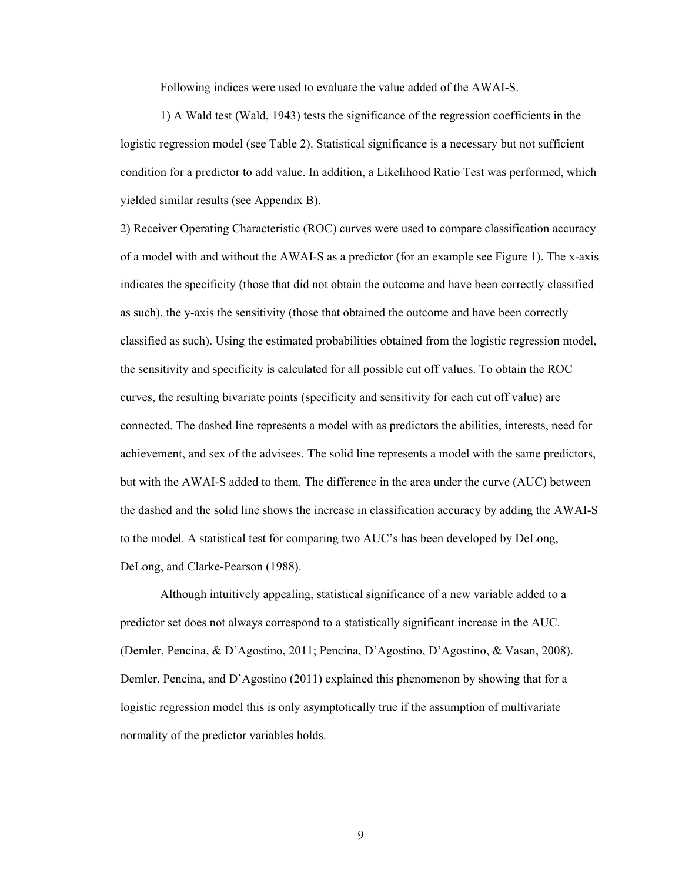Following indices were used to evaluate the value added of the AWAI-S.

1) A Wald test (Wald, 1943) tests the significance of the regression coefficients in the logistic regression model (see Table 2). Statistical significance is a necessary but not sufficient condition for a predictor to add value. In addition, a Likelihood Ratio Test was performed, which yielded similar results (see Appendix B).

2) Receiver Operating Characteristic (ROC) curves were used to compare classification accuracy of a model with and without the AWAI-S as a predictor (for an example see Figure 1). The x-axis indicates the specificity (those that did not obtain the outcome and have been correctly classified as such), the y-axis the sensitivity (those that obtained the outcome and have been correctly classified as such). Using the estimated probabilities obtained from the logistic regression model, the sensitivity and specificity is calculated for all possible cut off values. To obtain the ROC curves, the resulting bivariate points (specificity and sensitivity for each cut off value) are connected. The dashed line represents a model with as predictors the abilities, interests, need for achievement, and sex of the advisees. The solid line represents a model with the same predictors, but with the AWAI-S added to them. The difference in the area under the curve (AUC) between the dashed and the solid line shows the increase in classification accuracy by adding the AWAI-S to the model. A statistical test for comparing two AUC's has been developed by DeLong, DeLong, and Clarke-Pearson (1988).

Although intuitively appealing, statistical significance of a new variable added to a predictor set does not always correspond to a statistically significant increase in the AUC. (Demler, Pencina, & D'Agostino, 2011; Pencina, D'Agostino, D'Agostino, & Vasan, 2008). Demler, Pencina, and D'Agostino (2011) explained this phenomenon by showing that for a logistic regression model this is only asymptotically true if the assumption of multivariate normality of the predictor variables holds.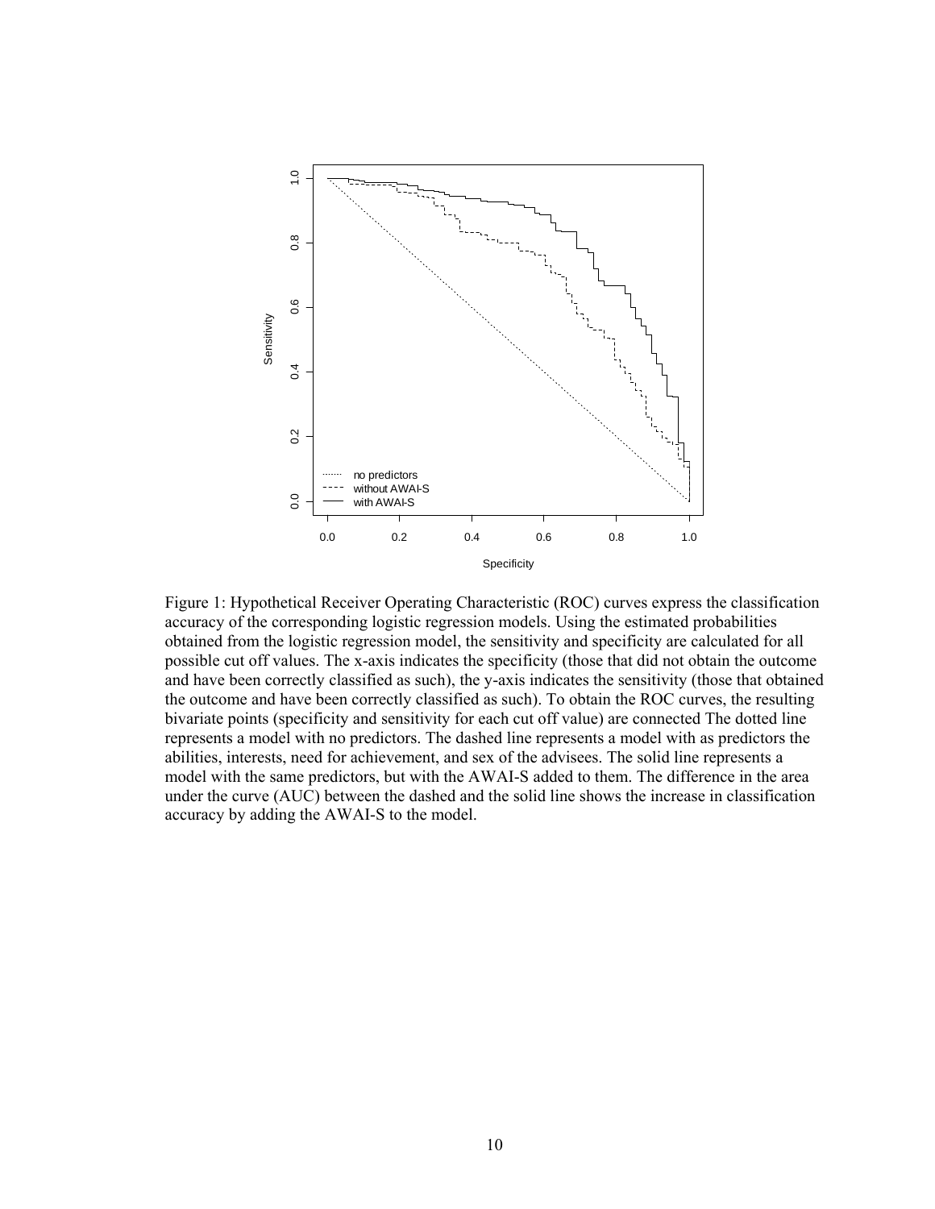Figure 1: Hypothetical Receiver Operating Characteristic (ROC) curves express the classification accuracy of the corresponding logistic regression models. Using the estimated probabilities obtained from the logistic regression model, the sensitivity and specificity are calculated for all possible cut off values. The x-axis indicates the specificity (those that did not obtain the outcome and have been correctly classified as such), the y-axis indicates the sensitivity (those that obtained the outcome and have been correctly classified as such). To obtain the ROC curves, the resulting bivariate points (specificity and sensitivity for each cut off value) are connected The dotted line represents a model with no predictors. The dashed line represents a model with as predictors the abilities, interests, need for achievement, and sex of the advisees. The solid line represents a model with the same predictors, but with the AWAI-S added to them. The difference in the area under the curve (AUC) between the dashed and the solid line shows the increase in classification accuracy by adding the AWAI-S to the model.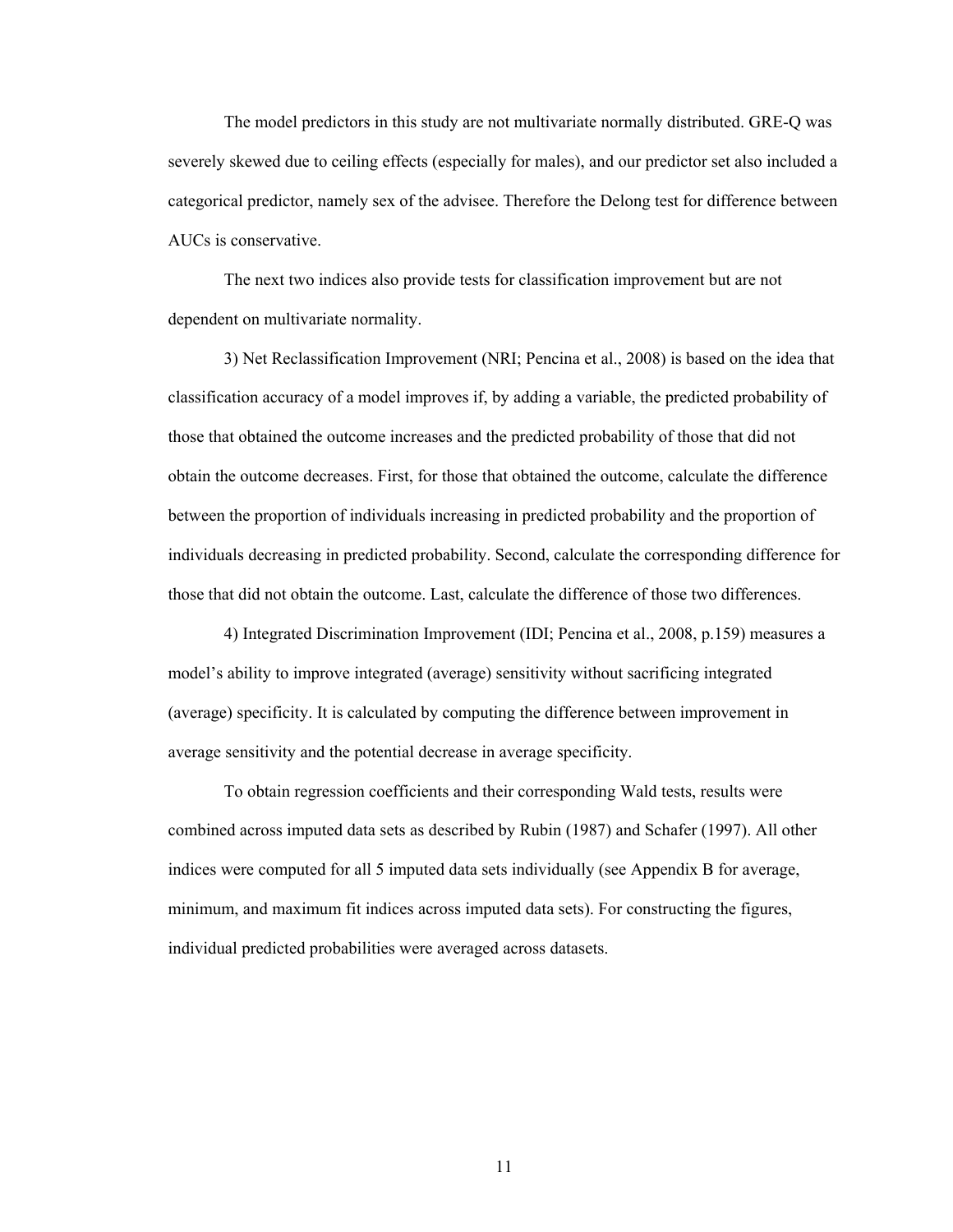The model predictors in this study are not multivariate normally distributed. GRE-Q was severely skewed due to ceiling effects (especially for males), and our predictor set also included a categorical predictor, namely sex of the advisee. Therefore the Delong test for difference between AUCs is conservative.

The next two indices also provide tests for classification improvement but are not dependent on multivariate normality.

3) Net Reclassification Improvement (NRI; Pencina et al., 2008) is based on the idea that classification accuracy of a model improves if, by adding a variable, the predicted probability of those that obtained the outcome increases and the predicted probability of those that did not obtain the outcome decreases. First, for those that obtained the outcome, calculate the difference between the proportion of individuals increasing in predicted probability and the proportion of individuals decreasing in predicted probability. Second, calculate the corresponding difference for those that did not obtain the outcome. Last, calculate the difference of those two differences.

4) Integrated Discrimination Improvement (IDI; Pencina et al., 2008, p.159) measures a model's ability to improve integrated (average) sensitivity without sacrificing integrated (average) specificity. It is calculated by computing the difference between improvement in average sensitivity and the potential decrease in average specificity.

To obtain regression coefficients and their corresponding Wald tests, results were combined across imputed data sets as described by Rubin (1987) and Schafer (1997). All other indices were computed for all 5 imputed data sets individually (see Appendix B for average, minimum, and maximum fit indices across imputed data sets). For constructing the figures, individual predicted probabilities were averaged across datasets.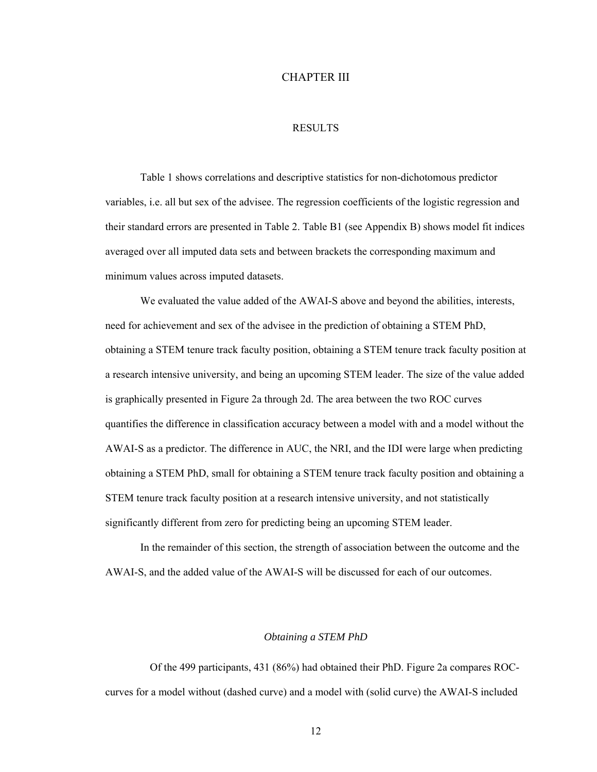# CHAPTER III

## RESULTS

Table 1 shows correlations and descriptive statistics for non-dichotomous predictor variables, i.e. all but sex of the advisee. The regression coefficients of the logistic regression and their standard errors are presented in Table 2. Table B1 (see Appendix B) shows model fit indices averaged over all imputed data sets and between brackets the corresponding maximum and minimum values across imputed datasets.

We evaluated the value added of the AWAI-S above and beyond the abilities, interests, need for achievement and sex of the advisee in the prediction of obtaining a STEM PhD, obtaining a STEM tenure track faculty position, obtaining a STEM tenure track faculty position at a research intensive university, and being an upcoming STEM leader. The size of the value added is graphically presented in Figure 2a through 2d. The area between the two ROC curves quantifies the difference in classification accuracy between a model with and a model without the AWAI-S as a predictor. The difference in AUC, the NRI, and the IDI were large when predicting obtaining a STEM PhD, small for obtaining a STEM tenure track faculty position and obtaining a STEM tenure track faculty position at a research intensive university, and not statistically significantly different from zero for predicting being an upcoming STEM leader.

In the remainder of this section, the strength of association between the outcome and the AWAI-S, and the added value of the AWAI-S will be discussed for each of our outcomes.

### *Obtaining a STEM PhD*

Of the 499 participants, 431 (86%) had obtained their PhD. Figure 2a compares ROC-curves for a model without (dashed curve) and a model with (solid curve) the AWAI-S included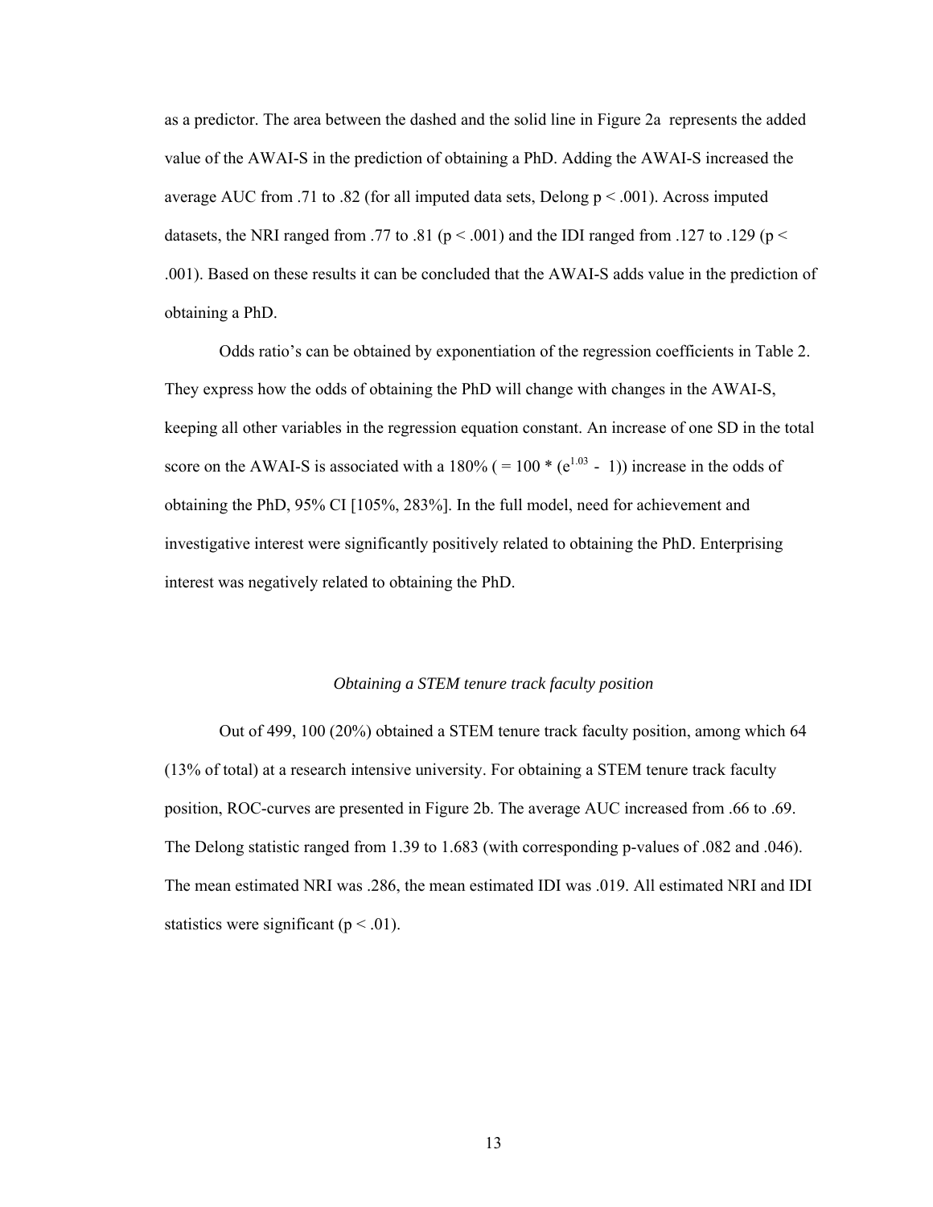as a predictor. The area between the dashed and the solid line in Figure 2a represents the added value of the AWAI-S in the prediction of obtaining a PhD. Adding the AWAI-S increased the average AUC from .71 to .82 (for all imputed data sets, Delong $p < .001$). Across imputed datasets, the NRI ranged from .77 to .81 ($p < .001$) and the IDI ranged from .127 to .129 ($p < .001$). Based on these results it can be concluded that the AWAI-S adds value in the prediction of obtaining a PhD.

Odds ratio's can be obtained by exponentiation of the regression coefficients in Table 2. They express how the odds of obtaining the PhD will change with changes in the AWAI-S, keeping all other variables in the regression equation constant. An increase of one SD in the total score on the AWAI-S is associated with a 180% ( $= 100 * (e^{1.03} - 1)$) increase in the odds of obtaining the PhD, 95% CI [105%, 283%]. In the full model, need for achievement and investigative interest were significantly positively related to obtaining the PhD. Enterprising interest was negatively related to obtaining the PhD.

### *Obtaining a STEM tenure track faculty position*

Out of 499, 100 (20%) obtained a STEM tenure track faculty position, among which 64 (13% of total) at a research intensive university. For obtaining a STEM tenure track faculty position, ROC-curves are presented in Figure 2b. The average AUC increased from .66 to .69. The Delong statistic ranged from 1.39 to 1.683 (with corresponding p-values of .082 and .046). The mean estimated NRI was .286, the mean estimated IDI was .019. All estimated NRI and IDI statistics were significant ($p < .01$).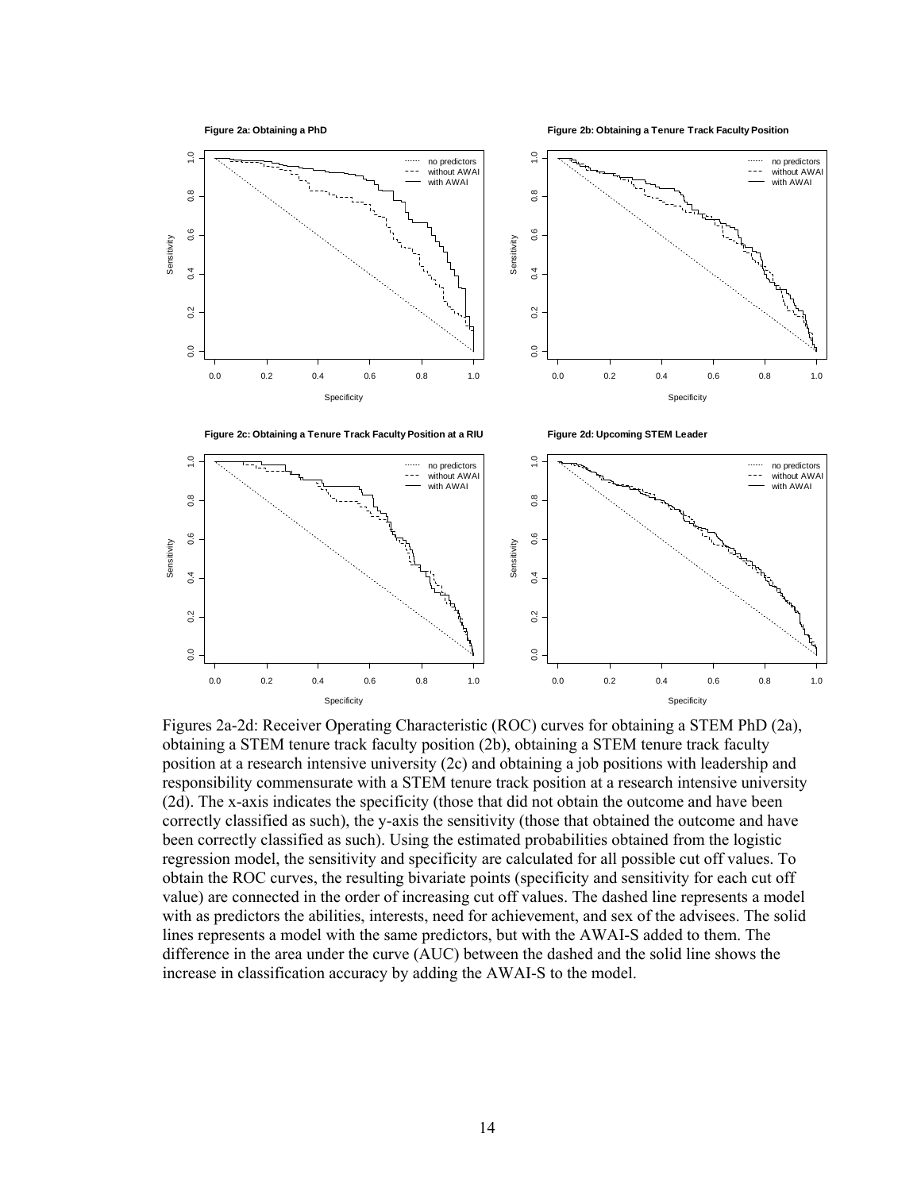Figures 2a-2d: Receiver Operating Characteristic (ROC) curves for obtaining a STEM PhD (2a), obtaining a STEM tenure track faculty position (2b), obtaining a STEM tenure track faculty position at a research intensive university (2c) and obtaining a job positions with leadership and responsibility commensurate with a STEM tenure track position at a research intensive university (2d). The x-axis indicates the specificity (those that did not obtain the outcome and have been correctly classified as such), the y-axis the sensitivity (those that obtained the outcome and have been correctly classified as such). Using the estimated probabilities obtained from the logistic regression model, the sensitivity and specificity are calculated for all possible cut off values. To obtain the ROC curves, the resulting bivariate points (specificity and sensitivity for each cut off value) are connected in the order of increasing cut off values. The dashed line represents a model with as predictors the abilities, interests, need for achievement, and sex of the advisees. The solid lines represents a model with the same predictors, but with the AWAI-S added to them. The difference in the area under the curve (AUC) between the dashed and the solid line shows the increase in classification accuracy by adding the AWAI-S to the model.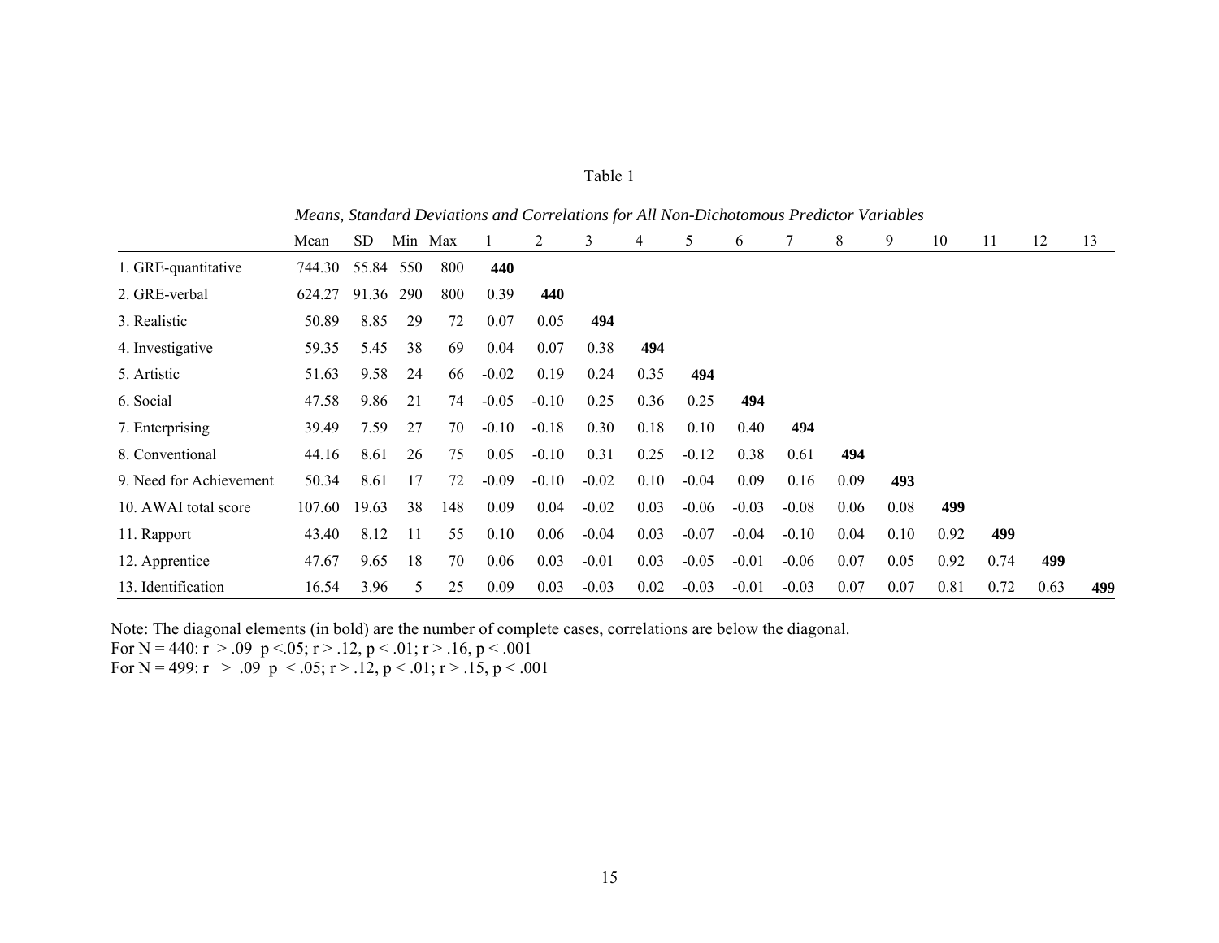Table 1

*Means, Standard Deviations and Correlations for All Non-Dichotomous Predictor Variables*

| | Mean | SD | Min | Max | 1 | 2 | 3 | 4 | 5 | 6 | 7 | 8 | 9 | 10 | 11 | 12 | 13 |
|---|---|---|---|---|---|---|---|---|---|---|---|---|---|---|---|---|---|
| 1. GRE-quantitative | 744.30 | 55.84 | 550 | 800 | **440** | | | | | | | | | | | | |
| 2. GRE-verbal | 624.27 | 91.36 | 290 | 800 | 0.39 | **440** | | | | | | | | | | | |
| 3. Realistic | 50.89 | 8.85 | 29 | 72 | 0.07 | 0.05 | **494** | | | | | | | | | | |
| 4. Investigative | 59.35 | 5.45 | 38 | 69 | 0.04 | 0.07 | 0.38 | **494** | | | | | | | | | |
| 5. Artistic | 51.63 | 9.58 | 24 | 66 | -0.02 | 0.19 | 0.24 | 0.35 | **494** | | | | | | | | |
| 6. Social | 47.58 | 9.86 | 21 | 74 | -0.05 | -0.10 | 0.25 | 0.36 | 0.25 | **494** | | | | | | | |
| 7. Enterprising | 39.49 | 7.59 | 27 | 70 | -0.10 | -0.18 | 0.30 | 0.18 | 0.10 | 0.40 | **494** | | | | | | |
| 8. Conventional | 44.16 | 8.61 | 26 | 75 | 0.05 | -0.10 | 0.31 | 0.25 | -0.12 | 0.38 | 0.61 | **494** | | | | | |
| 9. Need for Achievement | 50.34 | 8.61 | 17 | 72 | -0.09 | -0.10 | -0.02 | 0.10 | -0.04 | 0.09 | 0.16 | 0.09 | **493** | | | | |
| 10. AWAI total score | 107.60 | 19.63 | 38 | 148 | 0.09 | 0.04 | -0.02 | 0.03 | -0.06 | -0.03 | -0.08 | 0.06 | 0.08 | **499** | | | |
| 11. Rapport | 43.40 | 8.12 | 11 | 55 | 0.10 | 0.06 | -0.04 | 0.03 | -0.07 | -0.04 | -0.10 | 0.04 | 0.10 | 0.92 | **499** | | |
| 12. Apprentice | 47.67 | 9.65 | 18 | 70 | 0.06 | 0.03 | -0.01 | 0.03 | -0.05 | -0.01 | -0.06 | 0.07 | 0.05 | 0.92 | 0.74 | **499** | |
| 13. Identification | 16.54 | 3.96 | 5 | 25 | 0.09 | 0.03 | -0.03 | 0.02 | -0.03 | -0.01 | -0.03 | 0.07 | 0.07 | 0.81 | 0.72 | 0.63 | **499** |

Note: The diagonal elements (in bold) are the number of complete cases, correlations are below the diagonal.
For N = 440: $r > .09$ $p < .05$; $r > .12$, $p < .01$; $r > .16$, $p < .001$
For N = 499: $r > .09$ $p < .05$; $r > .12$, $p < .01$; $r > .15$, $p < .001$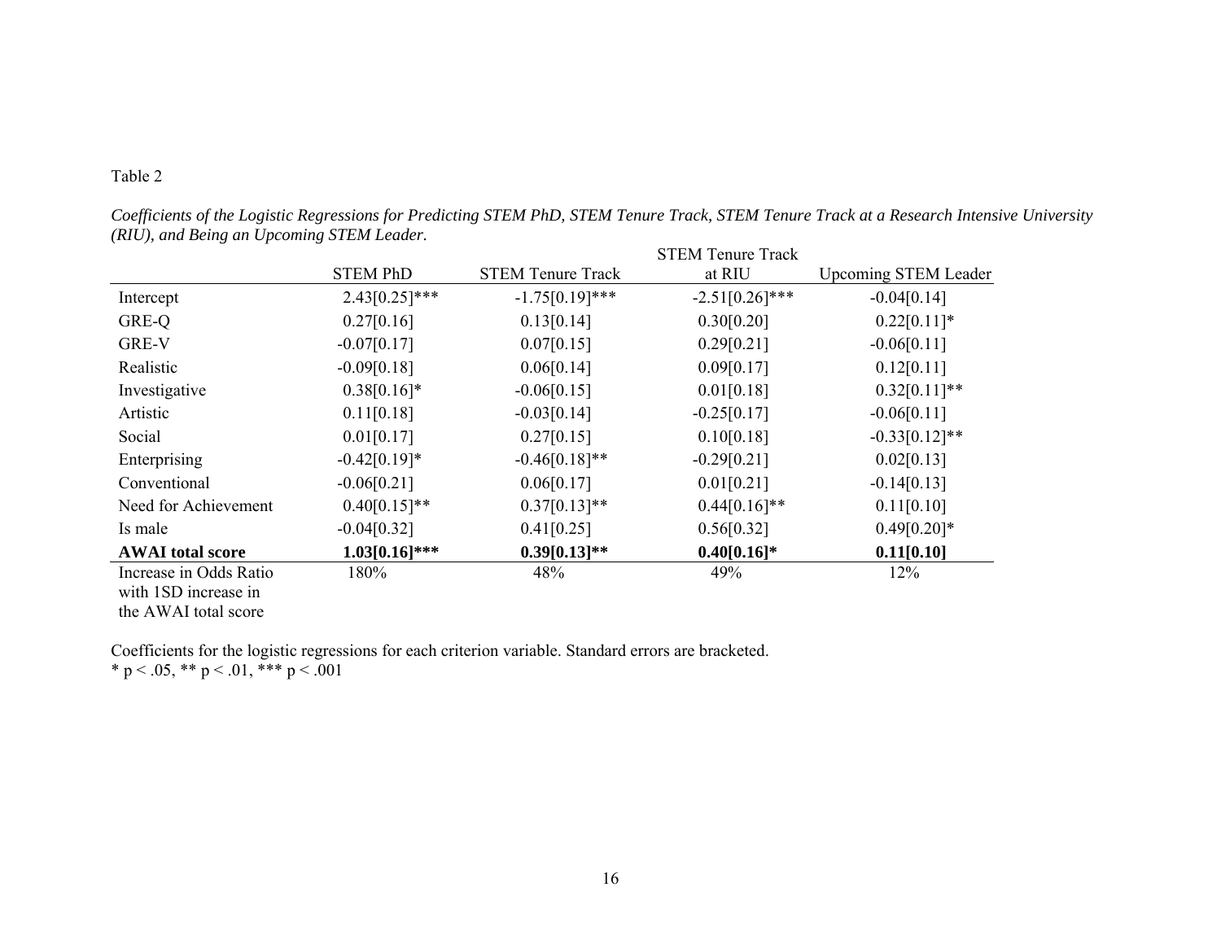Table 2

*Coefficients of the Logistic Regressions for Predicting STEM PhD, STEM Tenure Track, STEM Tenure Track at a Research Intensive University (RIU), and Being an Upcoming STEM Leader.*

| | STEM PhD | STEM Tenure Track | STEM Tenure Track at RIU | Upcoming STEM Leader |
|---|---|---|---|---|
| Intercept | 2.43[0.25]*** | -1.75[0.19]*** | -2.51[0.26]*** | -0.04[0.14] |
| GRE-Q | 0.27[0.16] | 0.13[0.14] | 0.30[0.20] | 0.22[0.11]* |
| GRE-V | -0.07[0.17] | 0.07[0.15] | 0.29[0.21] | -0.06[0.11] |
| Realistic | -0.09[0.18] | 0.06[0.14] | 0.09[0.17] | 0.12[0.11] |
| Investigative | 0.38[0.16]* | -0.06[0.15] | 0.01[0.18] | 0.32[0.11]** |
| Artistic | 0.11[0.18] | -0.03[0.14] | -0.25[0.17] | -0.06[0.11] |
| Social | 0.01[0.17] | 0.27[0.15] | 0.10[0.18] | -0.33[0.12]** |
| Enterprising | -0.42[0.19]* | -0.46[0.18]** | -0.29[0.21] | 0.02[0.13] |
| Conventional | -0.06[0.21] | 0.06[0.17] | 0.01[0.21] | -0.14[0.13] |
| Need for Achievement | 0.40[0.15]** | 0.37[0.13]** | 0.44[0.16]** | 0.11[0.10] |
| Is male | -0.04[0.32] | 0.41[0.25] | 0.56[0.32] | 0.49[0.20]* |
| **AWAI total score** | **1.03[0.16]*** ** | **0.39[0.13]** ** | **0.40[0.16]*** | **0.11[0.10]** |
| Increase in Odds Ratio with 1SD increase in the AWAI total score | 180% | 48% | 49% | 12% |

Coefficients for the logistic regressions for each criterion variable. Standard errors are bracketed.
* $p < .05$, ** $p < .01$, *** $p < .001$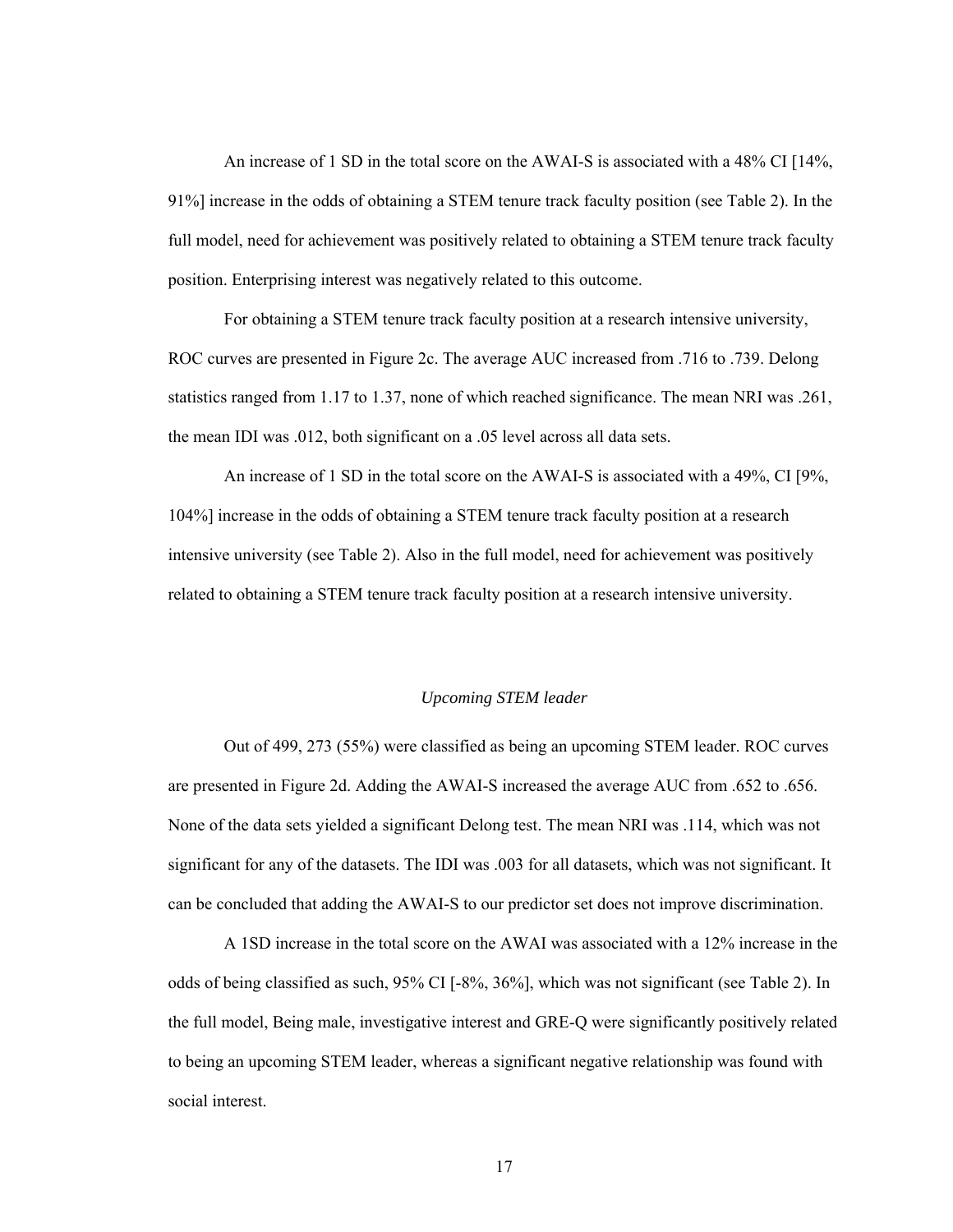An increase of 1 SD in the total score on the AWAI-S is associated with a 48% CI [14%, 91%] increase in the odds of obtaining a STEM tenure track faculty position (see Table 2). In the full model, need for achievement was positively related to obtaining a STEM tenure track faculty position. Enterprising interest was negatively related to this outcome.

For obtaining a STEM tenure track faculty position at a research intensive university, ROC curves are presented in Figure 2c. The average AUC increased from .716 to .739. Delong statistics ranged from 1.17 to 1.37, none of which reached significance. The mean NRI was .261, the mean IDI was .012, both significant on a .05 level across all data sets.

An increase of 1 SD in the total score on the AWAI-S is associated with a 49%, CI [9%, 104%] increase in the odds of obtaining a STEM tenure track faculty position at a research intensive university (see Table 2). Also in the full model, need for achievement was positively related to obtaining a STEM tenure track faculty position at a research intensive university.

### *Upcoming STEM leader*

Out of 499, 273 (55%) were classified as being an upcoming STEM leader. ROC curves are presented in Figure 2d. Adding the AWAI-S increased the average AUC from .652 to .656. None of the data sets yielded a significant Delong test. The mean NRI was .114, which was not significant for any of the datasets. The IDI was .003 for all datasets, which was not significant. It can be concluded that adding the AWAI-S to our predictor set does not improve discrimination.

A 1SD increase in the total score on the AWAI was associated with a 12% increase in the odds of being classified as such, 95% CI [-8%, 36%], which was not significant (see Table 2). In the full model, Being male, investigative interest and GRE-Q were significantly positively related to being an upcoming STEM leader, whereas a significant negative relationship was found with social interest.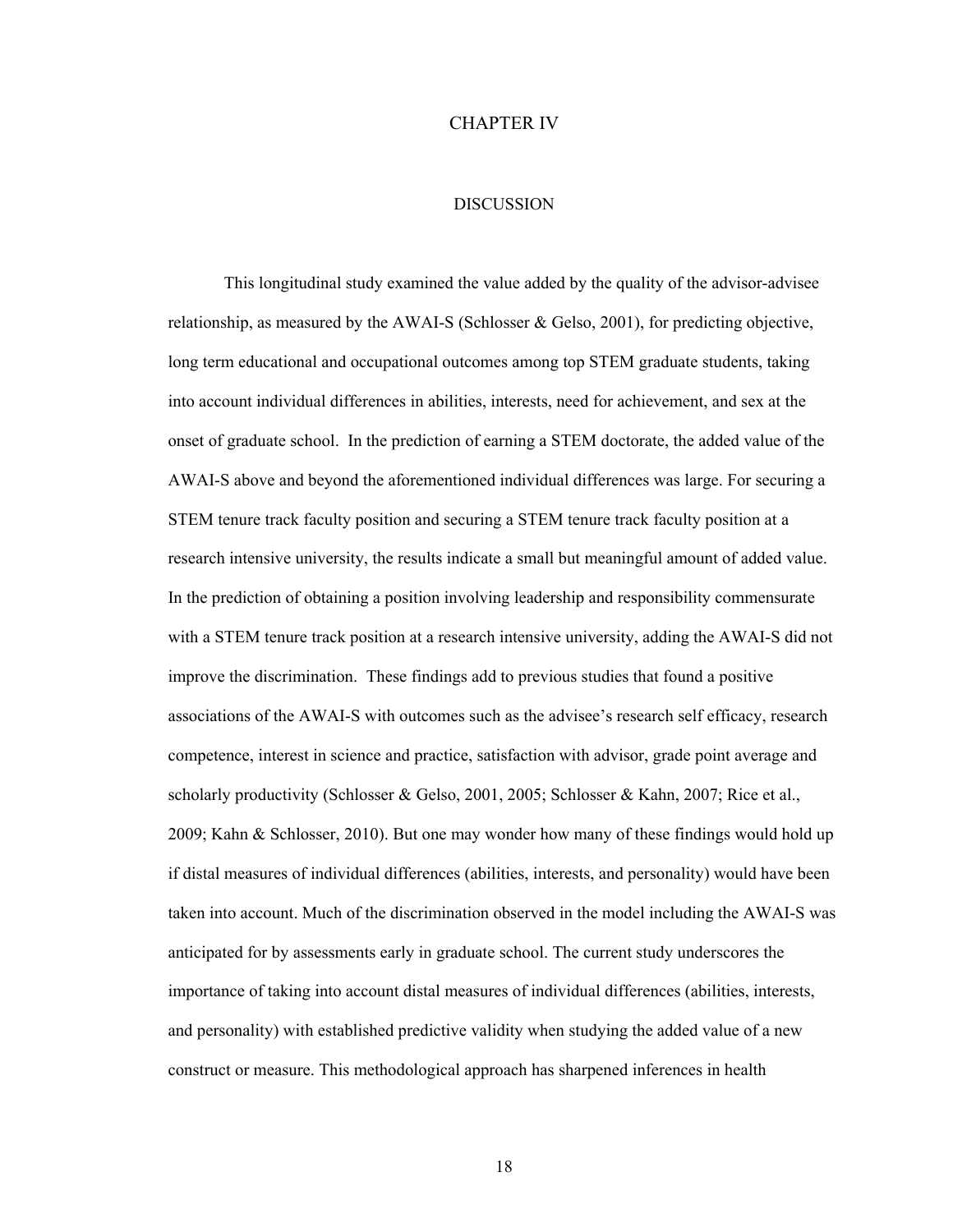# CHAPTER IV

## DISCUSSION

This longitudinal study examined the value added by the quality of the advisor-advisee relationship, as measured by the AWAI-S (Schlosser & Gelso, 2001), for predicting objective, long term educational and occupational outcomes among top STEM graduate students, taking into account individual differences in abilities, interests, need for achievement, and sex at the onset of graduate school. In the prediction of earning a STEM doctorate, the added value of the AWAI-S above and beyond the aforementioned individual differences was large. For securing a STEM tenure track faculty position and securing a STEM tenure track faculty position at a research intensive university, the results indicate a small but meaningful amount of added value. In the prediction of obtaining a position involving leadership and responsibility commensurate with a STEM tenure track position at a research intensive university, adding the AWAI-S did not improve the discrimination. These findings add to previous studies that found a positive associations of the AWAI-S with outcomes such as the advisee's research self efficacy, research competence, interest in science and practice, satisfaction with advisor, grade point average and scholarly productivity (Schlosser & Gelso, 2001, 2005; Schlosser & Kahn, 2007; Rice et al., 2009; Kahn & Schlosser, 2010). But one may wonder how many of these findings would hold up if distal measures of individual differences (abilities, interests, and personality) would have been taken into account. Much of the discrimination observed in the model including the AWAI-S was anticipated for by assessments early in graduate school. The current study underscores the importance of taking into account distal measures of individual differences (abilities, interests, and personality) with established predictive validity when studying the added value of a new construct or measure. This methodological approach has sharpened inferences in health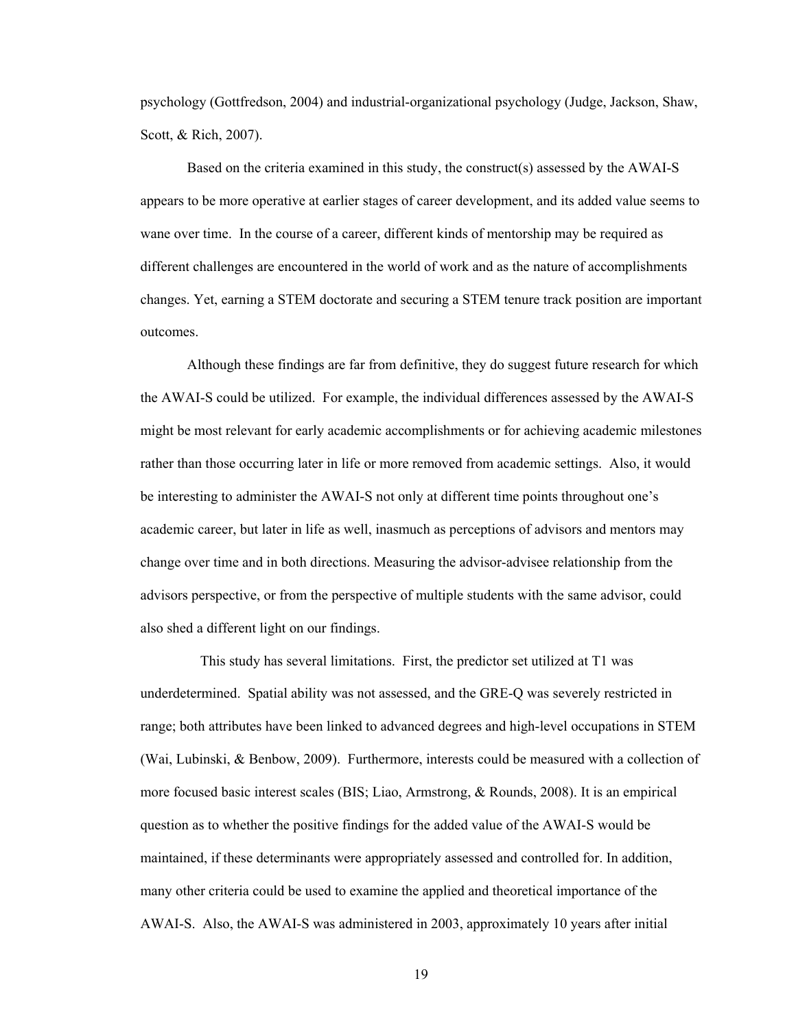psychology (Gottfredson, 2004) and industrial-organizational psychology (Judge, Jackson, Shaw, Scott, & Rich, 2007).

Based on the criteria examined in this study, the construct(s) assessed by the AWAI-S appears to be more operative at earlier stages of career development, and its added value seems to wane over time. In the course of a career, different kinds of mentorship may be required as different challenges are encountered in the world of work and as the nature of accomplishments changes. Yet, earning a STEM doctorate and securing a STEM tenure track position are important outcomes.

Although these findings are far from definitive, they do suggest future research for which the AWAI-S could be utilized. For example, the individual differences assessed by the AWAI-S might be most relevant for early academic accomplishments or for achieving academic milestones rather than those occurring later in life or more removed from academic settings. Also, it would be interesting to administer the AWAI-S not only at different time points throughout one's academic career, but later in life as well, inasmuch as perceptions of advisors and mentors may change over time and in both directions. Measuring the advisor-advisee relationship from the advisors perspective, or from the perspective of multiple students with the same advisor, could also shed a different light on our findings.

This study has several limitations. First, the predictor set utilized at T1 was underdetermined. Spatial ability was not assessed, and the GRE-Q was severely restricted in range; both attributes have been linked to advanced degrees and high-level occupations in STEM (Wai, Lubinski, & Benbow, 2009). Furthermore, interests could be measured with a collection of more focused basic interest scales (BIS; Liao, Armstrong, & Rounds, 2008). It is an empirical question as to whether the positive findings for the added value of the AWAI-S would be maintained, if these determinants were appropriately assessed and controlled for. In addition, many other criteria could be used to examine the applied and theoretical importance of the AWAI-S. Also, the AWAI-S was administered in 2003, approximately 10 years after initial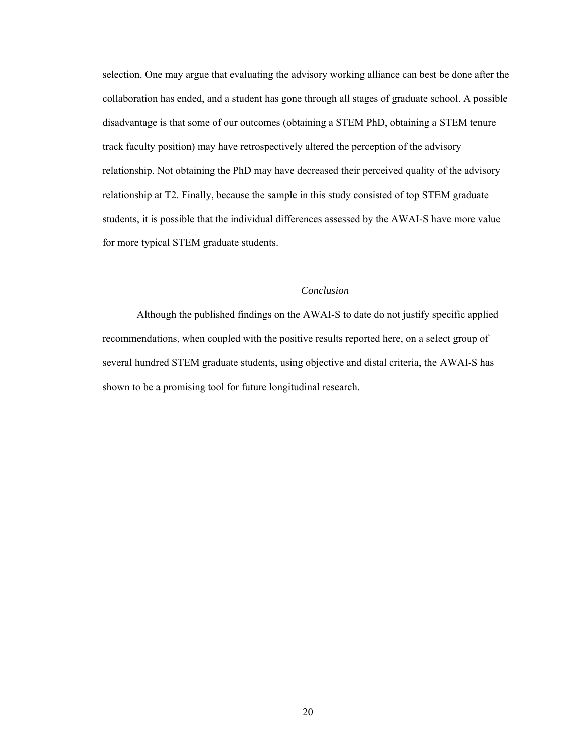selection. One may argue that evaluating the advisory working alliance can best be done after the collaboration has ended, and a student has gone through all stages of graduate school. A possible disadvantage is that some of our outcomes (obtaining a STEM PhD, obtaining a STEM tenure track faculty position) may have retrospectively altered the perception of the advisory relationship. Not obtaining the PhD may have decreased their perceived quality of the advisory relationship at T2. Finally, because the sample in this study consisted of top STEM graduate students, it is possible that the individual differences assessed by the AWAI-S have more value for more typical STEM graduate students.

## *Conclusion*

Although the published findings on the AWAI-S to date do not justify specific applied recommendations, when coupled with the positive results reported here, on a select group of several hundred STEM graduate students, using objective and distal criteria, the AWAI-S has shown to be a promising tool for future longitudinal research.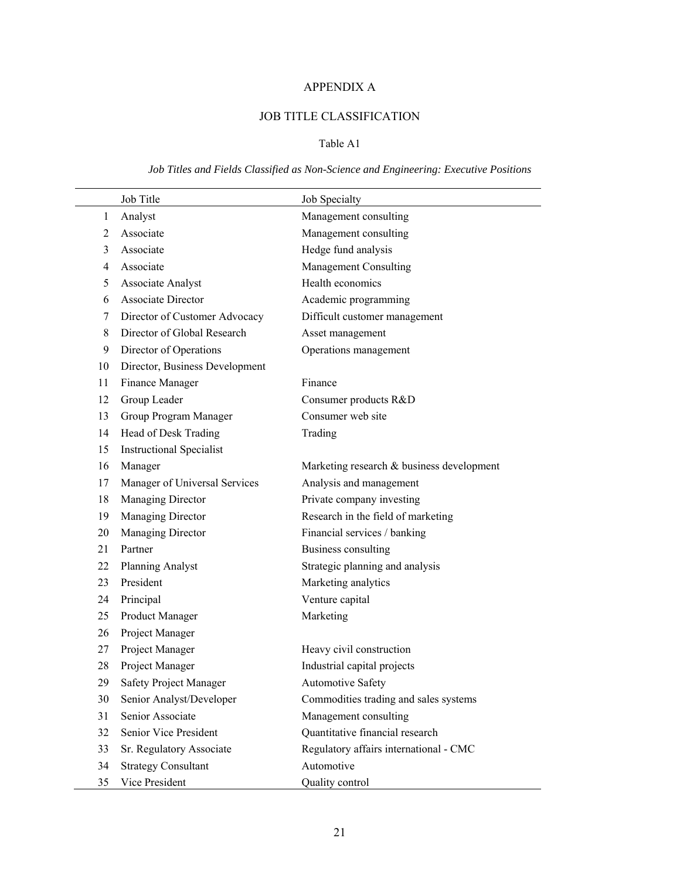# APPENDIX A

## JOB TITLE CLASSIFICATION

Table A1

*Job Titles and Fields Classified as Non-Science and Engineering: Executive Positions*

| | Job Title | Job Specialty |
|---|---|---|
| 1 | Analyst | Management consulting |
| 2 | Associate | Management consulting |
| 3 | Associate | Hedge fund analysis |
| 4 | Associate | Management Consulting |
| 5 | Associate Analyst | Health economics |
| 6 | Associate Director | Academic programming |
| 7 | Director of Customer Advocacy | Difficult customer management |
| 8 | Director of Global Research | Asset management |
| 9 | Director of Operations | Operations management |
| 10 | Director, Business Development | |
| 11 | Finance Manager | Finance |
| 12 | Group Leader | Consumer products R&D |
| 13 | Group Program Manager | Consumer web site |
| 14 | Head of Desk Trading | Trading |
| 15 | Instructional Specialist | |
| 16 | Manager | Marketing research & business development |
| 17 | Manager of Universal Services | Analysis and management |
| 18 | Managing Director | Private company investing |
| 19 | Managing Director | Research in the field of marketing |
| 20 | Managing Director | Financial services / banking |
| 21 | Partner | Business consulting |
| 22 | Planning Analyst | Strategic planning and analysis |
| 23 | President | Marketing analytics |
| 24 | Principal | Venture capital |
| 25 | Product Manager | Marketing |
| 26 | Project Manager | |
| 27 | Project Manager | Heavy civil construction |
| 28 | Project Manager | Industrial capital projects |
| 29 | Safety Project Manager | Automotive Safety |
| 30 | Senior Analyst/Developer | Commodities trading and sales systems |
| 31 | Senior Associate | Management consulting |
| 32 | Senior Vice President | Quantitative financial research |
| 33 | Sr. Regulatory Associate | Regulatory affairs international - CMC |
| 34 | Strategy Consultant | Automotive |
| 35 | Vice President | Quality control |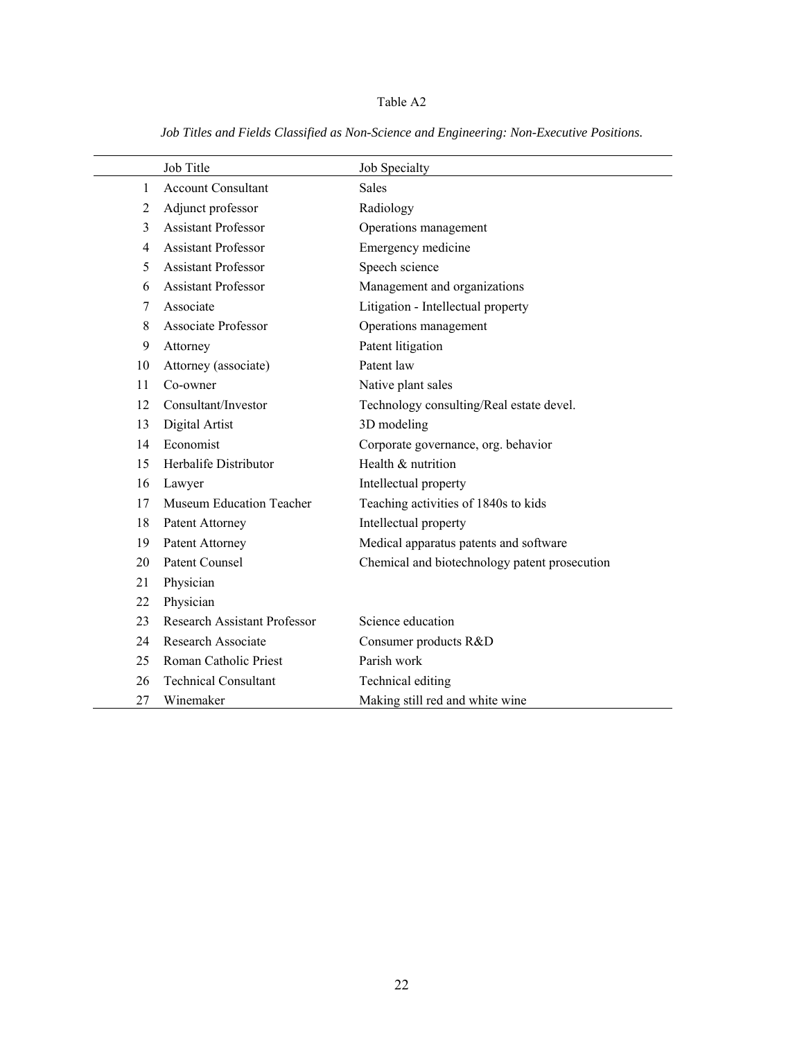Table A2

*Job Titles and Fields Classified as Non-Science and Engineering: Non-Executive Positions.*

| | Job Title | Job Specialty |
|---|---|---|
| 1 | Account Consultant | Sales |
| 2 | Adjunct professor | Radiology |
| 3 | Assistant Professor | Operations management |
| 4 | Assistant Professor | Emergency medicine |
| 5 | Assistant Professor | Speech science |
| 6 | Assistant Professor | Management and organizations |
| 7 | Associate | Litigation - Intellectual property |
| 8 | Associate Professor | Operations management |
| 9 | Attorney | Patent litigation |
| 10 | Attorney (associate) | Patent law |
| 11 | Co-owner | Native plant sales |
| 12 | Consultant/Investor | Technology consulting/Real estate devel. |
| 13 | Digital Artist | 3D modeling |
| 14 | Economist | Corporate governance, org. behavior |
| 15 | Herbalife Distributor | Health & nutrition |
| 16 | Lawyer | Intellectual property |
| 17 | Museum Education Teacher | Teaching activities of 1840s to kids |
| 18 | Patent Attorney | Intellectual property |
| 19 | Patent Attorney | Medical apparatus patents and software |
| 20 | Patent Counsel | Chemical and biotechnology patent prosecution |
| 21 | Physician | |
| 22 | Physician | |
| 23 | Research Assistant Professor | Science education |
| 24 | Research Associate | Consumer products R&D |
| 25 | Roman Catholic Priest | Parish work |
| 26 | Technical Consultant | Technical editing |
| 27 | Winemaker | Making still red and white wine |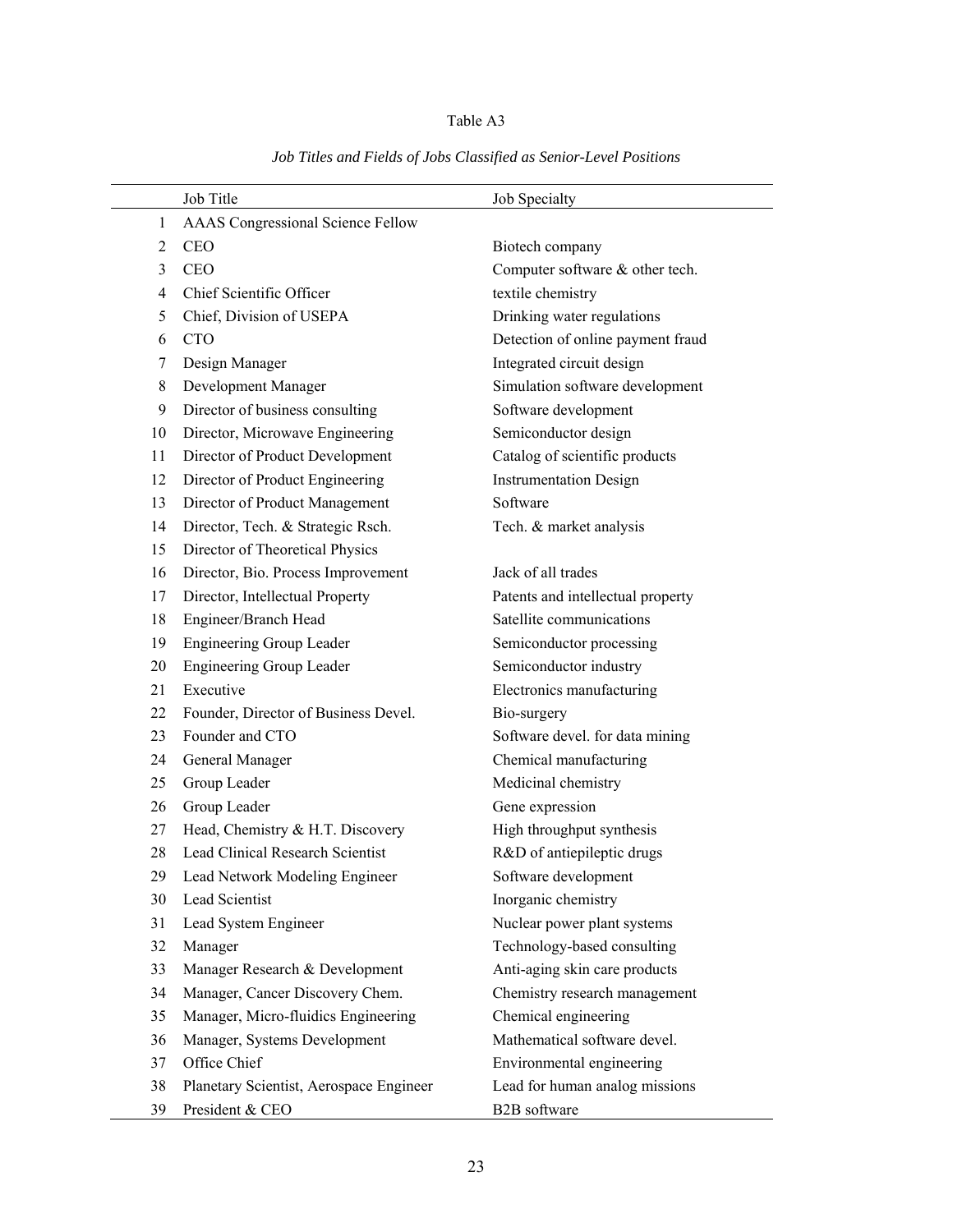Table A3

*Job Titles and Fields of Jobs Classified as Senior-Level Positions*

| | Job Title | Job Specialty |
|---|---|---|
| 1 | AAAS Congressional Science Fellow | |
| 2 | CEO | Biotech company |
| 3 | CEO | Computer software & other tech. |
| 4 | Chief Scientific Officer | textile chemistry |
| 5 | Chief, Division of USEPA | Drinking water regulations |
| 6 | CTO | Detection of online payment fraud |
| 7 | Design Manager | Integrated circuit design |
| 8 | Development Manager | Simulation software development |
| 9 | Director of business consulting | Software development |
| 10 | Director, Microwave Engineering | Semiconductor design |
| 11 | Director of Product Development | Catalog of scientific products |
| 12 | Director of Product Engineering | Instrumentation Design |
| 13 | Director of Product Management | Software |
| 14 | Director, Tech. & Strategic Rsch. | Tech. & market analysis |
| 15 | Director of Theoretical Physics | |
| 16 | Director, Bio. Process Improvement | Jack of all trades |
| 17 | Director, Intellectual Property | Patents and intellectual property |
| 18 | Engineer/Branch Head | Satellite communications |
| 19 | Engineering Group Leader | Semiconductor processing |
| 20 | Engineering Group Leader | Semiconductor industry |
| 21 | Executive | Electronics manufacturing |
| 22 | Founder, Director of Business Devel. | Bio-surgery |
| 23 | Founder and CTO | Software devel. for data mining |
| 24 | General Manager | Chemical manufacturing |
| 25 | Group Leader | Medicinal chemistry |
| 26 | Group Leader | Gene expression |
| 27 | Head, Chemistry & H.T. Discovery | High throughput synthesis |
| 28 | Lead Clinical Research Scientist | R&D of antiepileptic drugs |
| 29 | Lead Network Modeling Engineer | Software development |
| 30 | Lead Scientist | Inorganic chemistry |
| 31 | Lead System Engineer | Nuclear power plant systems |
| 32 | Manager | Technology-based consulting |
| 33 | Manager Research & Development | Anti-aging skin care products |
| 34 | Manager, Cancer Discovery Chem. | Chemistry research management |
| 35 | Manager, Micro-fluidics Engineering | Chemical engineering |
| 36 | Manager, Systems Development | Mathematical software devel. |
| 37 | Office Chief | Environmental engineering |
| 38 | Planetary Scientist, Aerospace Engineer | Lead for human analog missions |
| 39 | President & CEO | B2B software |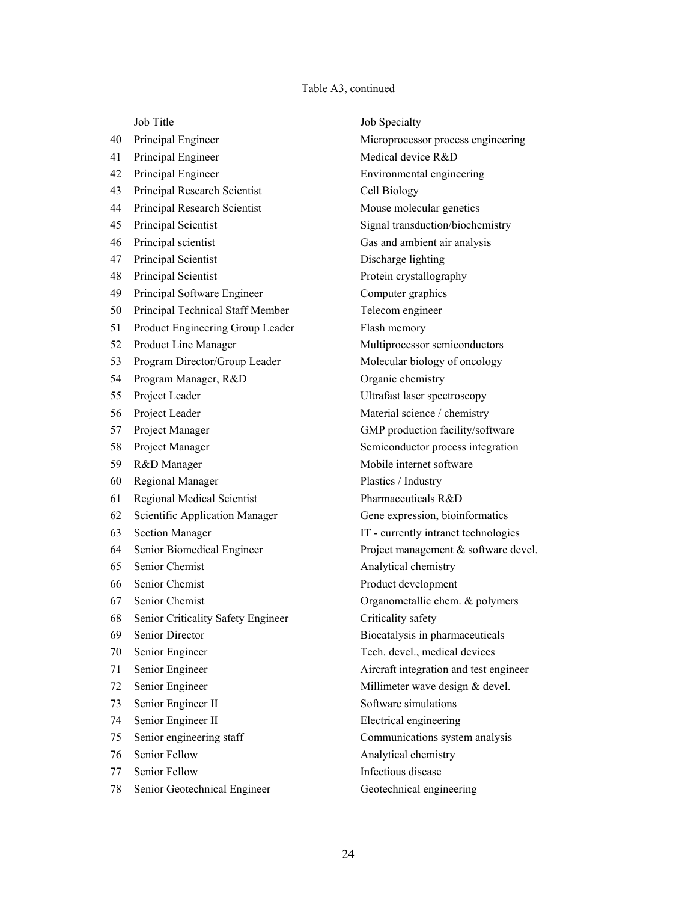Table A3, continued

| | Job Title | Job Specialty |
|---|---|---|
| 40 | Principal Engineer | Microprocessor process engineering |
| 41 | Principal Engineer | Medical device R&D |
| 42 | Principal Engineer | Environmental engineering |
| 43 | Principal Research Scientist | Cell Biology |
| 44 | Principal Research Scientist | Mouse molecular genetics |
| 45 | Principal Scientist | Signal transduction/biochemistry |
| 46 | Principal scientist | Gas and ambient air analysis |
| 47 | Principal Scientist | Discharge lighting |
| 48 | Principal Scientist | Protein crystallography |
| 49 | Principal Software Engineer | Computer graphics |
| 50 | Principal Technical Staff Member | Telecom engineer |
| 51 | Product Engineering Group Leader | Flash memory |
| 52 | Product Line Manager | Multiprocessor semiconductors |
| 53 | Program Director/Group Leader | Molecular biology of oncology |
| 54 | Program Manager, R&D | Organic chemistry |
| 55 | Project Leader | Ultrafast laser spectroscopy |
| 56 | Project Leader | Material science / chemistry |
| 57 | Project Manager | GMP production facility/software |
| 58 | Project Manager | Semiconductor process integration |
| 59 | R&D Manager | Mobile internet software |
| 60 | Regional Manager | Plastics / Industry |
| 61 | Regional Medical Scientist | Pharmaceuticals R&D |
| 62 | Scientific Application Manager | Gene expression, bioinformatics |
| 63 | Section Manager | IT - currently intranet technologies |
| 64 | Senior Biomedical Engineer | Project management & software devel. |
| 65 | Senior Chemist | Analytical chemistry |
| 66 | Senior Chemist | Product development |
| 67 | Senior Chemist | Organometallic chem. & polymers |
| 68 | Senior Criticality Safety Engineer | Criticality safety |
| 69 | Senior Director | Biocatalysis in pharmaceuticals |
| 70 | Senior Engineer | Tech. devel., medical devices |
| 71 | Senior Engineer | Aircraft integration and test engineer |
| 72 | Senior Engineer | Millimeter wave design & devel. |
| 73 | Senior Engineer II | Software simulations |
| 74 | Senior Engineer II | Electrical engineering |
| 75 | Senior engineering staff | Communications system analysis |
| 76 | Senior Fellow | Analytical chemistry |
| 77 | Senior Fellow | Infectious disease |
| 78 | Senior Geotechnical Engineer | Geotechnical engineering |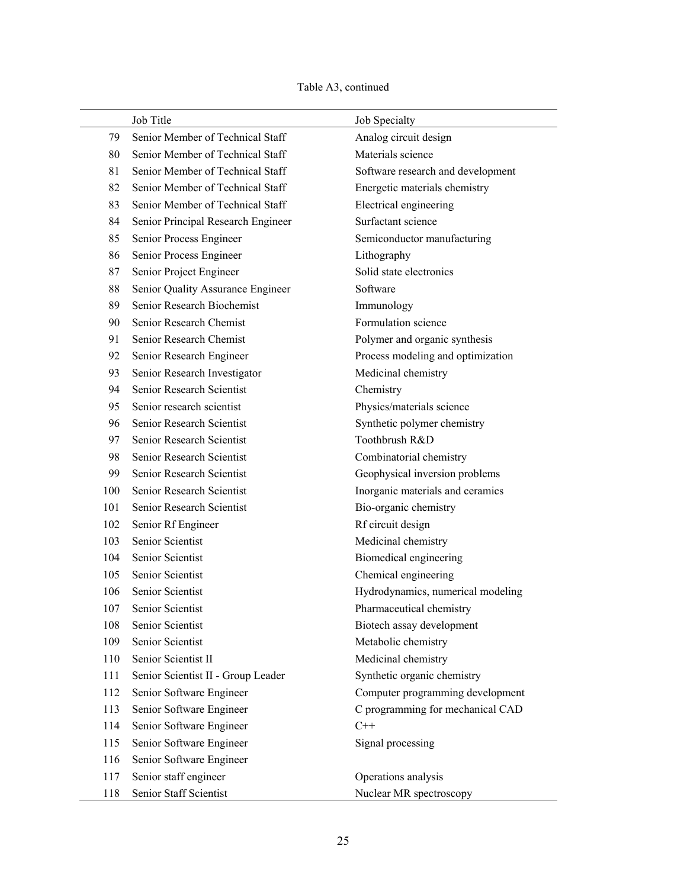Table A3, continued

| | Job Title | Job Specialty |
|---|---|---|
| 79 | Senior Member of Technical Staff | Analog circuit design |
| 80 | Senior Member of Technical Staff | Materials science |
| 81 | Senior Member of Technical Staff | Software research and development |
| 82 | Senior Member of Technical Staff | Energetic materials chemistry |
| 83 | Senior Member of Technical Staff | Electrical engineering |
| 84 | Senior Principal Research Engineer | Surfactant science |
| 85 | Senior Process Engineer | Semiconductor manufacturing |
| 86 | Senior Process Engineer | Lithography |
| 87 | Senior Project Engineer | Solid state electronics |
| 88 | Senior Quality Assurance Engineer | Software |
| 89 | Senior Research Biochemist | Immunology |
| 90 | Senior Research Chemist | Formulation science |
| 91 | Senior Research Chemist | Polymer and organic synthesis |
| 92 | Senior Research Engineer | Process modeling and optimization |
| 93 | Senior Research Investigator | Medicinal chemistry |
| 94 | Senior Research Scientist | Chemistry |
| 95 | Senior research scientist | Physics/materials science |
| 96 | Senior Research Scientist | Synthetic polymer chemistry |
| 97 | Senior Research Scientist | Toothbrush R&D |
| 98 | Senior Research Scientist | Combinatorial chemistry |
| 99 | Senior Research Scientist | Geophysical inversion problems |
| 100 | Senior Research Scientist | Inorganic materials and ceramics |
| 101 | Senior Research Scientist | Bio-organic chemistry |
| 102 | Senior Rf Engineer | Rf circuit design |
| 103 | Senior Scientist | Medicinal chemistry |
| 104 | Senior Scientist | Biomedical engineering |
| 105 | Senior Scientist | Chemical engineering |
| 106 | Senior Scientist | Hydrodynamics, numerical modeling |
| 107 | Senior Scientist | Pharmaceutical chemistry |
| 108 | Senior Scientist | Biotech assay development |
| 109 | Senior Scientist | Metabolic chemistry |
| 110 | Senior Scientist II | Medicinal chemistry |
| 111 | Senior Scientist II - Group Leader | Synthetic organic chemistry |
| 112 | Senior Software Engineer | Computer programming development |
| 113 | Senior Software Engineer | C programming for mechanical CAD |
| 114 | Senior Software Engineer | C++ |
| 115 | Senior Software Engineer | Signal processing |
| 116 | Senior Software Engineer | |
| 117 | Senior staff engineer | Operations analysis |
| 118 | Senior Staff Scientist | Nuclear MR spectroscopy |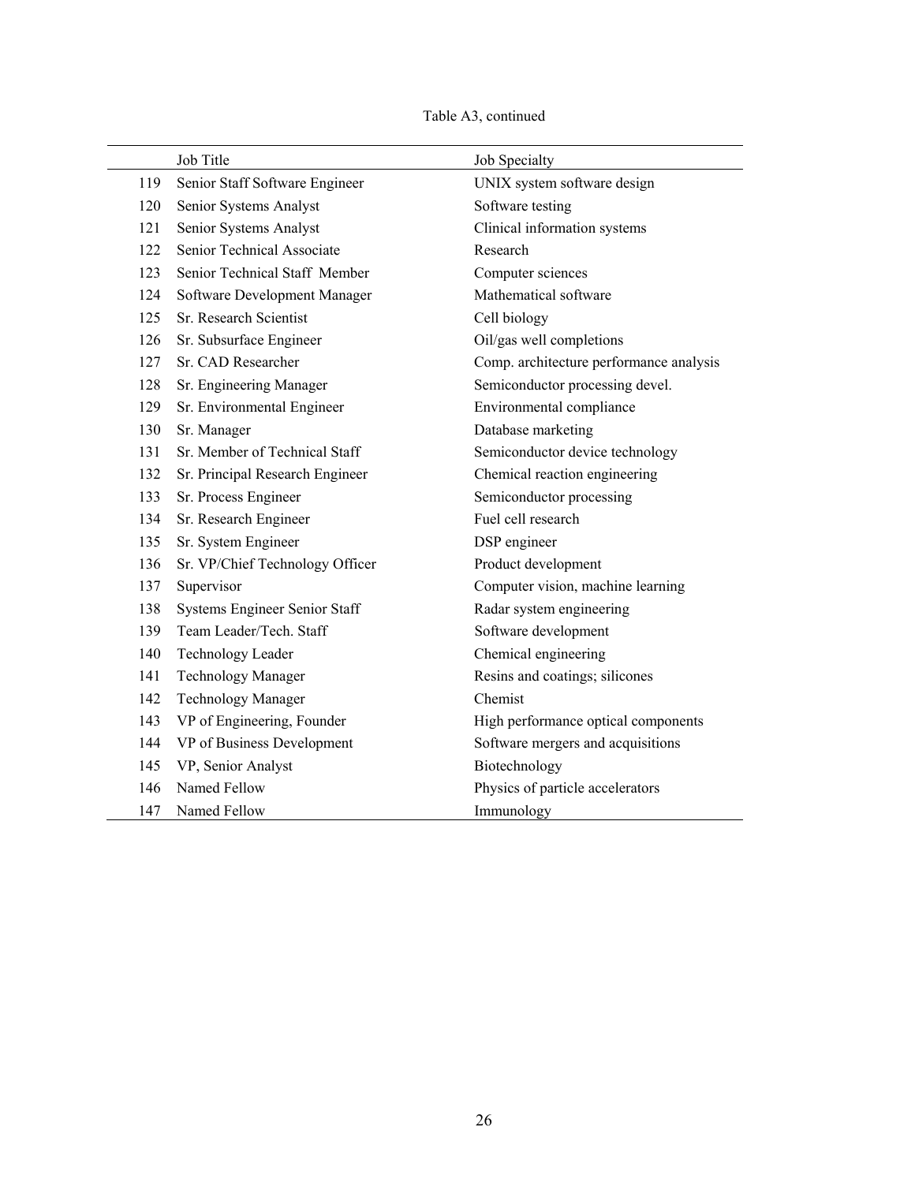Table A3, continued

| | Job Title | Job Specialty |
|---|---|---|
| 119 | Senior Staff Software Engineer | UNIX system software design |
| 120 | Senior Systems Analyst | Software testing |
| 121 | Senior Systems Analyst | Clinical information systems |
| 122 | Senior Technical Associate | Research |
| 123 | Senior Technical Staff Member | Computer sciences |
| 124 | Software Development Manager | Mathematical software |
| 125 | Sr. Research Scientist | Cell biology |
| 126 | Sr. Subsurface Engineer | Oil/gas well completions |
| 127 | Sr. CAD Researcher | Comp. architecture performance analysis |
| 128 | Sr. Engineering Manager | Semiconductor processing devel. |
| 129 | Sr. Environmental Engineer | Environmental compliance |
| 130 | Sr. Manager | Database marketing |
| 131 | Sr. Member of Technical Staff | Semiconductor device technology |
| 132 | Sr. Principal Research Engineer | Chemical reaction engineering |
| 133 | Sr. Process Engineer | Semiconductor processing |
| 134 | Sr. Research Engineer | Fuel cell research |
| 135 | Sr. System Engineer | DSP engineer |
| 136 | Sr. VP/Chief Technology Officer | Product development |
| 137 | Supervisor | Computer vision, machine learning |
| 138 | Systems Engineer Senior Staff | Radar system engineering |
| 139 | Team Leader/Tech. Staff | Software development |
| 140 | Technology Leader | Chemical engineering |
| 141 | Technology Manager | Resins and coatings; silicones |
| 142 | Technology Manager | Chemist |
| 143 | VP of Engineering, Founder | High performance optical components |
| 144 | VP of Business Development | Software mergers and acquisitions |
| 145 | VP, Senior Analyst | Biotechnology |
| 146 | Named Fellow | Physics of particle accelerators |
| 147 | Named Fellow | Immunology |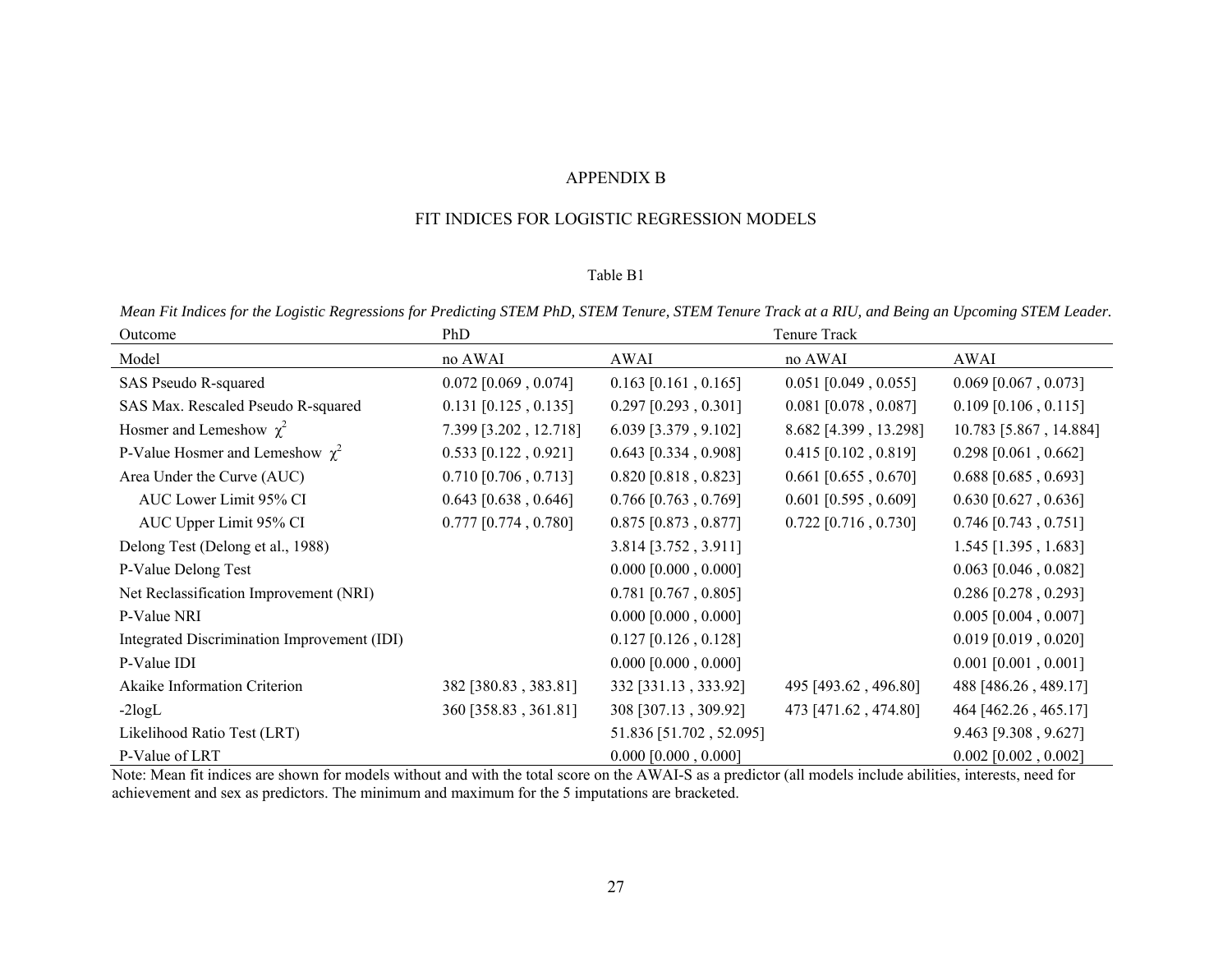# APPENDIX B

## FIT INDICES FOR LOGISTIC REGRESSION MODELS

Table B1

*Mean Fit Indices for the Logistic Regressions for Predicting STEM PhD, STEM Tenure, STEM Tenure Track at a RIU, and Being an Upcoming STEM Leader.*

| Outcome | PhD | | Tenure Track | |
|---|---|---|---|---|
| Model | no AWAI | AWAI | no AWAI | AWAI |
| SAS Pseudo R-squared | 0.072 [0.069 , 0.074] | 0.163 [0.161 , 0.165] | 0.051 [0.049 , 0.055] | 0.069 [0.067 , 0.073] |
| SAS Max. Rescaled Pseudo R-squared | 0.131 [0.125 , 0.135] | 0.297 [0.293 , 0.301] | 0.081 [0.078 , 0.087] | 0.109 [0.106 , 0.115] |
| Hosmer and Lemeshow $\chi^2$ | 7.399 [3.202 , 12.718] | 6.039 [3.379 , 9.102] | 8.682 [4.399 , 13.298] | 10.783 [5.867 , 14.884] |
| P-Value Hosmer and Lemeshow $\chi^2$ | 0.533 [0.122 , 0.921] | 0.643 [0.334 , 0.908] | 0.415 [0.102 , 0.819] | 0.298 [0.061 , 0.662] |
| Area Under the Curve (AUC) | 0.710 [0.706 , 0.713] | 0.820 [0.818 , 0.823] | 0.661 [0.655 , 0.670] | 0.688 [0.685 , 0.693] |
| AUC Lower Limit 95% CI | 0.643 [0.638 , 0.646] | 0.766 [0.763 , 0.769] | 0.601 [0.595 , 0.609] | 0.630 [0.627 , 0.636] |
| AUC Upper Limit 95% CI | 0.777 [0.774 , 0.780] | 0.875 [0.873 , 0.877] | 0.722 [0.716 , 0.730] | 0.746 [0.743 , 0.751] |
| Delong Test (Delong et al., 1988) | | 3.814 [3.752 , 3.911] | | 1.545 [1.395 , 1.683] |
| P-Value Delong Test | | 0.000 [0.000 , 0.000] | | 0.063 [0.046 , 0.082] |
| Net Reclassification Improvement (NRI) | | 0.781 [0.767 , 0.805] | | 0.286 [0.278 , 0.293] |
| P-Value NRI | | 0.000 [0.000 , 0.000] | | 0.005 [0.004 , 0.007] |
| Integrated Discrimination Improvement (IDI) | | 0.127 [0.126 , 0.128] | | 0.019 [0.019 , 0.020] |
| P-Value IDI | | 0.000 [0.000 , 0.000] | | 0.001 [0.001 , 0.001] |
| Akaike Information Criterion | 382 [380.83 , 383.81] | 332 [331.13 , 333.92] | 495 [493.62 , 496.80] | 488 [486.26 , 489.17] |
| -2logL | 360 [358.83 , 361.81] | 308 [307.13 , 309.92] | 473 [471.62 , 474.80] | 464 [462.26 , 465.17] |
| Likelihood Ratio Test (LRT) | | 51.836 [51.702 , 52.095] | | 9.463 [9.308 , 9.627] |
| P-Value of LRT | | 0.000 [0.000 , 0.000] | | 0.002 [0.002 , 0.002] |

Note: Mean fit indices are shown for models without and with the total score on the AWAI-S as a predictor (all models include abilities, interests, need for achievement and sex as predictors. The minimum and maximum for the 5 imputations are bracketed.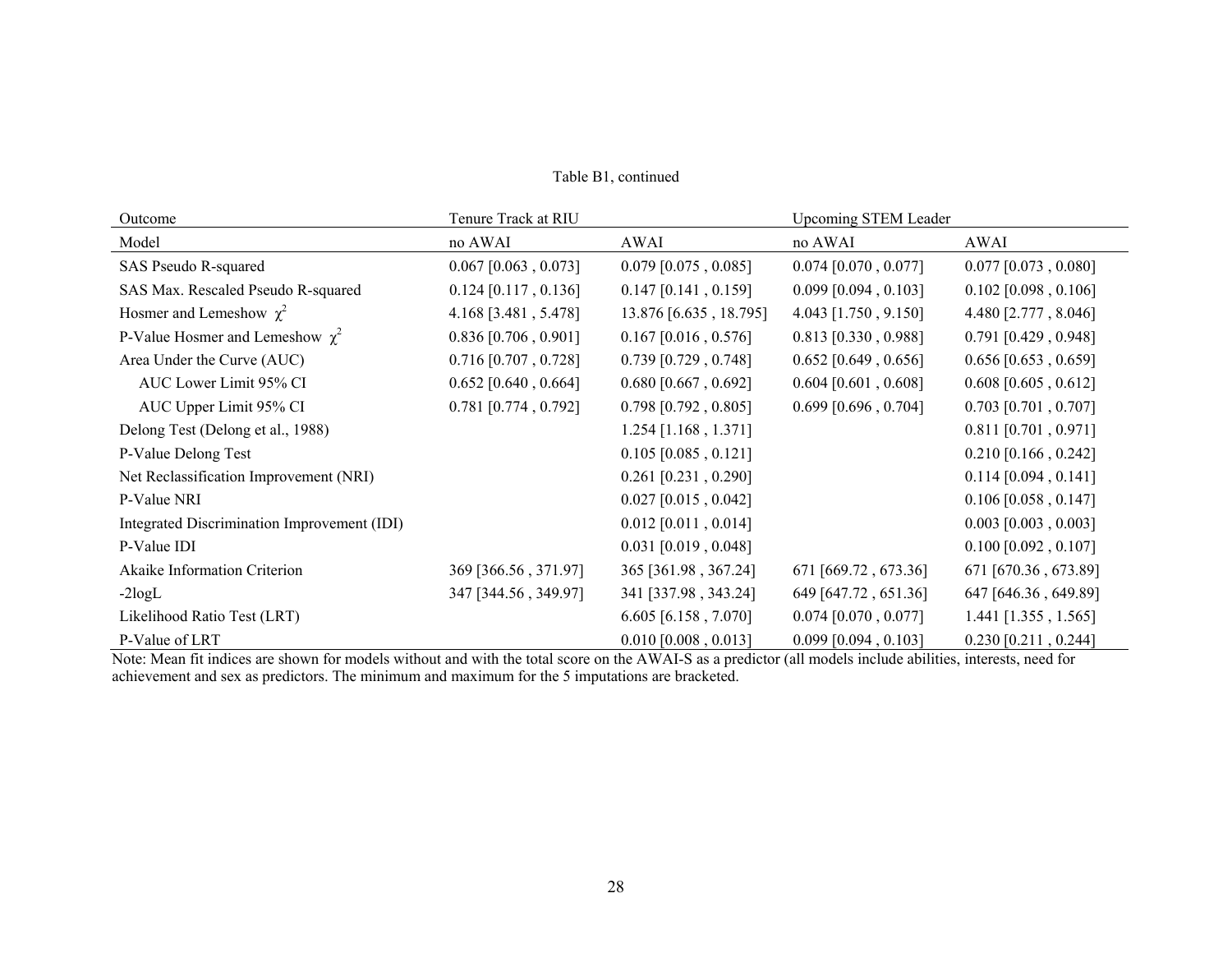Table B1, continued

| Outcome | Tenure Track at RIU | | Upcoming STEM Leader | |
|---|---|---|---|---|
| Model | no AWAI | AWAI | no AWAI | AWAI |
| SAS Pseudo R-squared | 0.067 [0.063 , 0.073] | 0.079 [0.075 , 0.085] | 0.074 [0.070 , 0.077] | 0.077 [0.073 , 0.080] |
| SAS Max. Rescaled Pseudo R-squared | 0.124 [0.117 , 0.136] | 0.147 [0.141 , 0.159] | 0.099 [0.094 , 0.103] | 0.102 [0.098 , 0.106] |
| Hosmer and Lemeshow $\chi^2$ | 4.168 [3.481 , 5.478] | 13.876 [6.635 , 18.795] | 4.043 [1.750 , 9.150] | 4.480 [2.777 , 8.046] |
| P-Value Hosmer and Lemeshow $\chi^2$ | 0.836 [0.706 , 0.901] | 0.167 [0.016 , 0.576] | 0.813 [0.330 , 0.988] | 0.791 [0.429 , 0.948] |
| Area Under the Curve (AUC) | 0.716 [0.707 , 0.728] | 0.739 [0.729 , 0.748] | 0.652 [0.649 , 0.656] | 0.656 [0.653 , 0.659] |
| AUC Lower Limit 95% CI | 0.652 [0.640 , 0.664] | 0.680 [0.667 , 0.692] | 0.604 [0.601 , 0.608] | 0.608 [0.605 , 0.612] |
| AUC Upper Limit 95% CI | 0.781 [0.774 , 0.792] | 0.798 [0.792 , 0.805] | 0.699 [0.696 , 0.704] | 0.703 [0.701 , 0.707] |
| Delong Test (Delong et al., 1988) | | 1.254 [1.168 , 1.371] | | 0.811 [0.701 , 0.971] |
| P-Value Delong Test | | 0.105 [0.085 , 0.121] | | 0.210 [0.166 , 0.242] |
| Net Reclassification Improvement (NRI) | | 0.261 [0.231 , 0.290] | | 0.114 [0.094 , 0.141] |
| P-Value NRI | | 0.027 [0.015 , 0.042] | | 0.106 [0.058 , 0.147] |
| Integrated Discrimination Improvement (IDI) | | 0.012 [0.011 , 0.014] | | 0.003 [0.003 , 0.003] |
| P-Value IDI | | 0.031 [0.019 , 0.048] | | 0.100 [0.092 , 0.107] |
| Akaike Information Criterion | 369 [366.56 , 371.97] | 365 [361.98 , 367.24] | 671 [669.72 , 673.36] | 671 [670.36 , 673.89] |
| -2logL | 347 [344.56 , 349.97] | 341 [337.98 , 343.24] | 649 [647.72 , 651.36] | 647 [646.36 , 649.89] |
| Likelihood Ratio Test (LRT) | | 6.605 [6.158 , 7.070] | 0.074 [0.070 , 0.077] | 1.441 [1.355 , 1.565] |
| P-Value of LRT | | 0.010 [0.008 , 0.013] | 0.099 [0.094 , 0.103] | 0.230 [0.211 , 0.244] |

Note: Mean fit indices are shown for models without and with the total score on the AWAI-S as a predictor (all models include abilities, interests, need for achievement and sex as predictors. The minimum and maximum for the 5 imputations are bracketed.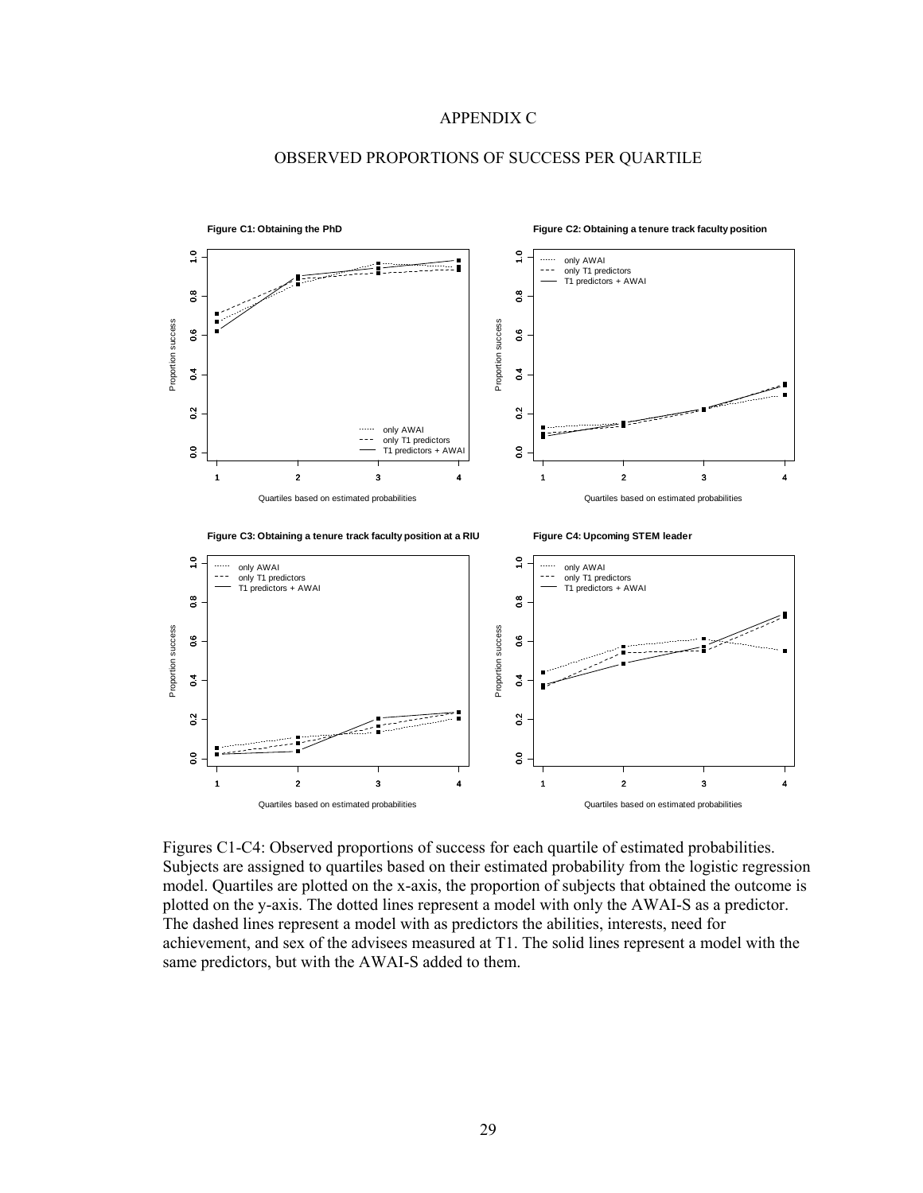# APPENDIX C

## OBSERVED PROPORTIONS OF SUCCESS PER QUARTILE

**Figure C1: Obtaining the PhD**

**Figure C2: Obtaining a tenure track faculty position**

**Figure C3: Obtaining a tenure track faculty position at a RIU**

**Figure C4: Upcoming STEM leader**

Figures C1-C4: Observed proportions of success for each quartile of estimated probabilities. Subjects are assigned to quartiles based on their estimated probability from the logistic regression model. Quartiles are plotted on the x-axis, the proportion of subjects that obtained the outcome is plotted on the y-axis. The dotted lines represent a model with only the AWAI-S as a predictor. The dashed lines represent a model with as predictors the abilities, interests, need for achievement, and sex of the advisees measured at T1. The solid lines represent a model with the same predictors, but with the AWAI-S added to them.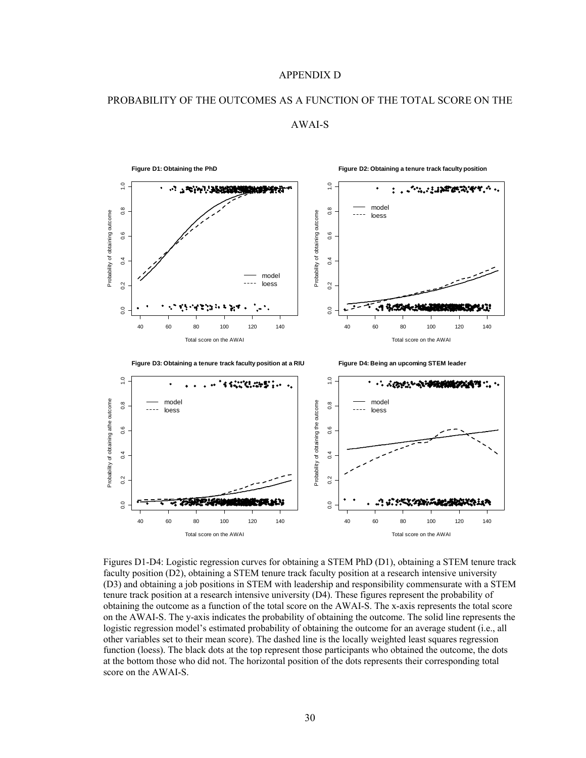# APPENDIX D

## PROBABILITY OF THE OUTCOMES AS A FUNCTION OF THE TOTAL SCORE ON THE AWAI-S

**Figure D1: Obtaining the PhD**

**Figure D2: Obtaining a tenure track faculty position**

**Figure D3: Obtaining a tenure track faculty position at a RIU**

**Figure D4: Being an upcoming STEM leader**

Figures D1-D4: Logistic regression curves for obtaining a STEM PhD (D1), obtaining a STEM tenure track faculty position (D2), obtaining a STEM tenure track faculty position at a research intensive university (D3) and obtaining a job positions in STEM with leadership and responsibility commensurate with a STEM tenure track position at a research intensive university (D4). These figures represent the probability of obtaining the outcome as a function of the total score on the AWAI-S. The x-axis represents the total score on the AWAI-S. The y-axis indicates the probability of obtaining the outcome. The solid line represents the logistic regression model's estimated probability of obtaining the outcome for an average student (i.e., all other variables set to their mean score). The dashed line is the locally weighted least squares regression function (loess). The black dots at the top represent those participants who obtained the outcome, the dots at the bottom those who did not. The horizontal position of the dots represents their corresponding total score on the AWAI-S.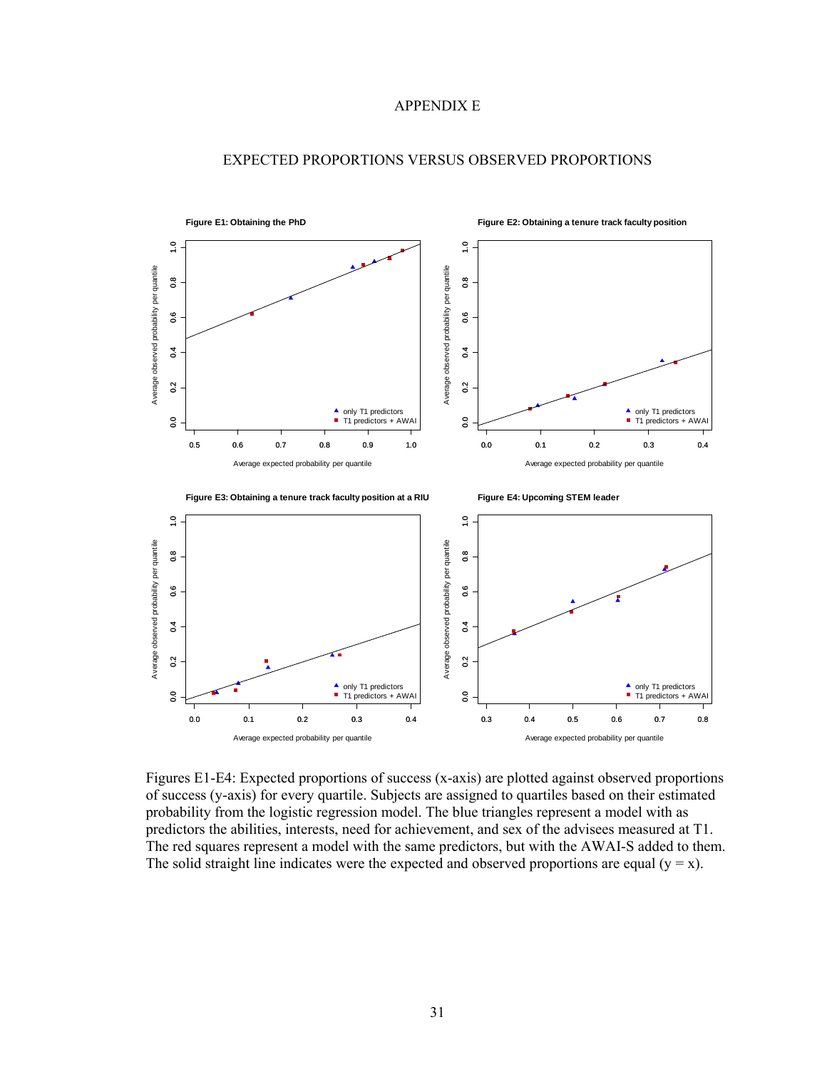# APPENDIX E

## EXPECTED PROPORTIONS VERSUS OBSERVED PROPORTIONS

**Figure E1: Obtaining the PhD**

**Figure E2: Obtaining a tenure track faculty position**

**Figure E3: Obtaining a tenure track faculty position at a RIU**

**Figure E4: Upcoming STEM leader**

Figures E1-E4: Expected proportions of success (x-axis) are plotted against observed proportions of success (y-axis) for every quartile. Subjects are assigned to quartiles based on their estimated probability from the logistic regression model. The blue triangles represent a model with as predictors the abilities, interests, need for achievement, and sex of the advisees measured at T1. The red squares represent a model with the same predictors, but with the AWAI-S added to them. The solid straight line indicates were the expected and observed proportions are equal (y = x).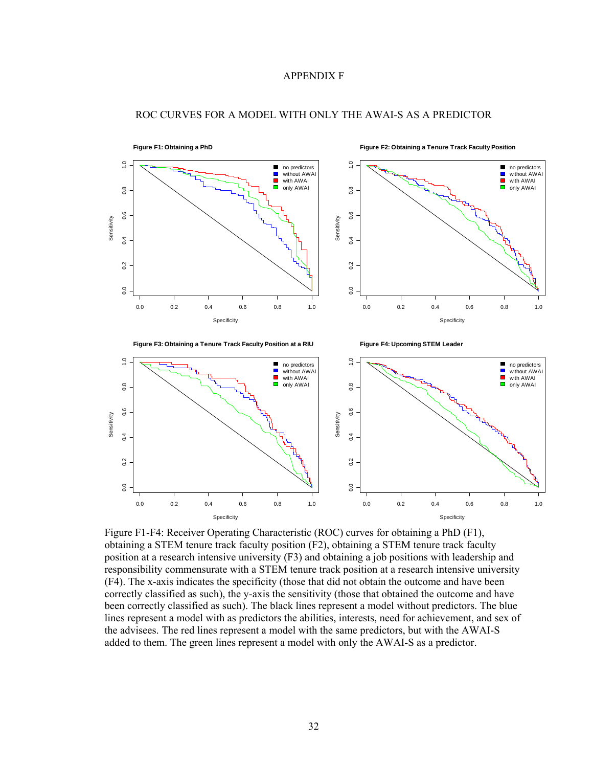# APPENDIX F

## ROC CURVES FOR A MODEL WITH ONLY THE AWAI-S AS A PREDICTOR

**Figure F1: Obtaining a PhD**

**Figure F2: Obtaining a Tenure Track Faculty Position**

**Figure F3: Obtaining a Tenure Track Faculty Position at a RIU**

**Figure F4: Upcoming STEM Leader**

Figure F1-F4: Receiver Operating Characteristic (ROC) curves for obtaining a PhD (F1), obtaining a STEM tenure track faculty position (F2), obtaining a STEM tenure track faculty position at a research intensive university (F3) and obtaining a job positions with leadership and responsibility commensurate with a STEM tenure track position at a research intensive university (F4). The x-axis indicates the specificity (those that did not obtain the outcome and have been correctly classified as such), the y-axis the sensitivity (those that obtained the outcome and have been correctly classified as such). The black lines represent a model without predictors. The blue lines represent a model with as predictors the abilities, interests, need for achievement, and sex of the advisees. The red lines represent a model with the same predictors, but with the AWAI-S added to them. The green lines represent a model with only the AWAI-S as a predictor.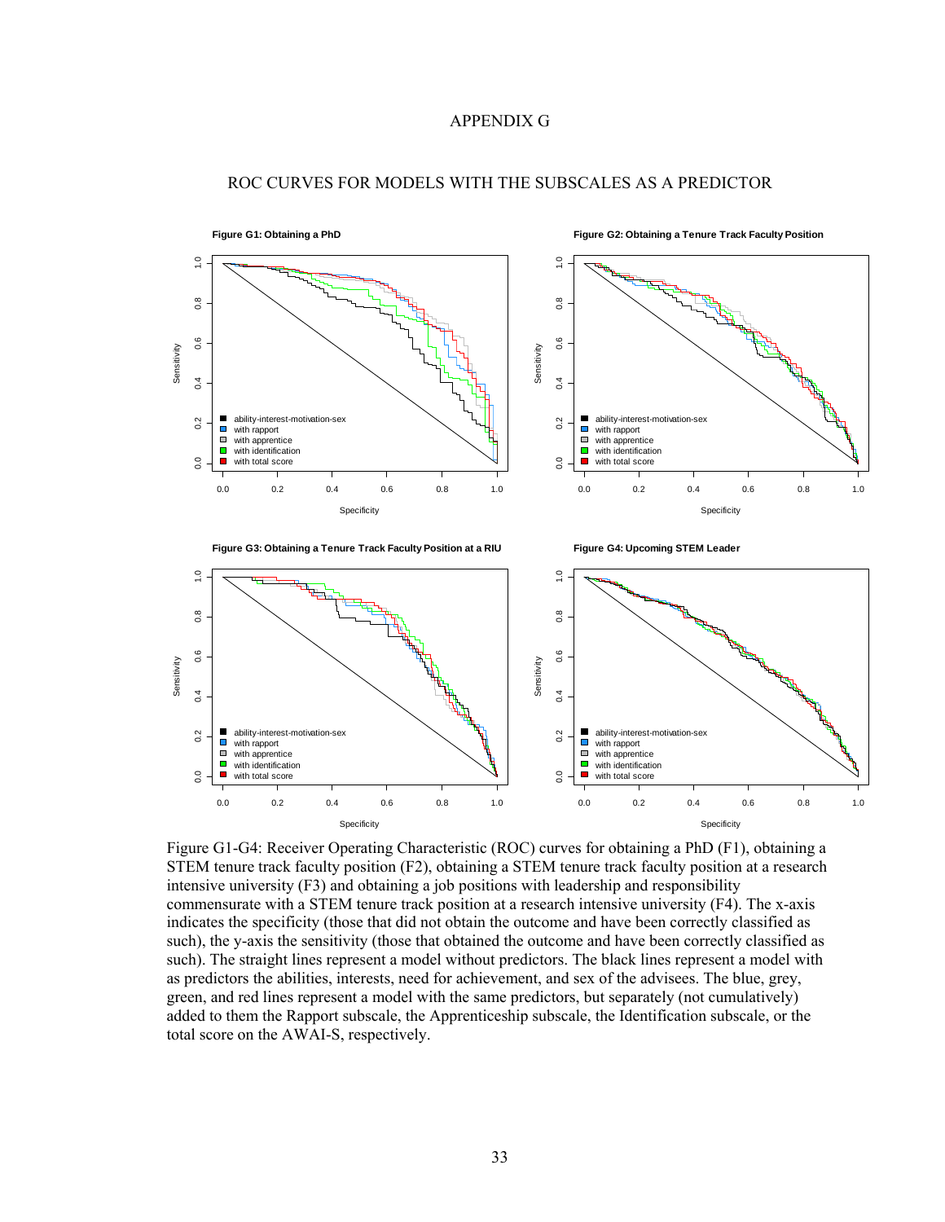# APPENDIX G

## ROC CURVES FOR MODELS WITH THE SUBSCALES AS A PREDICTOR

**Figure G1: Obtaining a PhD**

**Figure G2: Obtaining a Tenure Track Faculty Position**

**Figure G3: Obtaining a Tenure Track Faculty Position at a RIU**

**Figure G4: Upcoming STEM Leader**

Figure G1-G4: Receiver Operating Characteristic (ROC) curves for obtaining a PhD (F1), obtaining a STEM tenure track faculty position (F2), obtaining a STEM tenure track faculty position at a research intensive university (F3) and obtaining a job positions with leadership and responsibility commensurate with a STEM tenure track position at a research intensive university (F4). The x-axis indicates the specificity (those that did not obtain the outcome and have been correctly classified as such), the y-axis the sensitivity (those that obtained the outcome and have been correctly classified as such). The straight lines represent a model without predictors. The black lines represent a model with as predictors the abilities, interests, need for achievement, and sex of the advisees. The blue, grey, green, and red lines represent a model with the same predictors, but separately (not cumulatively) added to them the Rapport subscale, the Apprenticeship subscale, the Identification subscale, or the total score on the AWAI-S, respectively.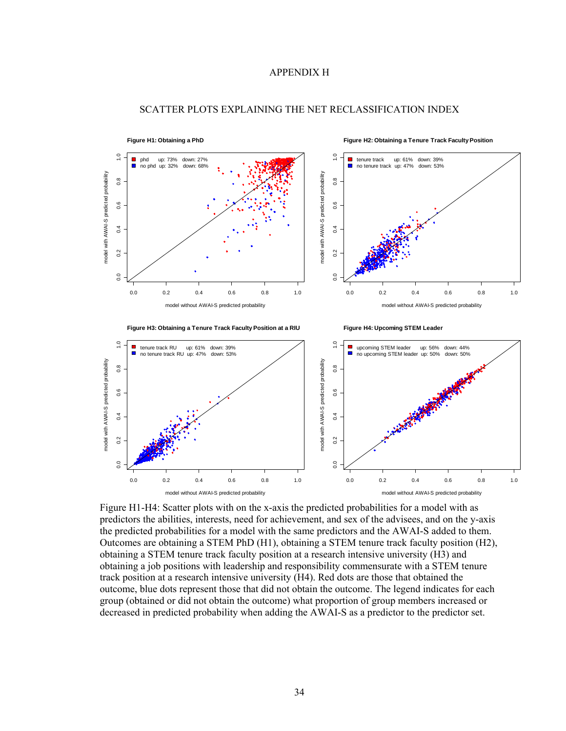# APPENDIX H

## SCATTER PLOTS EXPLAINING THE NET RECLASSIFICATION INDEX

**Figure H1: Obtaining a PhD**

phd up: 73% down: 27%
no phd up: 32% down: 68%

**Figure H2: Obtaining a Tenure Track Faculty Position**

tenure track up: 61% down: 39%
no tenure track up: 47% down: 53%

**Figure H3: Obtaining a Tenure Track Faculty Position at a RIU**

tenure track RU up: 61% down: 39%
no tenure track RU up: 47% down: 53%

**Figure H4: Upcoming STEM Leader**

upcoming STEM leader up: 56% down: 44%
no upcoming STEM leader up: 50% down: 50%

Figure H1-H4: Scatter plots with on the x-axis the predicted probabilities for a model with as predictors the abilities, interests, need for achievement, and sex of the advisees, and on the y-axis the predicted probabilities for a model with the same predictors and the AWAI-S added to them. Outcomes are obtaining a STEM PhD (H1), obtaining a STEM tenure track faculty position (H2), obtaining a STEM tenure track faculty position at a research intensive university (H3) and obtaining a job positions with leadership and responsibility commensurate with a STEM tenure track position at a research intensive university (H4). Red dots are those that obtained the outcome, blue dots represent those that did not obtain the outcome. The legend indicates for each group (obtained or did not obtain the outcome) what proportion of group members increased or decreased in predicted probability when adding the AWAI-S as a predictor to the predictor set.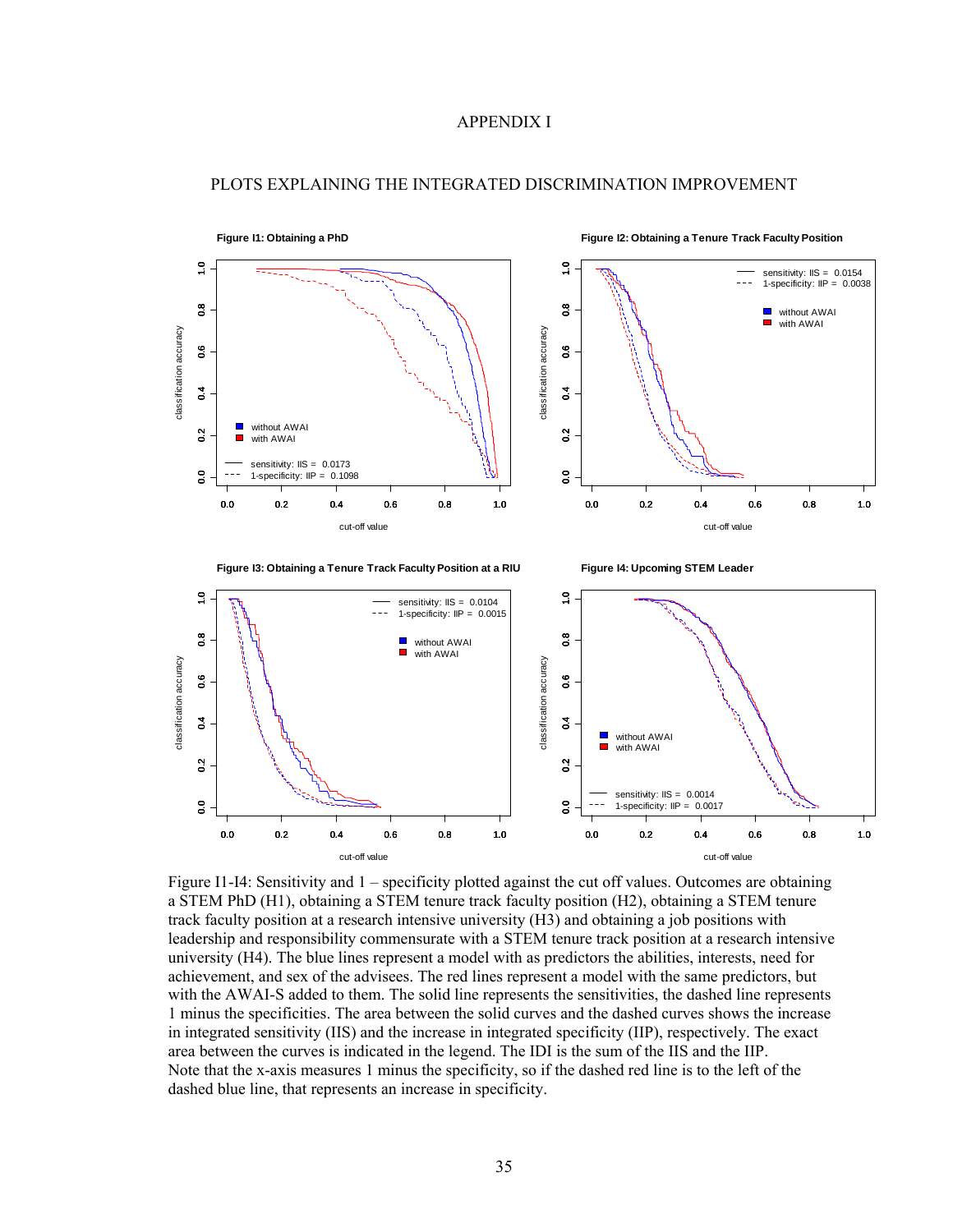# APPENDIX I

## PLOTS EXPLAINING THE INTEGRATED DISCRIMINATION IMPROVEMENT

**Figure I1: Obtaining a PhD**

**Figure I2: Obtaining a Tenure Track Faculty Position**

**Figure I3: Obtaining a Tenure Track Faculty Position at a RIU**

**Figure I4: Upcoming STEM Leader**

Figure I1-I4: Sensitivity and 1 – specificity plotted against the cut off values. Outcomes are obtaining a STEM PhD (H1), obtaining a STEM tenure track faculty position (H2), obtaining a STEM tenure track faculty position at a research intensive university (H3) and obtaining a job positions with leadership and responsibility commensurate with a STEM tenure track position at a research intensive university (H4). The blue lines represent a model with as predictors the abilities, interests, need for achievement, and sex of the advisees. The red lines represent a model with the same predictors, but with the AWAI-S added to them. The solid line represents the sensitivities, the dashed line represents 1 minus the specificities. The area between the solid curves and the dashed curves shows the increase in integrated sensitivity (IIS) and the increase in integrated specificity (IIP), respectively. The exact area between the curves is indicated in the legend. The IDI is the sum of the IIS and the IIP. Note that the x-axis measures 1 minus the specificity, so if the dashed red line is to the left of the dashed blue line, that represents an increase in specificity.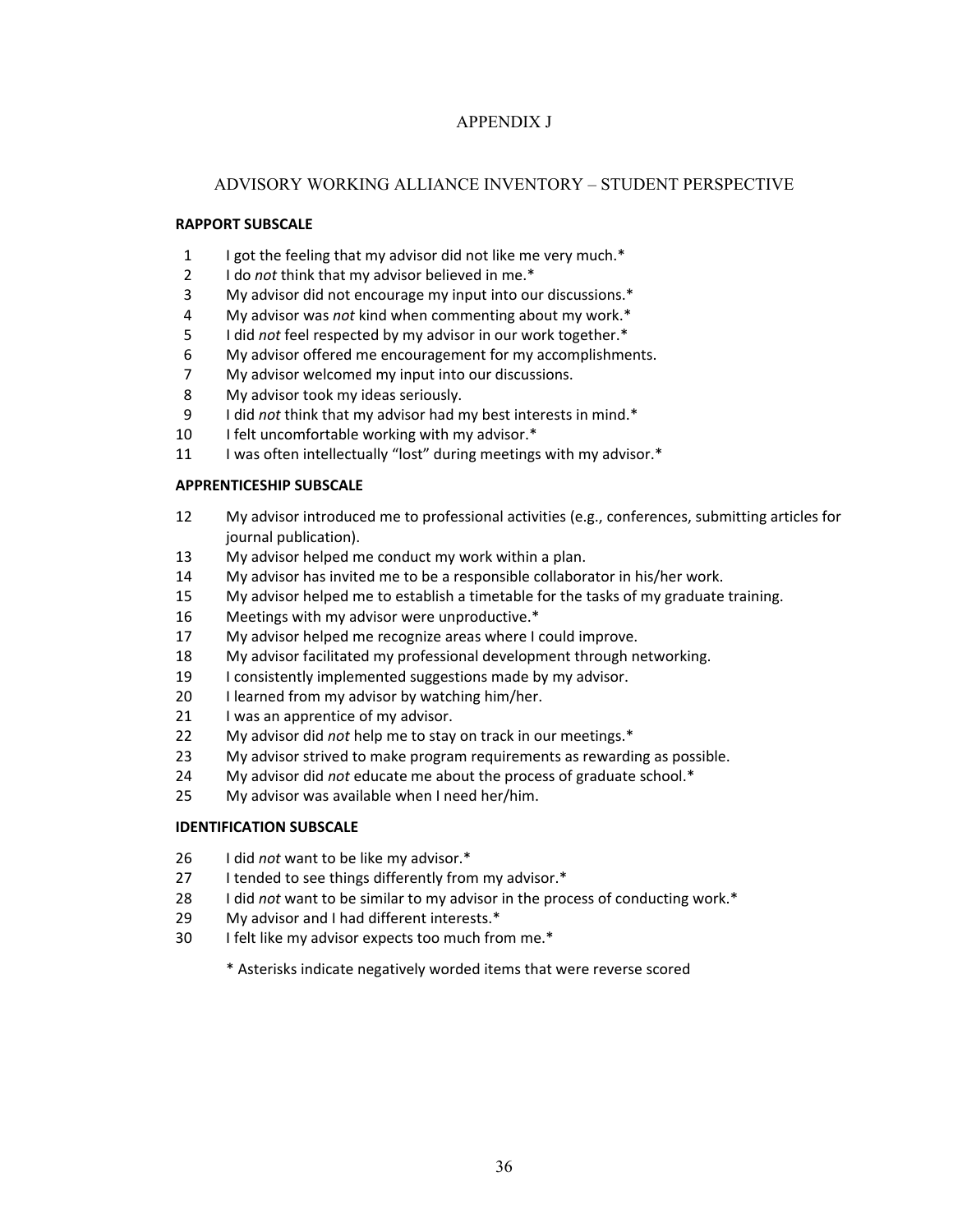# APPENDIX J

## ADVISORY WORKING ALLIANCE INVENTORY – STUDENT PERSPECTIVE

**RAPPORT SUBSCALE**

1 I got the feeling that my advisor did not like me very much.*
2 I do *not* think that my advisor believed in me.*
3 My advisor did not encourage my input into our discussions.*
4 My advisor was *not* kind when commenting about my work.*
5 I did *not* feel respected by my advisor in our work together.*
6 My advisor offered me encouragement for my accomplishments.
7 My advisor welcomed my input into our discussions.
8 My advisor took my ideas seriously.
9 I did *not* think that my advisor had my best interests in mind.*
10 I felt uncomfortable working with my advisor.*
11 I was often intellectually "lost" during meetings with my advisor.*

**APPRENTICESHIP SUBSCALE**

12 My advisor introduced me to professional activities (e.g., conferences, submitting articles for journal publication).
13 My advisor helped me conduct my work within a plan.
14 My advisor has invited me to be a responsible collaborator in his/her work.
15 My advisor helped me to establish a timetable for the tasks of my graduate training.
16 Meetings with my advisor were unproductive.*
17 My advisor helped me recognize areas where I could improve.
18 My advisor facilitated my professional development through networking.
19 I consistently implemented suggestions made by my advisor.
20 I learned from my advisor by watching him/her.
21 I was an apprentice of my advisor.
22 My advisor did *not* help me to stay on track in our meetings.*
23 My advisor strived to make program requirements as rewarding as possible.
24 My advisor did *not* educate me about the process of graduate school.*
25 My advisor was available when I need her/him.

**IDENTIFICATION SUBSCALE**

26 I did *not* want to be like my advisor.*
27 I tended to see things differently from my advisor.*
28 I did *not* want to be similar to my advisor in the process of conducting work.*
29 My advisor and I had different interests.*
30 I felt like my advisor expects too much from me.*

\* Asterisks indicate negatively worded items that were reverse scored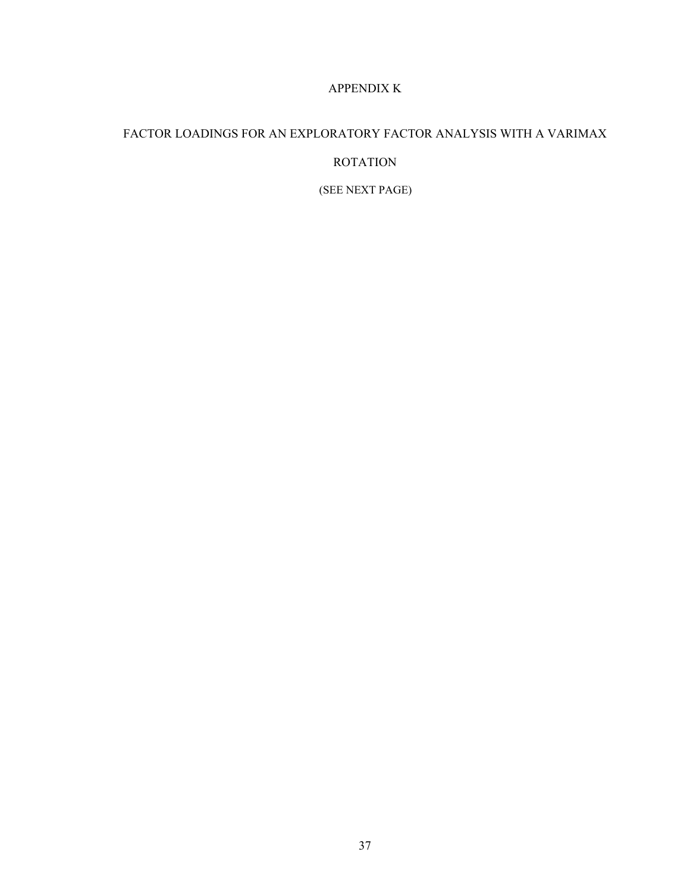# APPENDIX K

## FACTOR LOADINGS FOR AN EXPLORATORY FACTOR ANALYSIS WITH A VARIMAX ROTATION

(SEE NEXT PAGE)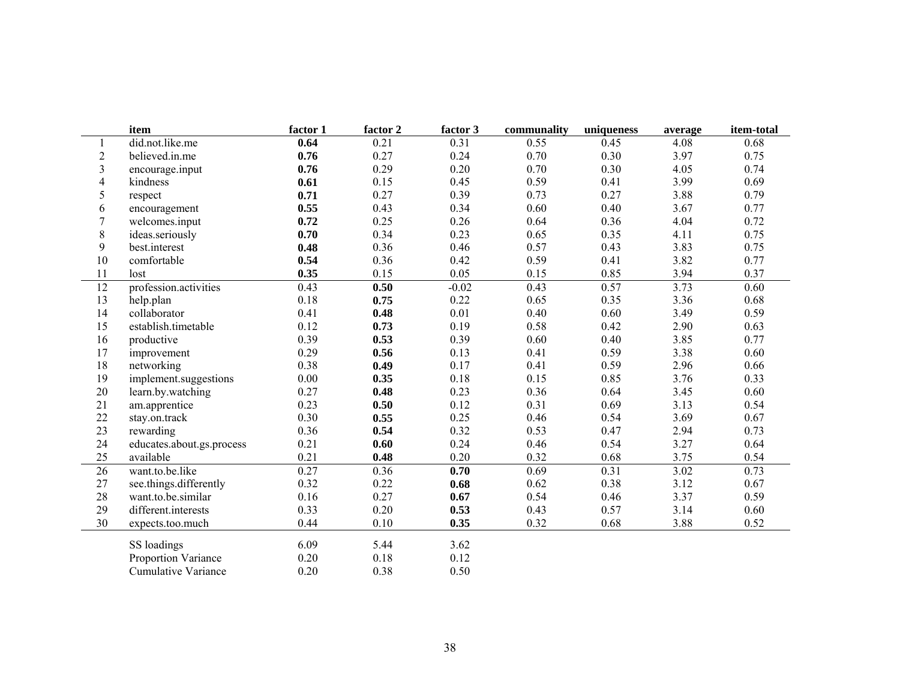| | item | factor 1 | factor 2 | factor 3 | communality | uniqueness | average | item-total |
|---|---|---|---|---|---|---|---|---|
| 1 | did.not.like.me | **0.64** | 0.21 | 0.31 | 0.55 | 0.45 | 4.08 | 0.68 |
| 2 | believed.in.me | **0.76** | 0.27 | 0.24 | 0.70 | 0.30 | 3.97 | 0.75 |
| 3 | encourage.input | **0.76** | 0.29 | 0.20 | 0.70 | 0.30 | 4.05 | 0.74 |
| 4 | kindness | **0.61** | 0.15 | 0.45 | 0.59 | 0.41 | 3.99 | 0.69 |
| 5 | respect | **0.71** | 0.27 | 0.39 | 0.73 | 0.27 | 3.88 | 0.79 |
| 6 | encouragement | **0.55** | 0.43 | 0.34 | 0.60 | 0.40 | 3.67 | 0.77 |
| 7 | welcomes.input | **0.72** | 0.25 | 0.26 | 0.64 | 0.36 | 4.04 | 0.72 |
| 8 | ideas.seriously | **0.70** | 0.34 | 0.23 | 0.65 | 0.35 | 4.11 | 0.75 |
| 9 | best.interest | **0.48** | 0.36 | 0.46 | 0.57 | 0.43 | 3.83 | 0.75 |
| 10 | comfortable | **0.54** | 0.36 | 0.42 | 0.59 | 0.41 | 3.82 | 0.77 |
| 11 | lost | **0.35** | 0.15 | 0.05 | 0.15 | 0.85 | 3.94 | 0.37 |
| 12 | profession.activities | 0.43 | **0.50** | -0.02 | 0.43 | 0.57 | 3.73 | 0.60 |
| 13 | help.plan | 0.18 | **0.75** | 0.22 | 0.65 | 0.35 | 3.36 | 0.68 |
| 14 | collaborator | 0.41 | **0.48** | 0.01 | 0.40 | 0.60 | 3.49 | 0.59 |
| 15 | establish.timetable | 0.12 | **0.73** | 0.19 | 0.58 | 0.42 | 2.90 | 0.63 |
| 16 | productive | 0.39 | **0.53** | 0.39 | 0.60 | 0.40 | 3.85 | 0.77 |
| 17 | improvement | 0.29 | **0.56** | 0.13 | 0.41 | 0.59 | 3.38 | 0.60 |
| 18 | networking | 0.38 | **0.49** | 0.17 | 0.41 | 0.59 | 2.96 | 0.66 |
| 19 | implement.suggestions | 0.00 | **0.35** | 0.18 | 0.15 | 0.85 | 3.76 | 0.33 |
| 20 | learn.by.watching | 0.27 | **0.48** | 0.23 | 0.36 | 0.64 | 3.45 | 0.60 |
| 21 | am.apprentice | 0.23 | **0.50** | 0.12 | 0.31 | 0.69 | 3.13 | 0.54 |
| 22 | stay.on.track | 0.30 | **0.55** | 0.25 | 0.46 | 0.54 | 3.69 | 0.67 |
| 23 | rewarding | 0.36 | **0.54** | 0.32 | 0.53 | 0.47 | 2.94 | 0.73 |
| 24 | educates.about.gs.process | 0.21 | **0.60** | 0.24 | 0.46 | 0.54 | 3.27 | 0.64 |
| 25 | available | 0.21 | **0.48** | 0.20 | 0.32 | 0.68 | 3.75 | 0.54 |
| 26 | want.to.be.like | 0.27 | 0.36 | **0.70** | 0.69 | 0.31 | 3.02 | 0.73 |
| 27 | see.things.differently | 0.32 | 0.22 | **0.68** | 0.62 | 0.38 | 3.12 | 0.67 |
| 28 | want.to.be.similar | 0.16 | 0.27 | **0.67** | 0.54 | 0.46 | 3.37 | 0.59 |
| 29 | different.interests | 0.33 | 0.20 | **0.53** | 0.43 | 0.57 | 3.14 | 0.60 |
| 30 | expects.too.much | 0.44 | 0.10 | **0.35** | 0.32 | 0.68 | 3.88 | 0.52 |
| | SS loadings | 6.09 | 5.44 | 3.62 | | | | |
| | Proportion Variance | 0.20 | 0.18 | 0.12 | | | | |
| | Cumulative Variance | 0.20 | 0.38 | 0.50 | | | | |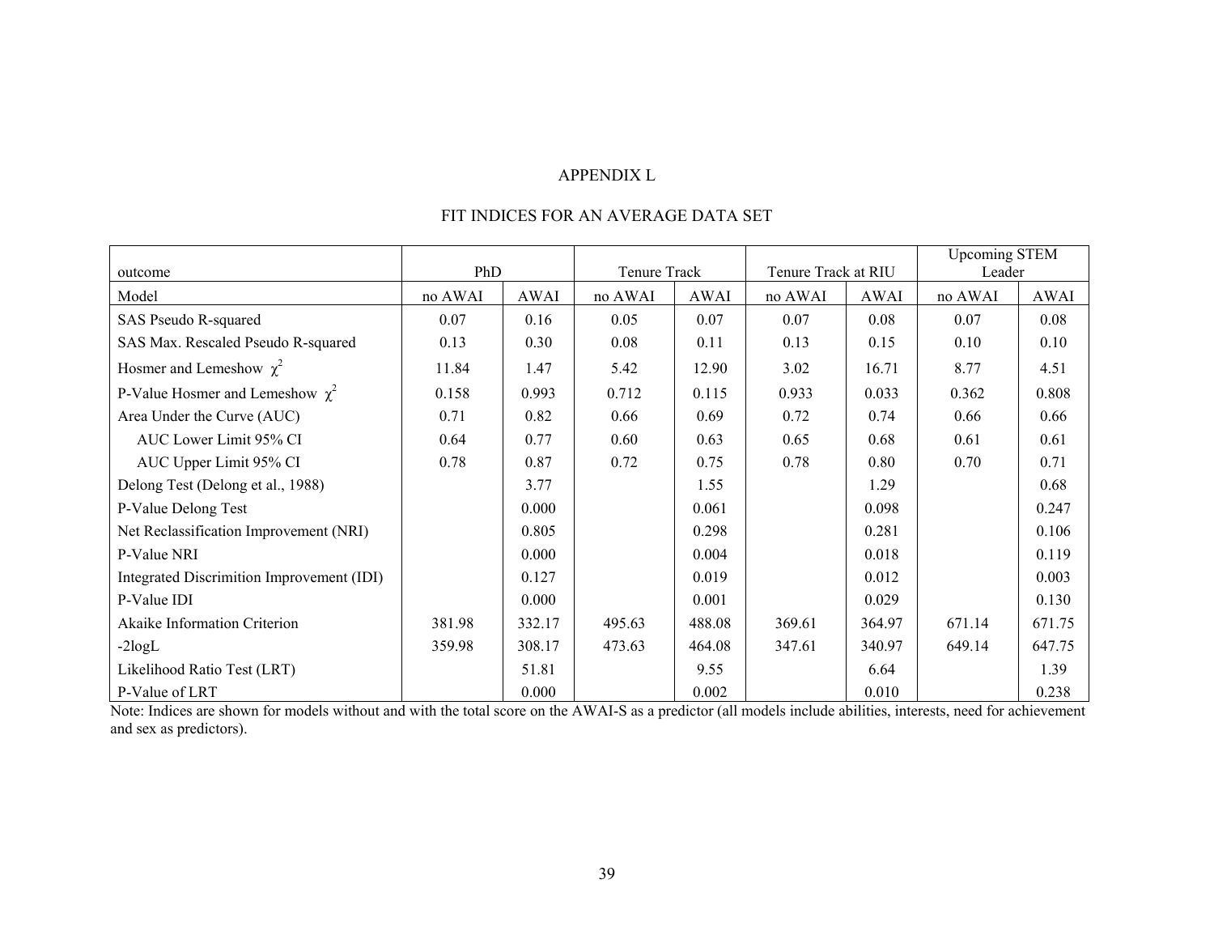# APPENDIX L

## FIT INDICES FOR AN AVERAGE DATA SET

| outcome | PhD | | Tenure Track | | Tenure Track at RIU | | Upcoming STEM Leader | |
|---|---|---|---|---|---|---|---|---|
| Model | no AWAI | AWAI | no AWAI | AWAI | no AWAI | AWAI | no AWAI | AWAI |
| SAS Pseudo R-squared | 0.07 | 0.16 | 0.05 | 0.07 | 0.07 | 0.08 | 0.07 | 0.08 |
| SAS Max. Rescaled Pseudo R-squared | 0.13 | 0.30 | 0.08 | 0.11 | 0.13 | 0.15 | 0.10 | 0.10 |
| Hosmer and Lemeshow $\chi^2$ | 11.84 | 1.47 | 5.42 | 12.90 | 3.02 | 16.71 | 8.77 | 4.51 |
| P-Value Hosmer and Lemeshow $\chi^2$ | 0.158 | 0.993 | 0.712 | 0.115 | 0.933 | 0.033 | 0.362 | 0.808 |
| Area Under the Curve (AUC) | 0.71 | 0.82 | 0.66 | 0.69 | 0.72 | 0.74 | 0.66 | 0.66 |
| AUC Lower Limit 95% CI | 0.64 | 0.77 | 0.60 | 0.63 | 0.65 | 0.68 | 0.61 | 0.61 |
| AUC Upper Limit 95% CI | 0.78 | 0.87 | 0.72 | 0.75 | 0.78 | 0.80 | 0.70 | 0.71 |
| Delong Test (Delong et al., 1988) | | 3.77 | | 1.55 | | 1.29 | | 0.68 |
| P-Value Delong Test | | 0.000 | | 0.061 | | 0.098 | | 0.247 |
| Net Reclassification Improvement (NRI) | | 0.805 | | 0.298 | | 0.281 | | 0.106 |
| P-Value NRI | | 0.000 | | 0.004 | | 0.018 | | 0.119 |
| Integrated Discrimition Improvement (IDI) | | 0.127 | | 0.019 | | 0.012 | | 0.003 |
| P-Value IDI | | 0.000 | | 0.001 | | 0.029 | | 0.130 |
| Akaike Information Criterion | 381.98 | 332.17 | 495.63 | 488.08 | 369.61 | 364.97 | 671.14 | 671.75 |
| -2logL | 359.98 | 308.17 | 473.63 | 464.08 | 347.61 | 340.97 | 649.14 | 647.75 |
| Likelihood Ratio Test (LRT) | | 51.81 | | 9.55 | | 6.64 | | 1.39 |
| P-Value of LRT | | 0.000 | | 0.002 | | 0.010 | | 0.238 |

Note: Indices are shown for models without and with the total score on the AWAI-S as a predictor (all models include abilities, interests, need for achievement and sex as predictors).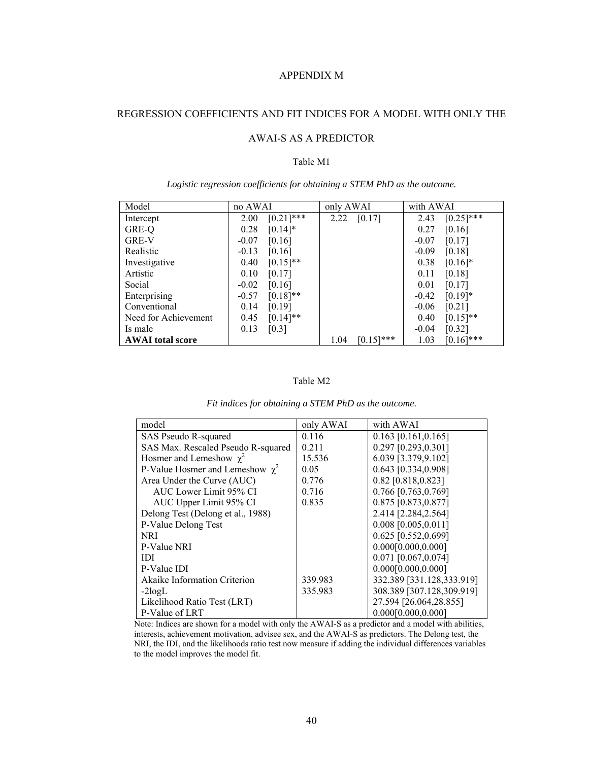# APPENDIX M

## REGRESSION COEFFICIENTS AND FIT INDICES FOR A MODEL WITH ONLY THE AWAI-S AS A PREDICTOR

Table M1

*Logistic regression coefficients for obtaining a STEM PhD as the outcome.*

| Model | no AWAI | | only AWAI | | with AWAI | |
|---|---|---|---|---|---|---|
| Intercept | 2.00 | [0.21]*** | 2.22 | [0.17] | 2.43 | [0.25]*** |
| GRE-Q | 0.28 | [0.14]* | | | 0.27 | [0.16] |
| GRE-V | -0.07 | [0.16] | | | -0.07 | [0.17] |
| Realistic | -0.13 | [0.16] | | | -0.09 | [0.18] |
| Investigative | 0.40 | [0.15]** | | | 0.38 | [0.16]* |
| Artistic | 0.10 | [0.17] | | | 0.11 | [0.18] |
| Social | -0.02 | [0.16] | | | 0.01 | [0.17] |
| Enterprising | -0.57 | [0.18]** | | | -0.42 | [0.19]* |
| Conventional | 0.14 | [0.19] | | | -0.06 | [0.21] |
| Need for Achievement | 0.45 | [0.14]** | | | 0.40 | [0.15]** |
| Is male | 0.13 | [0.3] | | | -0.04 | [0.32] |
| **AWAI total score** | | | 1.04 | [0.15]*** | 1.03 | [0.16]*** |

Table M2

*Fit indices for obtaining a STEM PhD as the outcome.*

| model | only AWAI | with AWAI |
|---|---|---|
| SAS Pseudo R-squared | 0.116 | 0.163 [0.161,0.165] |
| SAS Max. Rescaled Pseudo R-squared | 0.211 | 0.297 [0.293,0.301] |
| Hosmer and Lemeshow $\chi^2$ | 15.536 | 6.039 [3.379,9.102] |
| P-Value Hosmer and Lemeshow $\chi^2$ | 0.05 | 0.643 [0.334,0.908] |
| Area Under the Curve (AUC) | 0.776 | 0.82 [0.818,0.823] |
| AUC Lower Limit 95% CI | 0.716 | 0.766 [0.763,0.769] |
| AUC Upper Limit 95% CI | 0.835 | 0.875 [0.873,0.877] |
| Delong Test (Delong et al., 1988) | | 2.414 [2.284,2.564] |
| P-Value Delong Test | | 0.008 [0.005,0.011] |
| NRI | | 0.625 [0.552,0.699] |
| P-Value NRI | | 0.000[0.000,0.000] |
| IDI | | 0.071 [0.067,0.074] |
| P-Value IDI | | 0.000[0.000,0.000] |
| Akaike Information Criterion | 339.983 | 332.389 [331.128,333.919] |
| -2logL | 335.983 | 308.389 [307.128,309.919] |
| Likelihood Ratio Test (LRT) | | 27.594 [26.064,28.855] |
| P-Value of LRT | | 0.000[0.000,0.000] |

Note: Indices are shown for a model with only the AWAI-S as a predictor and a model with abilities, interests, achievement motivation, advisee sex, and the AWAI-S as predictors. The Delong test, the NRI, the IDI, and the likelihoods ratio test now measure if adding the individual differences variables to the model improves the model fit.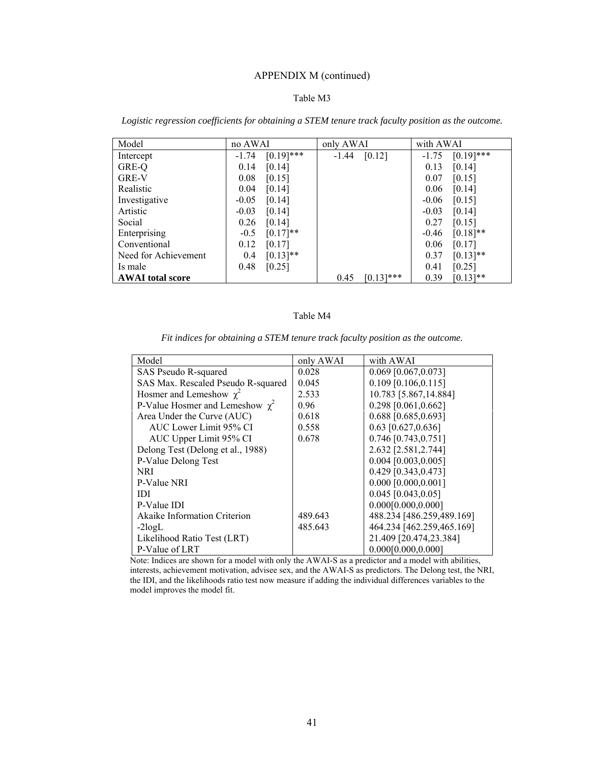APPENDIX M (continued)

Table M3

*Logistic regression coefficients for obtaining a STEM tenure track faculty position as the outcome.*

| Model | no AWAI | only AWAI | with AWAI |
|---|---|---|---|
| Intercept | -1.74 [0.19]*** | -1.44 [0.12] | -1.75 [0.19]*** |
| GRE-Q | 0.14 [0.14] | | 0.13 [0.14] |
| GRE-V | 0.08 [0.15] | | 0.07 [0.15] |
| Realistic | 0.04 [0.14] | | 0.06 [0.14] |
| Investigative | -0.05 [0.14] | | -0.06 [0.15] |
| Artistic | -0.03 [0.14] | | -0.03 [0.14] |
| Social | 0.26 [0.14] | | 0.27 [0.15] |
| Enterprising | -0.5 [0.17]** | | -0.46 [0.18]** |
| Conventional | 0.12 [0.17] | | 0.06 [0.17] |
| Need for Achievement | 0.4 [0.13]** | | 0.37 [0.13]** |
| Is male | 0.48 [0.25] | | 0.41 [0.25] |
| **AWAI total score** | | 0.45 [0.13]*** | 0.39 [0.13]** |

Table M4

*Fit indices for obtaining a STEM tenure track faculty position as the outcome.*

| Model | only AWAI | with AWAI |
|---|---|---|
| SAS Pseudo R-squared | 0.028 | 0.069 [0.067,0.073] |
| SAS Max. Rescaled Pseudo R-squared | 0.045 | 0.109 [0.106,0.115] |
| Hosmer and Lemeshow $\chi^2$ | 2.533 | 10.783 [5.867,14.884] |
| P-Value Hosmer and Lemeshow $\chi^2$ | 0.96 | 0.298 [0.061,0.662] |
| Area Under the Curve (AUC) | 0.618 | 0.688 [0.685,0.693] |
| AUC Lower Limit 95% CI | 0.558 | 0.63 [0.627,0.636] |
| AUC Upper Limit 95% CI | 0.678 | 0.746 [0.743,0.751] |
| Delong Test (Delong et al., 1988) | | 2.632 [2.581,2.744] |
| P-Value Delong Test | | 0.004 [0.003,0.005] |
| NRI | | 0.429 [0.343,0.473] |
| P-Value NRI | | 0.000 [0.000,0.001] |
| IDI | | 0.045 [0.043,0.05] |
| P-Value IDI | | 0.000[0.000,0.000] |
| Akaike Information Criterion | 489.643 | 488.234 [486.259,489.169] |
| -2logL | 485.643 | 464.234 [462.259,465.169] |
| Likelihood Ratio Test (LRT) | | 21.409 [20.474,23.384] |
| P-Value of LRT | | 0.000[0.000,0.000] |

Note: Indices are shown for a model with only the AWAI-S as a predictor and a model with abilities, interests, achievement motivation, advisee sex, and the AWAI-S as predictors. The Delong test, the NRI, the IDI, and the likelihoods ratio test now measure if adding the individual differences variables to the model improves the model fit.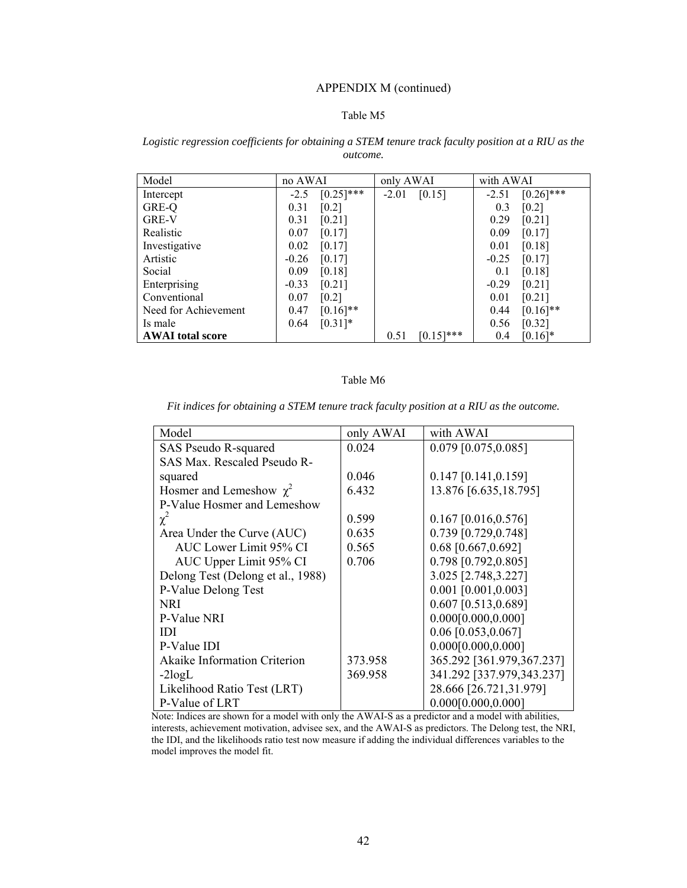APPENDIX M (continued)

Table M5

*Logistic regression coefficients for obtaining a STEM tenure track faculty position at a RIU as the outcome.*

| Model | no AWAI | only AWAI | with AWAI |
|---|---|---|---|
| Intercept | -2.5 [0.25]*** | -2.01 [0.15] | -2.51 [0.26]*** |
| GRE-Q | 0.31 [0.2] | | 0.3 [0.2] |
| GRE-V | 0.31 [0.21] | | 0.29 [0.21] |
| Realistic | 0.07 [0.17] | | 0.09 [0.17] |
| Investigative | 0.02 [0.17] | | 0.01 [0.18] |
| Artistic | -0.26 [0.17] | | -0.25 [0.17] |
| Social | 0.09 [0.18] | | 0.1 [0.18] |
| Enterprising | -0.33 [0.21] | | -0.29 [0.21] |
| Conventional | 0.07 [0.2] | | 0.01 [0.21] |
| Need for Achievement | 0.47 [0.16]** | | 0.44 [0.16]** |
| Is male | 0.64 [0.31]* | | 0.56 [0.32] |
| **AWAI total score** | | 0.51 [0.15]*** | 0.4 [0.16]* |

Table M6

*Fit indices for obtaining a STEM tenure track faculty position at a RIU as the outcome.*

| Model | only AWAI | with AWAI |
|---|---|---|
| SAS Pseudo R-squared | 0.024 | 0.079 [0.075,0.085] |
| SAS Max. Rescaled Pseudo R-squared | 0.046 | 0.147 [0.141,0.159] |
| Hosmer and Lemeshow $\chi^2$ | 6.432 | 13.876 [6.635,18.795] |
| P-Value Hosmer and Lemeshow $\chi^2$ | 0.599 | 0.167 [0.016,0.576] |
| Area Under the Curve (AUC) | 0.635 | 0.739 [0.729,0.748] |
| AUC Lower Limit 95% CI | 0.565 | 0.68 [0.667,0.692] |
| AUC Upper Limit 95% CI | 0.706 | 0.798 [0.792,0.805] |
| Delong Test (Delong et al., 1988) | | 3.025 [2.748,3.227] |
| P-Value Delong Test | | 0.001 [0.001,0.003] |
| NRI | | 0.607 [0.513,0.689] |
| P-Value NRI | | 0.000[0.000,0.000] |
| IDI | | 0.06 [0.053,0.067] |
| P-Value IDI | | 0.000[0.000,0.000] |
| Akaike Information Criterion | 373.958 | 365.292 [361.979,367.237] |
| -2logL | 369.958 | 341.292 [337.979,343.237] |
| Likelihood Ratio Test (LRT) | | 28.666 [26.721,31.979] |
| P-Value of LRT | | 0.000[0.000,0.000] |

Note: Indices are shown for a model with only the AWAI-S as a predictor and a model with abilities, interests, achievement motivation, advisee sex, and the AWAI-S as predictors. The Delong test, the NRI, the IDI, and the likelihoods ratio test now measure if adding the individual differences variables to the model improves the model fit.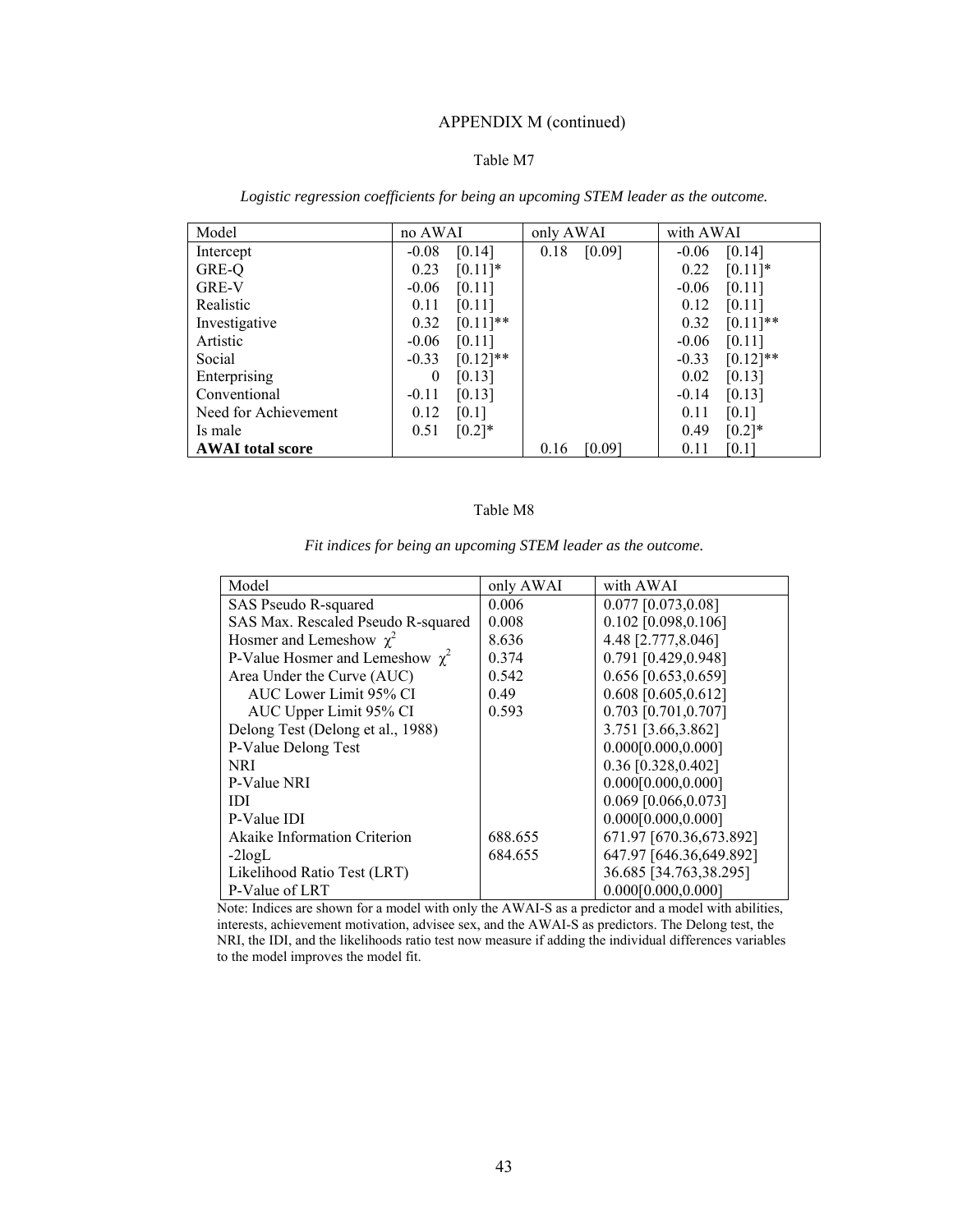APPENDIX M (continued)

Table M7

*Logistic regression coefficients for being an upcoming STEM leader as the outcome.*

| Model | no AWAI | only AWAI | with AWAI |
|---|---|---|---|
| Intercept | -0.08 [0.14] | 0.18 [0.09] | -0.06 [0.14] |
| GRE-Q | 0.23 [0.11]* | | 0.22 [0.11]* |
| GRE-V | -0.06 [0.11] | | -0.06 [0.11] |
| Realistic | 0.11 [0.11] | | 0.12 [0.11] |
| Investigative | 0.32 [0.11]** | | 0.32 [0.11]** |
| Artistic | -0.06 [0.11] | | -0.06 [0.11] |
| Social | -0.33 [0.12]** | | -0.33 [0.12]** |
| Enterprising | 0 [0.13] | | 0.02 [0.13] |
| Conventional | -0.11 [0.13] | | -0.14 [0.13] |
| Need for Achievement | 0.12 [0.1] | | 0.11 [0.1] |
| Is male | 0.51 [0.2]* | | 0.49 [0.2]* |
| **AWAI total score** | | 0.16 [0.09] | 0.11 [0.1] |

Table M8

*Fit indices for being an upcoming STEM leader as the outcome.*

| Model | only AWAI | with AWAI |
|---|---|---|
| SAS Pseudo R-squared | 0.006 | 0.077 [0.073,0.08] |
| SAS Max. Rescaled Pseudo R-squared | 0.008 | 0.102 [0.098,0.106] |
| Hosmer and Lemeshow $\chi^2$ | 8.636 | 4.48 [2.777,8.046] |
| P-Value Hosmer and Lemeshow $\chi^2$ | 0.374 | 0.791 [0.429,0.948] |
| Area Under the Curve (AUC) | 0.542 | 0.656 [0.653,0.659] |
| AUC Lower Limit 95% CI | 0.49 | 0.608 [0.605,0.612] |
| AUC Upper Limit 95% CI | 0.593 | 0.703 [0.701,0.707] |
| Delong Test (Delong et al., 1988) | | 3.751 [3.66,3.862] |
| P-Value Delong Test | | 0.000[0.000,0.000] |
| NRI | | 0.36 [0.328,0.402] |
| P-Value NRI | | 0.000[0.000,0.000] |
| IDI | | 0.069 [0.066,0.073] |
| P-Value IDI | | 0.000[0.000,0.000] |
| Akaike Information Criterion | 688.655 | 671.97 [670.36,673.892] |
| -2logL | 684.655 | 647.97 [646.36,649.892] |
| Likelihood Ratio Test (LRT) | | 36.685 [34.763,38.295] |
| P-Value of LRT | | 0.000[0.000,0.000] |

Note: Indices are shown for a model with only the AWAI-S as a predictor and a model with abilities, interests, achievement motivation, advisee sex, and the AWAI-S as predictors. The Delong test, the NRI, the IDI, and the likelihoods ratio test now measure if adding the individual differences variables to the model improves the model fit.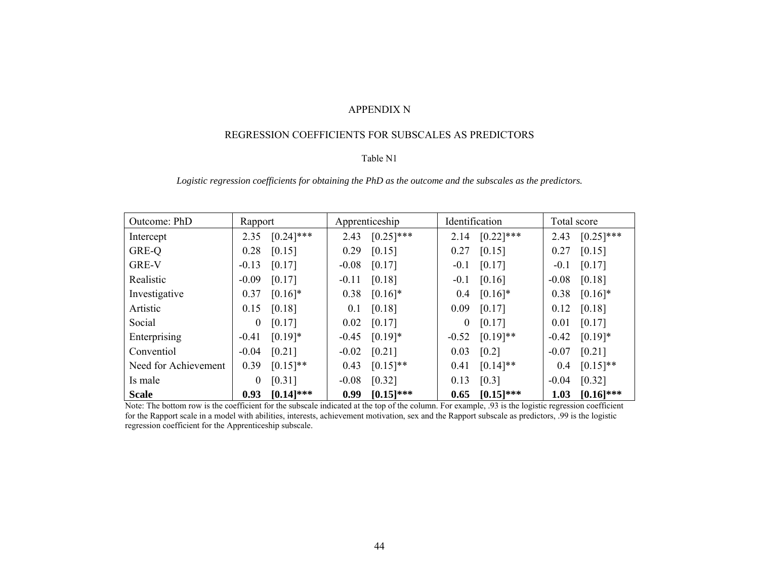# APPENDIX N

## REGRESSION COEFFICIENTS FOR SUBSCALES AS PREDICTORS

Table N1

*Logistic regression coefficients for obtaining the PhD as the outcome and the subscales as the predictors.*

| Outcome: PhD | Rapport | | Apprenticeship | | Identification | | Total score | |
|---|---|---|---|---|---|---|---|---|
| Intercept | 2.35 | [0.24]*** | 2.43 | [0.25]*** | 2.14 | [0.22]*** | 2.43 | [0.25]*** |
| GRE-Q | 0.28 | [0.15] | 0.29 | [0.15] | 0.27 | [0.15] | 0.27 | [0.15] |
| GRE-V | -0.13 | [0.17] | -0.08 | [0.17] | -0.1 | [0.17] | -0.1 | [0.17] |
| Realistic | -0.09 | [0.17] | -0.11 | [0.18] | -0.1 | [0.16] | -0.08 | [0.18] |
| Investigative | 0.37 | [0.16]* | 0.38 | [0.16]* | 0.4 | [0.16]* | 0.38 | [0.16]* |
| Artistic | 0.15 | [0.18] | 0.1 | [0.18] | 0.09 | [0.17] | 0.12 | [0.18] |
| Social | 0 | [0.17] | 0.02 | [0.17] | 0 | [0.17] | 0.01 | [0.17] |
| Enterprising | -0.41 | [0.19]* | -0.45 | [0.19]* | -0.52 | [0.19]** | -0.42 | [0.19]* |
| Conventiol | -0.04 | [0.21] | -0.02 | [0.21] | 0.03 | [0.2] | -0.07 | [0.21] |
| Need for Achievement | 0.39 | [0.15]** | 0.43 | [0.15]** | 0.41 | [0.14]** | 0.4 | [0.15]** |
| Is male | 0 | [0.31] | -0.08 | [0.32] | 0.13 | [0.3] | -0.04 | [0.32] |
| **Scale** | **0.93** | **[0.14]*** ** | **0.99** | **[0.15]*** ** | **0.65** | **[0.15]*** ** | **1.03** | **[0.16]*** ** |

Note: The bottom row is the coefficient for the subscale indicated at the top of the column. For example, .93 is the logistic regression coefficient for the Rapport scale in a model with abilities, interests, achievement motivation, sex and the Rapport subscale as predictors, .99 is the logistic regression coefficient for the Apprenticeship subscale.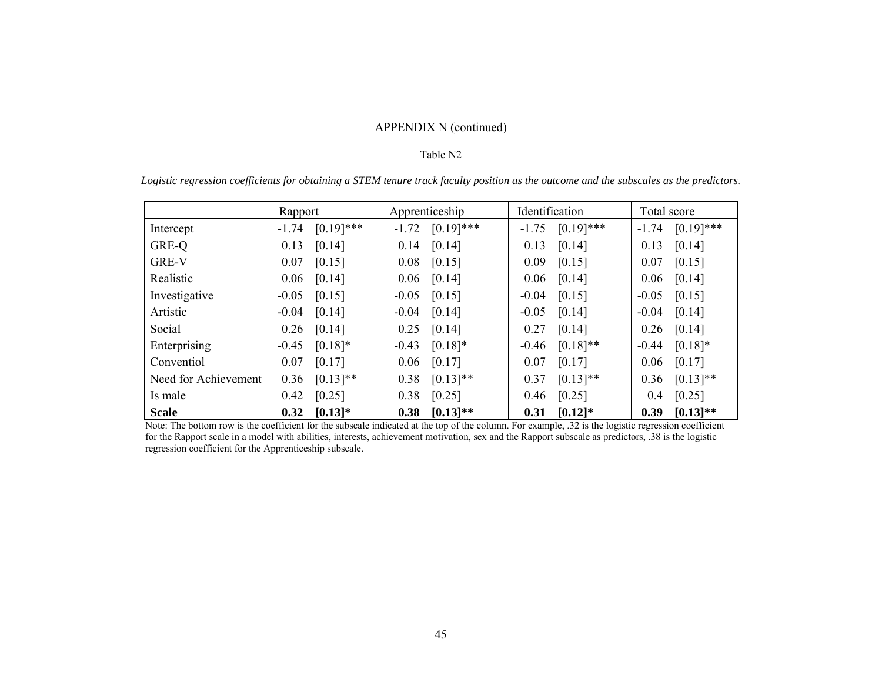APPENDIX N (continued)

Table N2

*Logistic regression coefficients for obtaining a STEM tenure track faculty position as the outcome and the subscales as the predictors.*

| | Rapport | | Apprenticeship | | Identification | | Total score | |
|---|---|---|---|---|---|---|---|---|
| Intercept | -1.74 | [0.19]*** | -1.72 | [0.19]*** | -1.75 | [0.19]*** | -1.74 | [0.19]*** |
| GRE-Q | 0.13 | [0.14] | 0.14 | [0.14] | 0.13 | [0.14] | 0.13 | [0.14] |
| GRE-V | 0.07 | [0.15] | 0.08 | [0.15] | 0.09 | [0.15] | 0.07 | [0.15] |
| Realistic | 0.06 | [0.14] | 0.06 | [0.14] | 0.06 | [0.14] | 0.06 | [0.14] |
| Investigative | -0.05 | [0.15] | -0.05 | [0.15] | -0.04 | [0.15] | -0.05 | [0.15] |
| Artistic | -0.04 | [0.14] | -0.04 | [0.14] | -0.05 | [0.14] | -0.04 | [0.14] |
| Social | 0.26 | [0.14] | 0.25 | [0.14] | 0.27 | [0.14] | 0.26 | [0.14] |
| Enterprising | -0.45 | [0.18]* | -0.43 | [0.18]* | -0.46 | [0.18]** | -0.44 | [0.18]* |
| Conventiol | 0.07 | [0.17] | 0.06 | [0.17] | 0.07 | [0.17] | 0.06 | [0.17] |
| Need for Achievement | 0.36 | [0.13]** | 0.38 | [0.13]** | 0.37 | [0.13]** | 0.36 | [0.13]** |
| Is male | 0.42 | [0.25] | 0.38 | [0.25] | 0.46 | [0.25] | 0.4 | [0.25] |
| **Scale** | **0.32** | **[0.13]*** | **0.38** | **[0.13]**** | **0.31** | **[0.12]*** | **0.39** | **[0.13]**** |

Note: The bottom row is the coefficient for the subscale indicated at the top of the column. For example, .32 is the logistic regression coefficient for the Rapport scale in a model with abilities, interests, achievement motivation, sex and the Rapport subscale as predictors, .38 is the logistic regression coefficient for the Apprenticeship subscale.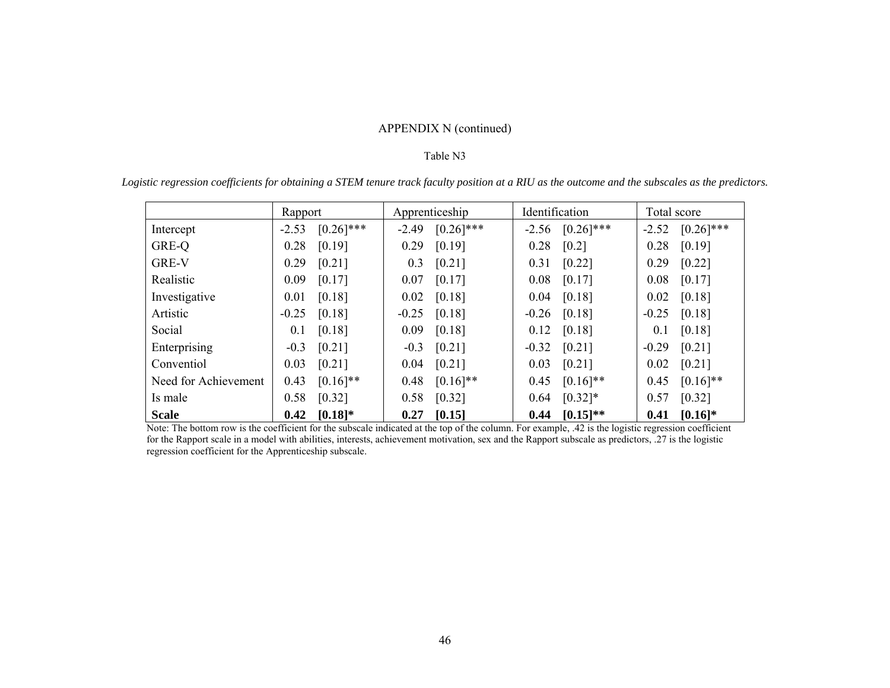APPENDIX N (continued)

Table N3

*Logistic regression coefficients for obtaining a STEM tenure track faculty position at a RIU as the outcome and the subscales as the predictors.*

| | Rapport | Apprenticeship | Identification | Total score |
|---|---|---|---|---|
| Intercept | -2.53 [0.26]*** | -2.49 [0.26]*** | -2.56 [0.26]*** | -2.52 [0.26]*** |
| GRE-Q | 0.28 [0.19] | 0.29 [0.19] | 0.28 [0.2] | 0.28 [0.19] |
| GRE-V | 0.29 [0.21] | 0.3 [0.21] | 0.31 [0.22] | 0.29 [0.22] |
| Realistic | 0.09 [0.17] | 0.07 [0.17] | 0.08 [0.17] | 0.08 [0.17] |
| Investigative | 0.01 [0.18] | 0.02 [0.18] | 0.04 [0.18] | 0.02 [0.18] |
| Artistic | -0.25 [0.18] | -0.25 [0.18] | -0.26 [0.18] | -0.25 [0.18] |
| Social | 0.1 [0.18] | 0.09 [0.18] | 0.12 [0.18] | 0.1 [0.18] |
| Enterprising | -0.3 [0.21] | -0.3 [0.21] | -0.32 [0.21] | -0.29 [0.21] |
| Conventiol | 0.03 [0.21] | 0.04 [0.21] | 0.03 [0.21] | 0.02 [0.21] |
| Need for Achievement | 0.43 [0.16]** | 0.48 [0.16]** | 0.45 [0.16]** | 0.45 [0.16]** |
| Is male | 0.58 [0.32] | 0.58 [0.32] | 0.64 [0.32]* | 0.57 [0.32] |
| **Scale** | **0.42 [0.18]*** | **0.27 [0.15]** | **0.44 [0.15]**** | **0.41 [0.16]*** |

Note: The bottom row is the coefficient for the subscale indicated at the top of the column. For example, .42 is the logistic regression coefficient for the Rapport scale in a model with abilities, interests, achievement motivation, sex and the Rapport subscale as predictors, .27 is the logistic regression coefficient for the Apprenticeship subscale.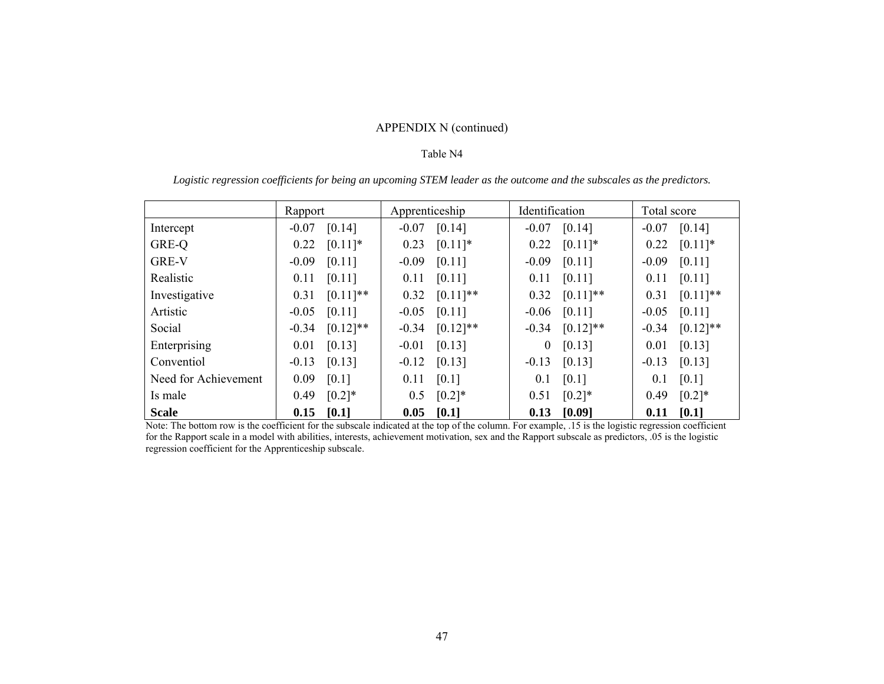APPENDIX N (continued)

Table N4

*Logistic regression coefficients for being an upcoming STEM leader as the outcome and the subscales as the predictors.*

| | Rapport | Apprenticeship | Identification | Total score |
|---|---|---|---|---|
| Intercept | -0.07 [0.14] | -0.07 [0.14] | -0.07 [0.14] | -0.07 [0.14] |
| GRE-Q | 0.22 [0.11]* | 0.23 [0.11]* | 0.22 [0.11]* | 0.22 [0.11]* |
| GRE-V | -0.09 [0.11] | -0.09 [0.11] | -0.09 [0.11] | -0.09 [0.11] |
| Realistic | 0.11 [0.11] | 0.11 [0.11] | 0.11 [0.11] | 0.11 [0.11] |
| Investigative | 0.31 [0.11]** | 0.32 [0.11]** | 0.32 [0.11]** | 0.31 [0.11]** |
| Artistic | -0.05 [0.11] | -0.05 [0.11] | -0.06 [0.11] | -0.05 [0.11] |
| Social | -0.34 [0.12]** | -0.34 [0.12]** | -0.34 [0.12]** | -0.34 [0.12]** |
| Enterprising | 0.01 [0.13] | -0.01 [0.13] | 0 [0.13] | 0.01 [0.13] |
| Conventiol | -0.13 [0.13] | -0.12 [0.13] | -0.13 [0.13] | -0.13 [0.13] |
| Need for Achievement | 0.09 [0.1] | 0.11 [0.1] | 0.1 [0.1] | 0.1 [0.1] |
| Is male | 0.49 [0.2]* | 0.5 [0.2]* | 0.51 [0.2]* | 0.49 [0.2]* |
| **Scale** | **0.15 [0.1]** | **0.05 [0.1]** | **0.13 [0.09]** | **0.11 [0.1]** |

Note: The bottom row is the coefficient for the subscale indicated at the top of the column. For example, .15 is the logistic regression coefficient for the Rapport scale in a model with abilities, interests, achievement motivation, sex and the Rapport subscale as predictors, .05 is the logistic regression coefficient for the Apprenticeship subscale.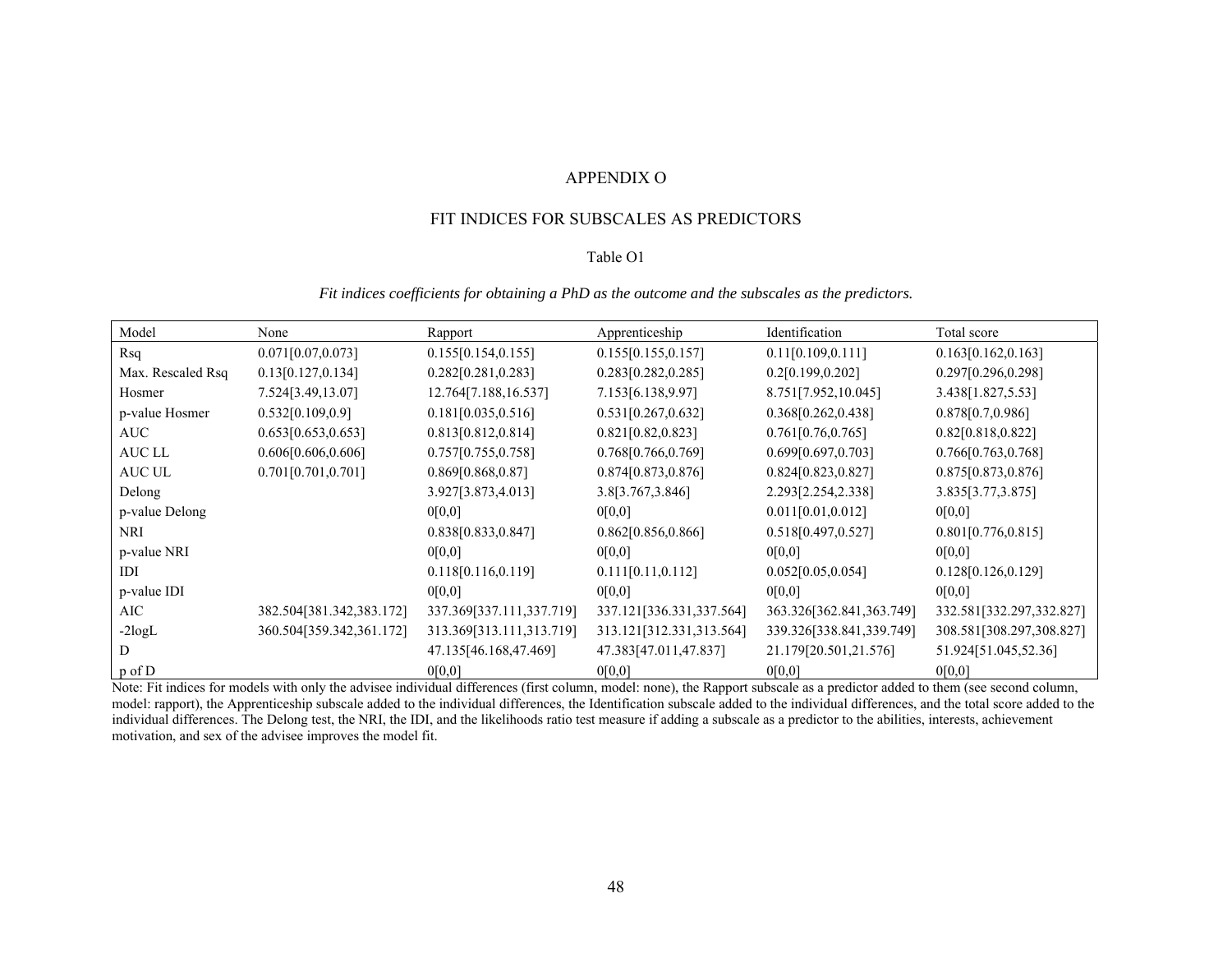# APPENDIX O

## FIT INDICES FOR SUBSCALES AS PREDICTORS

Table O1

*Fit indices coefficients for obtaining a PhD as the outcome and the subscales as the predictors.*

| Model | None | Rapport | Apprenticeship | Identification | Total score |
|---|---|---|---|---|---|
| Rsq | 0.071[0.07,0.073] | 0.155[0.154,0.155] | 0.155[0.155,0.157] | 0.11[0.109,0.111] | 0.163[0.162,0.163] |
| Max. Rescaled Rsq | 0.13[0.127,0.134] | 0.282[0.281,0.283] | 0.283[0.282,0.285] | 0.2[0.199,0.202] | 0.297[0.296,0.298] |
| Hosmer | 7.524[3.49,13.07] | 12.764[7.188,16.537] | 7.153[6.138,9.97] | 8.751[7.952,10.045] | 3.438[1.827,5.53] |
| p-value Hosmer | 0.532[0.109,0.9] | 0.181[0.035,0.516] | 0.531[0.267,0.632] | 0.368[0.262,0.438] | 0.878[0.7,0.986] |
| AUC | 0.653[0.653,0.653] | 0.813[0.812,0.814] | 0.821[0.82,0.823] | 0.761[0.76,0.765] | 0.82[0.818,0.822] |
| AUC LL | 0.606[0.606,0.606] | 0.757[0.755,0.758] | 0.768[0.766,0.769] | 0.699[0.697,0.703] | 0.766[0.763,0.768] |
| AUC UL | 0.701[0.701,0.701] | 0.869[0.868,0.87] | 0.874[0.873,0.876] | 0.824[0.823,0.827] | 0.875[0.873,0.876] |
| Delong | | 3.927[3.873,4.013] | 3.8[3.767,3.846] | 2.293[2.254,2.338] | 3.835[3.77,3.875] |
| p-value Delong | | 0[0,0] | 0[0,0] | 0.011[0.01,0.012] | 0[0,0] |
| NRI | | 0.838[0.833,0.847] | 0.862[0.856,0.866] | 0.518[0.497,0.527] | 0.801[0.776,0.815] |
| p-value NRI | | 0[0,0] | 0[0,0] | 0[0,0] | 0[0,0] |
| IDI | | 0.118[0.116,0.119] | 0.111[0.11,0.112] | 0.052[0.05,0.054] | 0.128[0.126,0.129] |
| p-value IDI | | 0[0,0] | 0[0,0] | 0[0,0] | 0[0,0] |
| AIC | 382.504[381.342,383.172] | 337.369[337.111,337.719] | 337.121[336.331,337.564] | 363.326[362.841,363.749] | 332.581[332.297,332.827] |
| -2logL | 360.504[359.342,361.172] | 313.369[313.111,313.719] | 313.121[312.331,313.564] | 339.326[338.841,339.749] | 308.581[308.297,308.827] |
| D | | 47.135[46.168,47.469] | 47.383[47.011,47.837] | 21.179[20.501,21.576] | 51.924[51.045,52.36] |
| p of D | | 0[0,0] | 0[0,0] | 0[0,0] | 0[0,0] |

Note: Fit indices for models with only the advisee individual differences (first column, model: none), the Rapport subscale as a predictor added to them (see second column, model: rapport), the Apprenticeship subscale added to the individual differences, the Identification subscale added to the individual differences, and the total score added to the individual differences. The Delong test, the NRI, the IDI, and the likelihoods ratio test measure if adding a subscale as a predictor to the abilities, interests, achievement motivation, and sex of the advisee improves the model fit.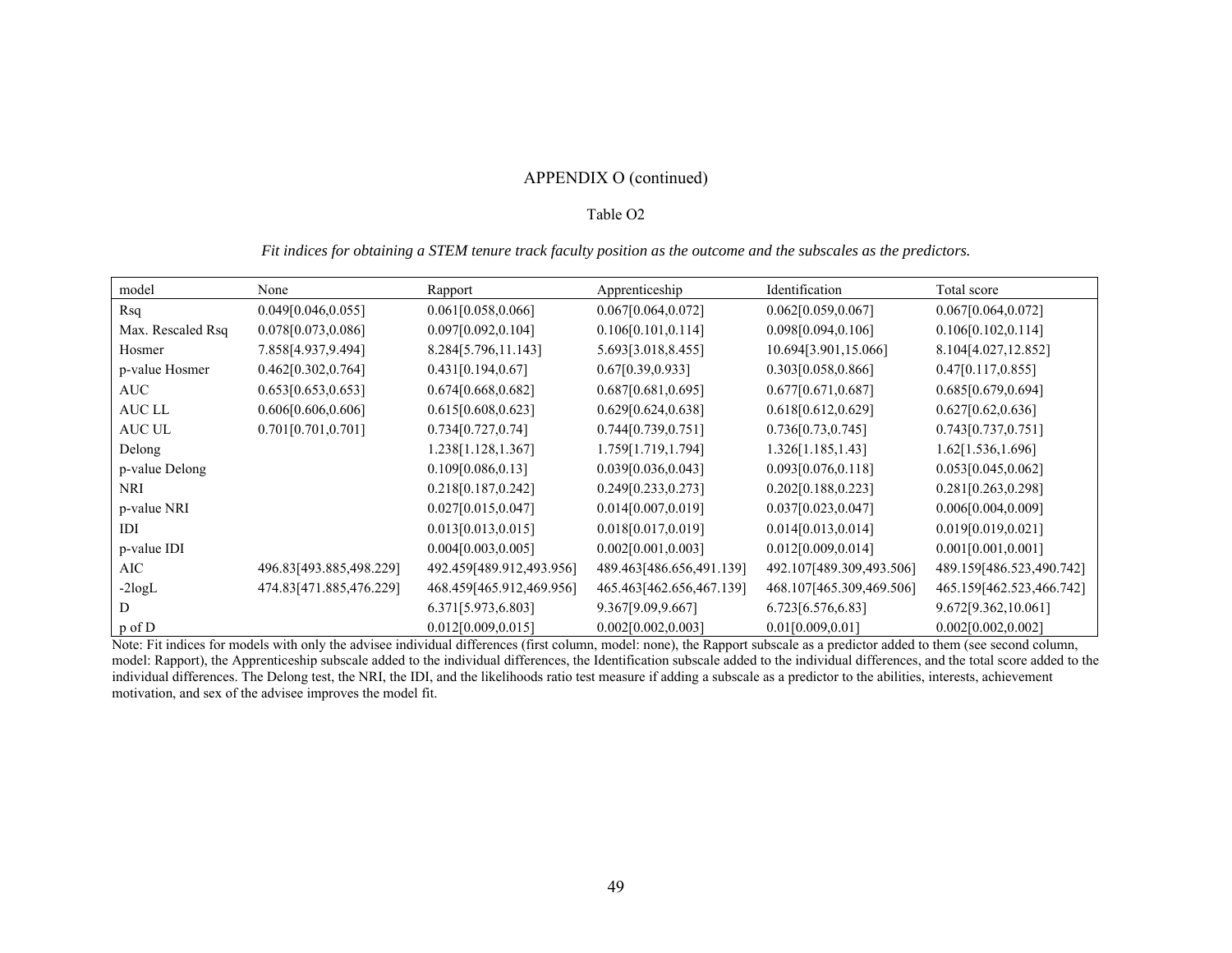APPENDIX O (continued)

Table O2

*Fit indices for obtaining a STEM tenure track faculty position as the outcome and the subscales as the predictors.*

| model | None | Rapport | Apprenticeship | Identification | Total score |
|---|---|---|---|---|---|
| Rsq | 0.049[0.046,0.055] | 0.061[0.058,0.066] | 0.067[0.064,0.072] | 0.062[0.059,0.067] | 0.067[0.064,0.072] |
| Max. Rescaled Rsq | 0.078[0.073,0.086] | 0.097[0.092,0.104] | 0.106[0.101,0.114] | 0.098[0.094,0.106] | 0.106[0.102,0.114] |
| Hosmer | 7.858[4.937,9.494] | 8.284[5.796,11.143] | 5.693[3.018,8.455] | 10.694[3.901,15.066] | 8.104[4.027,12.852] |
| p-value Hosmer | 0.462[0.302,0.764] | 0.431[0.194,0.67] | 0.67[0.39,0.933] | 0.303[0.058,0.866] | 0.47[0.117,0.855] |
| AUC | 0.653[0.653,0.653] | 0.674[0.668,0.682] | 0.687[0.681,0.695] | 0.677[0.671,0.687] | 0.685[0.679,0.694] |
| AUC LL | 0.606[0.606,0.606] | 0.615[0.608,0.623] | 0.629[0.624,0.638] | 0.618[0.612,0.629] | 0.627[0.62,0.636] |
| AUC UL | 0.701[0.701,0.701] | 0.734[0.727,0.74] | 0.744[0.739,0.751] | 0.736[0.73,0.745] | 0.743[0.737,0.751] |
| Delong | | 1.238[1.128,1.367] | 1.759[1.719,1.794] | 1.326[1.185,1.43] | 1.62[1.536,1.696] |
| p-value Delong | | 0.109[0.086,0.13] | 0.039[0.036,0.043] | 0.093[0.076,0.118] | 0.053[0.045,0.062] |
| NRI | | 0.218[0.187,0.242] | 0.249[0.233,0.273] | 0.202[0.188,0.223] | 0.281[0.263,0.298] |
| p-value NRI | | 0.027[0.015,0.047] | 0.014[0.007,0.019] | 0.037[0.023,0.047] | 0.006[0.004,0.009] |
| IDI | | 0.013[0.013,0.015] | 0.018[0.017,0.019] | 0.014[0.013,0.014] | 0.019[0.019,0.021] |
| p-value IDI | | 0.004[0.003,0.005] | 0.002[0.001,0.003] | 0.012[0.009,0.014] | 0.001[0.001,0.001] |
| AIC | 496.83[493.885,498.229] | 492.459[489.912,493.956] | 489.463[486.656,491.139] | 492.107[489.309,493.506] | 489.159[486.523,490.742] |
| -2logL | 474.83[471.885,476.229] | 468.459[465.912,469.956] | 465.463[462.656,467.139] | 468.107[465.309,469.506] | 465.159[462.523,466.742] |
| D | | 6.371[5.973,6.803] | 9.367[9.09,9.667] | 6.723[6.576,6.83] | 9.672[9.362,10.061] |
| p of D | | 0.012[0.009,0.015] | 0.002[0.002,0.003] | 0.01[0.009,0.01] | 0.002[0.002,0.002] |

Note: Fit indices for models with only the advisee individual differences (first column, model: none), the Rapport subscale as a predictor added to them (see second column, model: Rapport), the Apprenticeship subscale added to the individual differences, the Identification subscale added to the individual differences, and the total score added to the individual differences. The Delong test, the NRI, the IDI, and the likelihoods ratio test measure if adding a subscale as a predictor to the abilities, interests, achievement motivation, and sex of the advisee improves the model fit.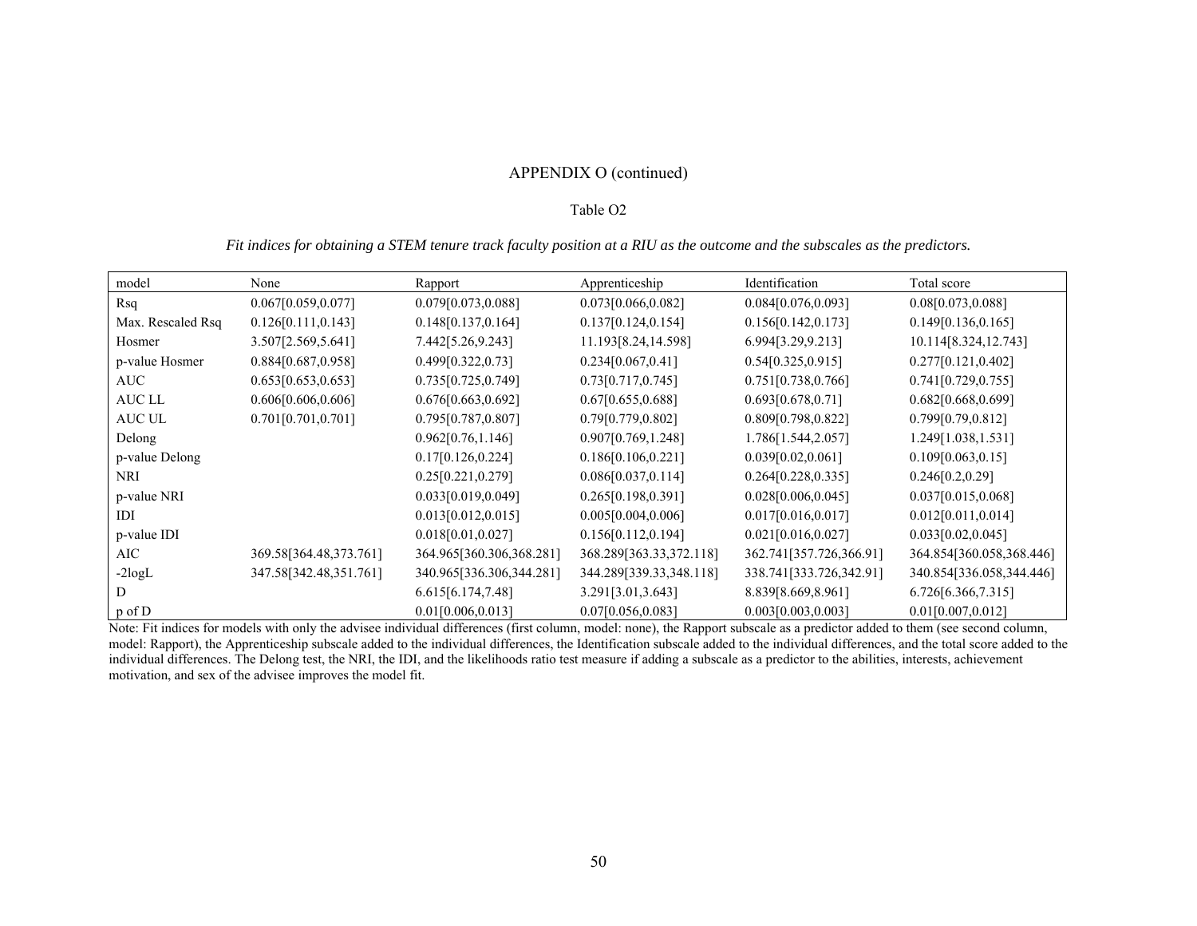APPENDIX O (continued)

Table O2

*Fit indices for obtaining a STEM tenure track faculty position at a RIU as the outcome and the subscales as the predictors.*

| model | None | Rapport | Apprenticeship | Identification | Total score |
|---|---|---|---|---|---|
| Rsq | 0.067[0.059,0.077] | 0.079[0.073,0.088] | 0.073[0.066,0.082] | 0.084[0.076,0.093] | 0.08[0.073,0.088] |
| Max. Rescaled Rsq | 0.126[0.111,0.143] | 0.148[0.137,0.164] | 0.137[0.124,0.154] | 0.156[0.142,0.173] | 0.149[0.136,0.165] |
| Hosmer | 3.507[2.569,5.641] | 7.442[5.26,9.243] | 11.193[8.24,14.598] | 6.994[3.29,9.213] | 10.114[8.324,12.743] |
| p-value Hosmer | 0.884[0.687,0.958] | 0.499[0.322,0.73] | 0.234[0.067,0.41] | 0.54[0.325,0.915] | 0.277[0.121,0.402] |
| AUC | 0.653[0.653,0.653] | 0.735[0.725,0.749] | 0.73[0.717,0.745] | 0.751[0.738,0.766] | 0.741[0.729,0.755] |
| AUC LL | 0.606[0.606,0.606] | 0.676[0.663,0.692] | 0.67[0.655,0.688] | 0.693[0.678,0.71] | 0.682[0.668,0.699] |
| AUC UL | 0.701[0.701,0.701] | 0.795[0.787,0.807] | 0.79[0.779,0.802] | 0.809[0.798,0.822] | 0.799[0.79,0.812] |
| Delong | | 0.962[0.76,1.146] | 0.907[0.769,1.248] | 1.786[1.544,2.057] | 1.249[1.038,1.531] |
| p-value Delong | | 0.17[0.126,0.224] | 0.186[0.106,0.221] | 0.039[0.02,0.061] | 0.109[0.063,0.15] |
| NRI | | 0.25[0.221,0.279] | 0.086[0.037,0.114] | 0.264[0.228,0.335] | 0.246[0.2,0.29] |
| p-value NRI | | 0.033[0.019,0.049] | 0.265[0.198,0.391] | 0.028[0.006,0.045] | 0.037[0.015,0.068] |
| IDI | | 0.013[0.012,0.015] | 0.005[0.004,0.006] | 0.017[0.016,0.017] | 0.012[0.011,0.014] |
| p-value IDI | | 0.018[0.01,0.027] | 0.156[0.112,0.194] | 0.021[0.016,0.027] | 0.033[0.02,0.045] |
| AIC | 369.58[364.48,373.761] | 364.965[360.306,368.281] | 368.289[363.33,372.118] | 362.741[357.726,366.91] | 364.854[360.058,368.446] |
| -2logL | 347.58[342.48,351.761] | 340.965[336.306,344.281] | 344.289[339.33,348.118] | 338.741[333.726,342.91] | 340.854[336.058,344.446] |
| D | | 6.615[6.174,7.48] | 3.291[3.01,3.643] | 8.839[8.669,8.961] | 6.726[6.366,7.315] |
| p of D | | 0.01[0.006,0.013] | 0.07[0.056,0.083] | 0.003[0.003,0.003] | 0.01[0.007,0.012] |

Note: Fit indices for models with only the advisee individual differences (first column, model: none), the Rapport subscale as a predictor added to them (see second column, model: Rapport), the Apprenticeship subscale added to the individual differences, the Identification subscale added to the individual differences, and the total score added to the individual differences. The Delong test, the NRI, the IDI, and the likelihoods ratio test measure if adding a subscale as a predictor to the abilities, interests, achievement motivation, and sex of the advisee improves the model fit.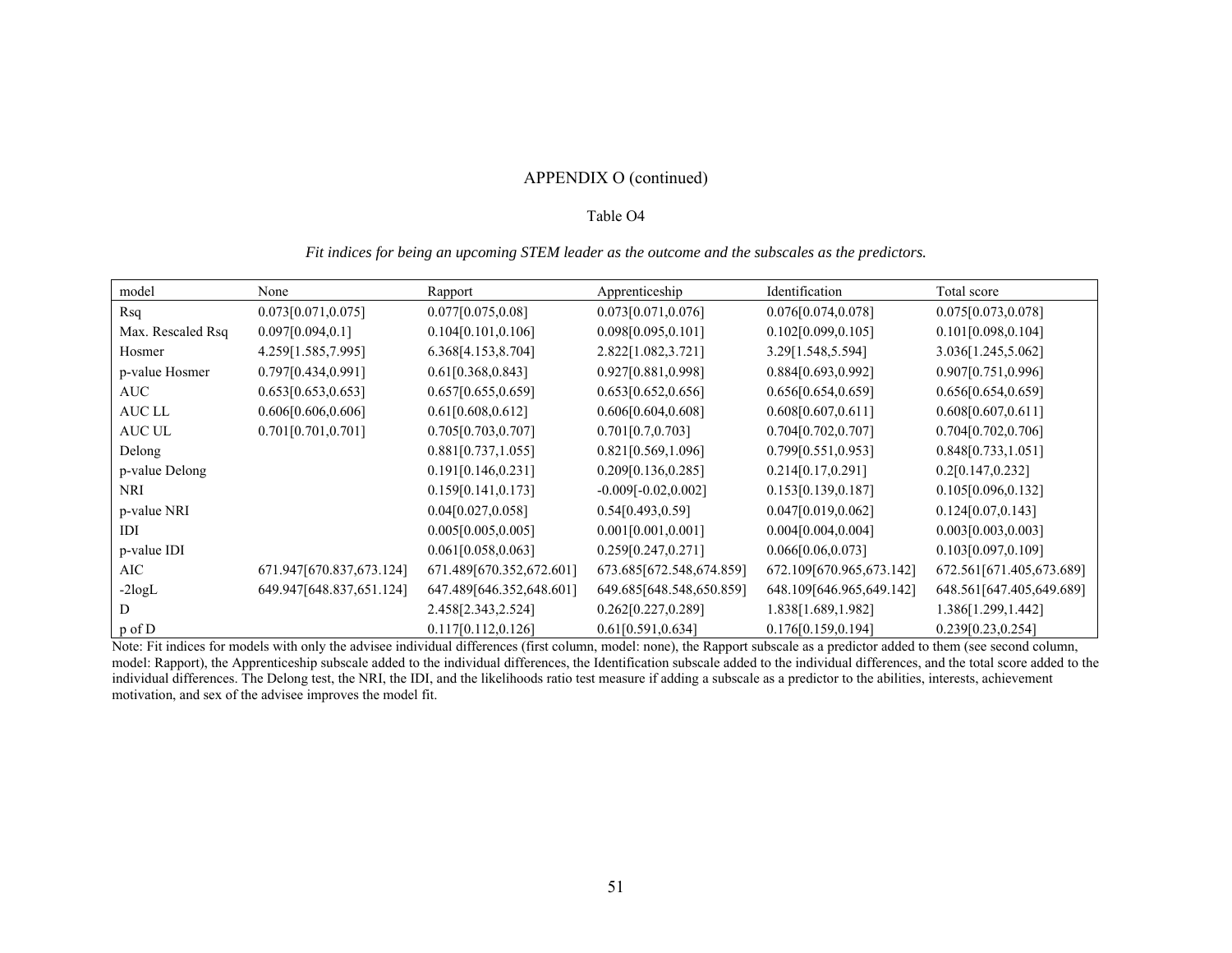APPENDIX O (continued)

Table O4

*Fit indices for being an upcoming STEM leader as the outcome and the subscales as the predictors.*

| model | None | Rapport | Apprenticeship | Identification | Total score |
|---|---|---|---|---|---|
| Rsq | 0.073[0.071,0.075] | 0.077[0.075,0.08] | 0.073[0.071,0.076] | 0.076[0.074,0.078] | 0.075[0.073,0.078] |
| Max. Rescaled Rsq | 0.097[0.094,0.1] | 0.104[0.101,0.106] | 0.098[0.095,0.101] | 0.102[0.099,0.105] | 0.101[0.098,0.104] |
| Hosmer | 4.259[1.585,7.995] | 6.368[4.153,8.704] | 2.822[1.082,3.721] | 3.29[1.548,5.594] | 3.036[1.245,5.062] |
| p-value Hosmer | 0.797[0.434,0.991] | 0.61[0.368,0.843] | 0.927[0.881,0.998] | 0.884[0.693,0.992] | 0.907[0.751,0.996] |
| AUC | 0.653[0.653,0.653] | 0.657[0.655,0.659] | 0.653[0.652,0.656] | 0.656[0.654,0.659] | 0.656[0.654,0.659] |
| AUC LL | 0.606[0.606,0.606] | 0.61[0.608,0.612] | 0.606[0.604,0.608] | 0.608[0.607,0.611] | 0.608[0.607,0.611] |
| AUC UL | 0.701[0.701,0.701] | 0.705[0.703,0.707] | 0.701[0.7,0.703] | 0.704[0.702,0.707] | 0.704[0.702,0.706] |
| Delong | | 0.881[0.737,1.055] | 0.821[0.569,1.096] | 0.799[0.551,0.953] | 0.848[0.733,1.051] |
| p-value Delong | | 0.191[0.146,0.231] | 0.209[0.136,0.285] | 0.214[0.17,0.291] | 0.2[0.147,0.232] |
| NRI | | 0.159[0.141,0.173] | -0.009[-0.02,0.002] | 0.153[0.139,0.187] | 0.105[0.096,0.132] |
| p-value NRI | | 0.04[0.027,0.058] | 0.54[0.493,0.59] | 0.047[0.019,0.062] | 0.124[0.07,0.143] |
| IDI | | 0.005[0.005,0.005] | 0.001[0.001,0.001] | 0.004[0.004,0.004] | 0.003[0.003,0.003] |
| p-value IDI | | 0.061[0.058,0.063] | 0.259[0.247,0.271] | 0.066[0.06,0.073] | 0.103[0.097,0.109] |
| AIC | 671.947[670.837,673.124] | 671.489[670.352,672.601] | 673.685[672.548,674.859] | 672.109[670.965,673.142] | 672.561[671.405,673.689] |
| -2logL | 649.947[648.837,651.124] | 647.489[646.352,648.601] | 649.685[648.548,650.859] | 648.109[646.965,649.142] | 648.561[647.405,649.689] |
| D | | 2.458[2.343,2.524] | 0.262[0.227,0.289] | 1.838[1.689,1.982] | 1.386[1.299,1.442] |
| p of D | | 0.117[0.112,0.126] | 0.61[0.591,0.634] | 0.176[0.159,0.194] | 0.239[0.23,0.254] |

Note: Fit indices for models with only the advisee individual differences (first column, model: none), the Rapport subscale as a predictor added to them (see second column, model: Rapport), the Apprenticeship subscale added to the individual differences, the Identification subscale added to the individual differences, and the total score added to the individual differences. The Delong test, the NRI, the IDI, and the likelihoods ratio test measure if adding a subscale as a predictor to the abilities, interests, achievement motivation, and sex of the advisee improves the model fit.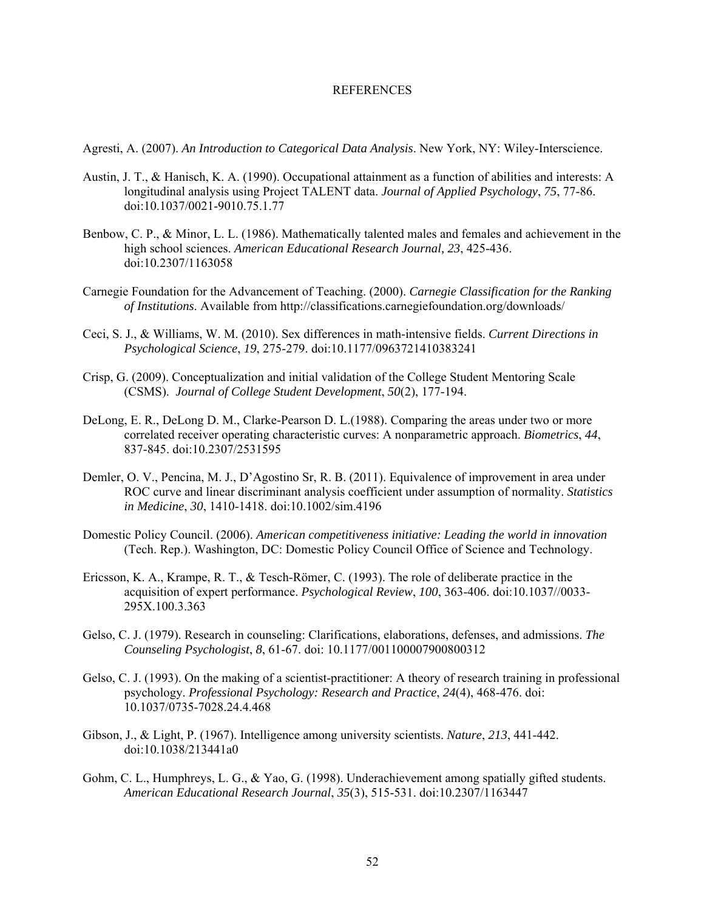# REFERENCES

Agresti, A. (2007). *An Introduction to Categorical Data Analysis*. New York, NY: Wiley-Interscience.

Austin, J. T., & Hanisch, K. A. (1990). Occupational attainment as a function of abilities and interests: A longitudinal analysis using Project TALENT data. *Journal of Applied Psychology*, *75*, 77-86. doi:10.1037/0021-9010.75.1.77

Benbow, C. P., & Minor, L. L. (1986). Mathematically talented males and females and achievement in the high school sciences. *American Educational Research Journal, 23*, 425-436. doi:10.2307/1163058

Carnegie Foundation for the Advancement of Teaching. (2000). *Carnegie Classification for the Ranking of Institutions*. Available from http://classifications.carnegiefoundation.org/downloads/

Ceci, S. J., & Williams, W. M. (2010). Sex differences in math-intensive fields. *Current Directions in Psychological Science*, *19*, 275-279. doi:10.1177/0963721410383241

Crisp, G. (2009). Conceptualization and initial validation of the College Student Mentoring Scale (CSMS). *Journal of College Student Development*, *50*(2), 177-194.

DeLong, E. R., DeLong D. M., Clarke-Pearson D. L.(1988). Comparing the areas under two or more correlated receiver operating characteristic curves: A nonparametric approach. *Biometrics*, *44*, 837-845. doi:10.2307/2531595

Demler, O. V., Pencina, M. J., D'Agostino Sr, R. B. (2011). Equivalence of improvement in area under ROC curve and linear discriminant analysis coefficient under assumption of normality. *Statistics in Medicine*, *30*, 1410-1418. doi:10.1002/sim.4196

Domestic Policy Council. (2006). *American competitiveness initiative: Leading the world in innovation* (Tech. Rep.). Washington, DC: Domestic Policy Council Office of Science and Technology.

Ericsson, K. A., Krampe, R. T., & Tesch-Römer, C. (1993). The role of deliberate practice in the acquisition of expert performance. *Psychological Review*, *100*, 363-406. doi:10.1037//0033-295X.100.3.363

Gelso, C. J. (1979). Research in counseling: Clarifications, elaborations, defenses, and admissions. *The Counseling Psychologist*, *8*, 61-67. doi: 10.1177/001100007900800312

Gelso, C. J. (1993). On the making of a scientist-practitioner: A theory of research training in professional psychology. *Professional Psychology: Research and Practice*, *24*(4), 468-476. doi: 10.1037/0735-7028.24.4.468

Gibson, J., & Light, P. (1967). Intelligence among university scientists. *Nature*, *213*, 441-442. doi:10.1038/213441a0

Gohm, C. L., Humphreys, L. G., & Yao, G. (1998). Underachievement among spatially gifted students. *American Educational Research Journal*, *35*(3), 515-531. doi:10.2307/1163447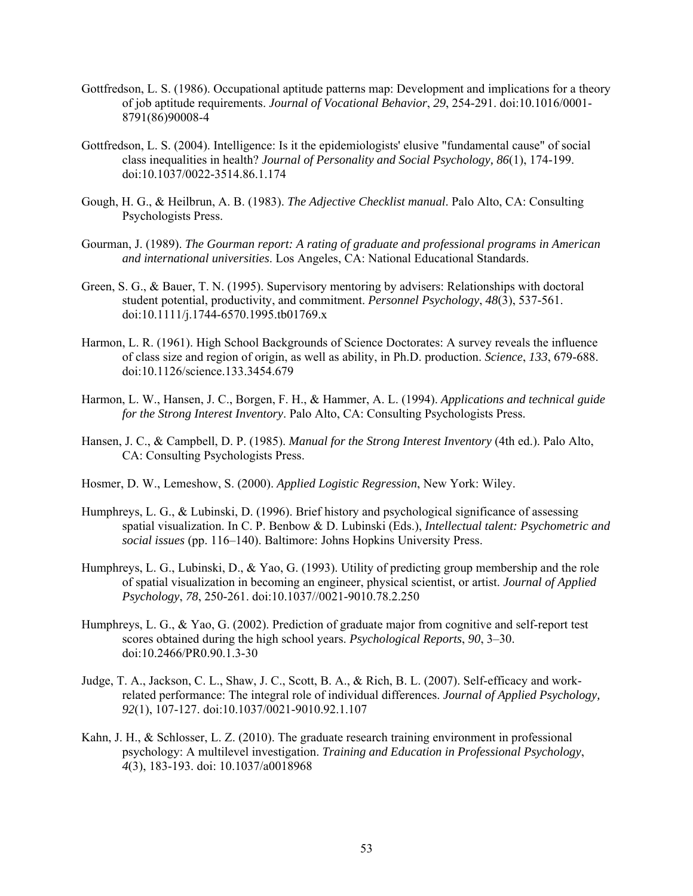Gottfredson, L. S. (1986). Occupational aptitude patterns map: Development and implications for a theory of job aptitude requirements. *Journal of Vocational Behavior*, *29*, 254-291. doi:10.1016/0001-8791(86)90008-4

Gottfredson, L. S. (2004). Intelligence: Is it the epidemiologists' elusive "fundamental cause" of social class inequalities in health? *Journal of Personality and Social Psychology, 86*(1), 174-199. doi:10.1037/0022-3514.86.1.174

Gough, H. G., & Heilbrun, A. B. (1983). *The Adjective Checklist manual*. Palo Alto, CA: Consulting Psychologists Press.

Gourman, J. (1989). *The Gourman report: A rating of graduate and professional programs in American and international universities*. Los Angeles, CA: National Educational Standards.

Green, S. G., & Bauer, T. N. (1995). Supervisory mentoring by advisers: Relationships with doctoral student potential, productivity, and commitment. *Personnel Psychology*, *48*(3), 537-561. doi:10.1111/j.1744-6570.1995.tb01769.x

Harmon, L. R. (1961). High School Backgrounds of Science Doctorates: A survey reveals the influence of class size and region of origin, as well as ability, in Ph.D. production. *Science*, *133*, 679-688. doi:10.1126/science.133.3454.679

Harmon, L. W., Hansen, J. C., Borgen, F. H., & Hammer, A. L. (1994). *Applications and technical guide for the Strong Interest Inventory*. Palo Alto, CA: Consulting Psychologists Press.

Hansen, J. C., & Campbell, D. P. (1985). *Manual for the Strong Interest Inventory* (4th ed.). Palo Alto, CA: Consulting Psychologists Press.

Hosmer, D. W., Lemeshow, S. (2000). *Applied Logistic Regression*, New York: Wiley.

Humphreys, L. G., & Lubinski, D. (1996). Brief history and psychological significance of assessing spatial visualization. In C. P. Benbow & D. Lubinski (Eds.), *Intellectual talent: Psychometric and social issues* (pp. 116–140). Baltimore: Johns Hopkins University Press.

Humphreys, L. G., Lubinski, D., & Yao, G. (1993). Utility of predicting group membership and the role of spatial visualization in becoming an engineer, physical scientist, or artist. *Journal of Applied Psychology*, *78*, 250-261. doi:10.1037//0021-9010.78.2.250

Humphreys, L. G., & Yao, G. (2002). Prediction of graduate major from cognitive and self-report test scores obtained during the high school years. *Psychological Reports*, *90*, 3–30. doi:10.2466/PR0.90.1.3-30

Judge, T. A., Jackson, C. L., Shaw, J. C., Scott, B. A., & Rich, B. L. (2007). Self-efficacy and work-related performance: The integral role of individual differences. *Journal of Applied Psychology, 92*(1), 107-127. doi:10.1037/0021-9010.92.1.107

Kahn, J. H., & Schlosser, L. Z. (2010). The graduate research training environment in professional psychology: A multilevel investigation. *Training and Education in Professional Psychology*, *4*(3), 183-193. doi: 10.1037/a0018968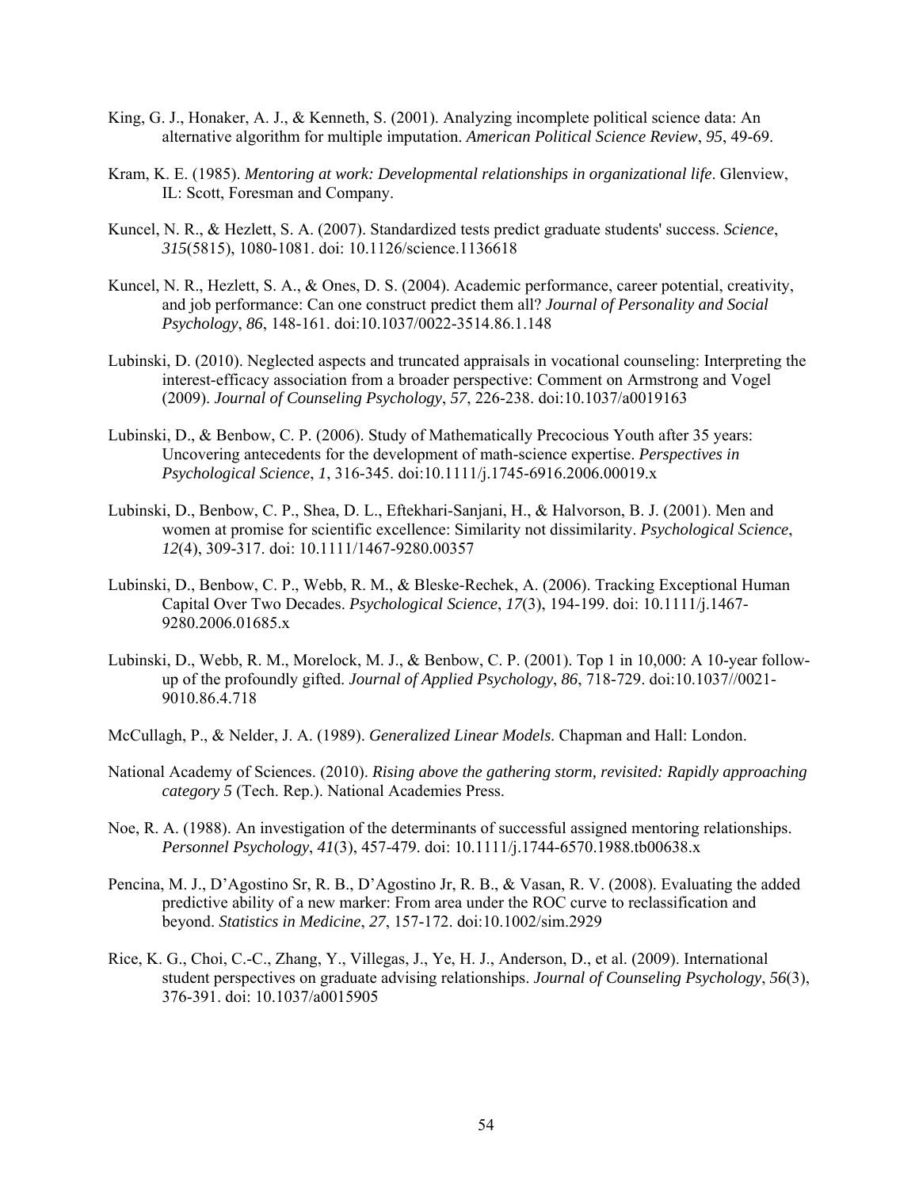King, G. J., Honaker, A. J., & Kenneth, S. (2001). Analyzing incomplete political science data: An alternative algorithm for multiple imputation. *American Political Science Review*, *95*, 49-69.

Kram, K. E. (1985). *Mentoring at work: Developmental relationships in organizational life*. Glenview, IL: Scott, Foresman and Company.

Kuncel, N. R., & Hezlett, S. A. (2007). Standardized tests predict graduate students' success. *Science*, *315*(5815), 1080-1081. doi: 10.1126/science.1136618

Kuncel, N. R., Hezlett, S. A., & Ones, D. S. (2004). Academic performance, career potential, creativity, and job performance: Can one construct predict them all? *Journal of Personality and Social Psychology*, *86*, 148-161. doi:10.1037/0022-3514.86.1.148

Lubinski, D. (2010). Neglected aspects and truncated appraisals in vocational counseling: Interpreting the interest-efficacy association from a broader perspective: Comment on Armstrong and Vogel (2009). *Journal of Counseling Psychology*, *57*, 226-238. doi:10.1037/a0019163

Lubinski, D., & Benbow, C. P. (2006). Study of Mathematically Precocious Youth after 35 years: Uncovering antecedents for the development of math-science expertise. *Perspectives in Psychological Science*, *1*, 316-345. doi:10.1111/j.1745-6916.2006.00019.x

Lubinski, D., Benbow, C. P., Shea, D. L., Eftekhari-Sanjani, H., & Halvorson, B. J. (2001). Men and women at promise for scientific excellence: Similarity not dissimilarity. *Psychological Science*, *12*(4), 309-317. doi: 10.1111/1467-9280.00357

Lubinski, D., Benbow, C. P., Webb, R. M., & Bleske-Rechek, A. (2006). Tracking Exceptional Human Capital Over Two Decades. *Psychological Science*, *17*(3), 194-199. doi: 10.1111/j.1467-9280.2006.01685.x

Lubinski, D., Webb, R. M., Morelock, M. J., & Benbow, C. P. (2001). Top 1 in 10,000: A 10-year follow-up of the profoundly gifted. *Journal of Applied Psychology*, *86*, 718-729. doi:10.1037//0021-9010.86.4.718

McCullagh, P., & Nelder, J. A. (1989). *Generalized Linear Models*. Chapman and Hall: London.

National Academy of Sciences. (2010). *Rising above the gathering storm, revisited: Rapidly approaching category 5* (Tech. Rep.). National Academies Press.

Noe, R. A. (1988). An investigation of the determinants of successful assigned mentoring relationships. *Personnel Psychology*, *41*(3), 457-479. doi: 10.1111/j.1744-6570.1988.tb00638.x

Pencina, M. J., D'Agostino Sr, R. B., D'Agostino Jr, R. B., & Vasan, R. V. (2008). Evaluating the added predictive ability of a new marker: From area under the ROC curve to reclassification and beyond. *Statistics in Medicine*, *27*, 157-172. doi:10.1002/sim.2929

Rice, K. G., Choi, C.-C., Zhang, Y., Villegas, J., Ye, H. J., Anderson, D., et al. (2009). International student perspectives on graduate advising relationships. *Journal of Counseling Psychology*, *56*(3), 376-391. doi: 10.1037/a0015905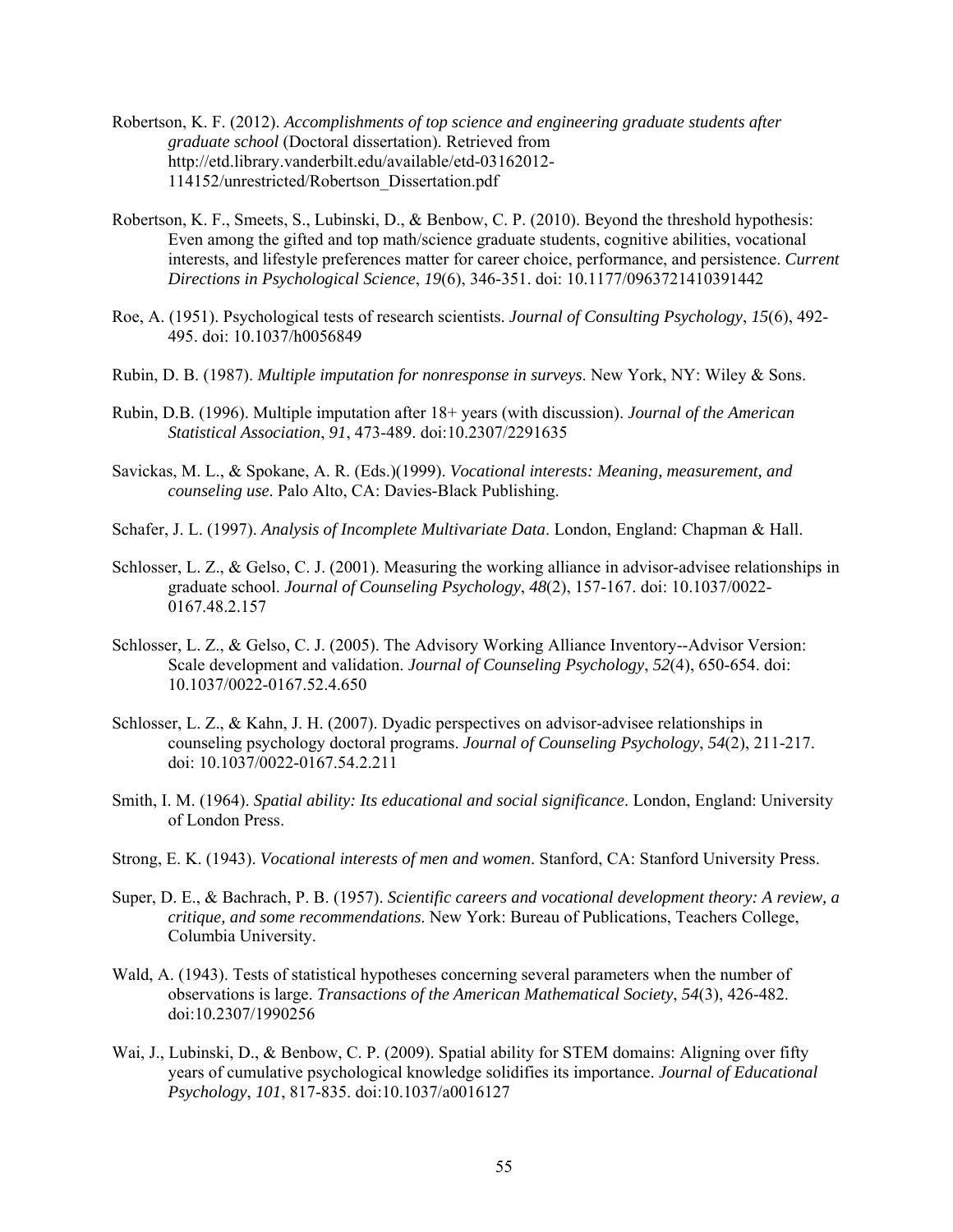Robertson, K. F. (2012). *Accomplishments of top science and engineering graduate students after graduate school* (Doctoral dissertation). Retrieved from http://etd.library.vanderbilt.edu/available/etd-03162012-114152/unrestricted/Robertson_Dissertation.pdf

Robertson, K. F., Smeets, S., Lubinski, D., & Benbow, C. P. (2010). Beyond the threshold hypothesis: Even among the gifted and top math/science graduate students, cognitive abilities, vocational interests, and lifestyle preferences matter for career choice, performance, and persistence. *Current Directions in Psychological Science*, *19*(6), 346-351. doi: 10.1177/0963721410391442

Roe, A. (1951). Psychological tests of research scientists. *Journal of Consulting Psychology*, *15*(6), 492-495. doi: 10.1037/h0056849

Rubin, D. B. (1987). *Multiple imputation for nonresponse in surveys*. New York, NY: Wiley & Sons.

Rubin, D.B. (1996). Multiple imputation after 18+ years (with discussion). *Journal of the American Statistical Association*, *91*, 473-489. doi:10.2307/2291635

Savickas, M. L., & Spokane, A. R. (Eds.)(1999). *Vocational interests: Meaning, measurement, and counseling use*. Palo Alto, CA: Davies-Black Publishing.

Schafer, J. L. (1997). *Analysis of Incomplete Multivariate Data*. London, England: Chapman & Hall.

Schlosser, L. Z., & Gelso, C. J. (2001). Measuring the working alliance in advisor-advisee relationships in graduate school. *Journal of Counseling Psychology*, *48*(2), 157-167. doi: 10.1037/0022-0167.48.2.157

Schlosser, L. Z., & Gelso, C. J. (2005). The Advisory Working Alliance Inventory--Advisor Version: Scale development and validation. *Journal of Counseling Psychology*, *52*(4), 650-654. doi: 10.1037/0022-0167.52.4.650

Schlosser, L. Z., & Kahn, J. H. (2007). Dyadic perspectives on advisor-advisee relationships in counseling psychology doctoral programs. *Journal of Counseling Psychology*, *54*(2), 211-217. doi: 10.1037/0022-0167.54.2.211

Smith, I. M. (1964). *Spatial ability: Its educational and social significance*. London, England: University of London Press.

Strong, E. K. (1943). *Vocational interests of men and women*. Stanford, CA: Stanford University Press.

Super, D. E., & Bachrach, P. B. (1957). *Scientific careers and vocational development theory: A review, a critique, and some recommendations*. New York: Bureau of Publications, Teachers College, Columbia University.

Wald, A. (1943). Tests of statistical hypotheses concerning several parameters when the number of observations is large. *Transactions of the American Mathematical Society*, *54*(3), 426-482. doi:10.2307/1990256

Wai, J., Lubinski, D., & Benbow, C. P. (2009). Spatial ability for STEM domains: Aligning over fifty years of cumulative psychological knowledge solidifies its importance. *Journal of Educational Psychology*, *101*, 817-835. doi:10.1037/a0016127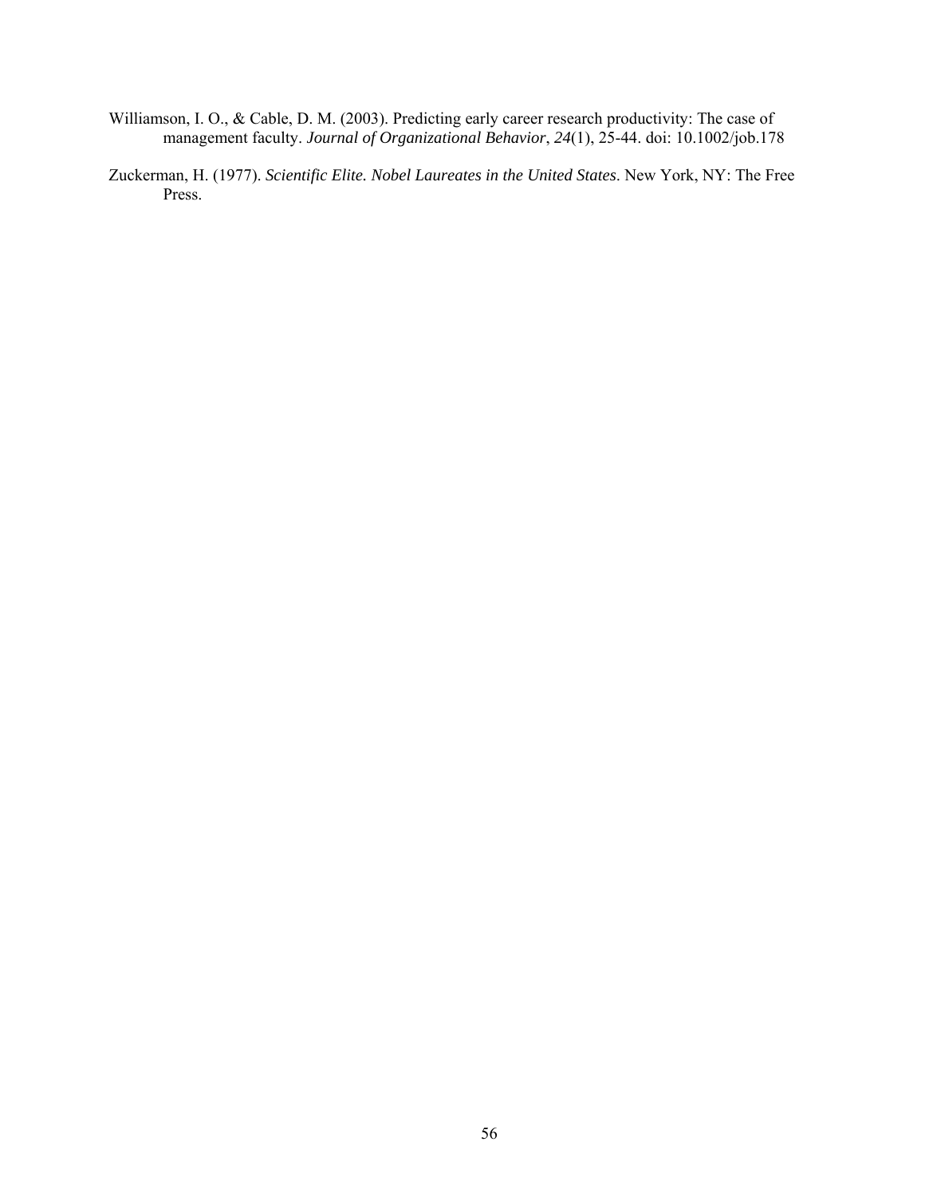Williamson, I. O., & Cable, D. M. (2003). Predicting early career research productivity: The case of management faculty. *Journal of Organizational Behavior*, *24*(1), 25-44. doi: 10.1002/job.178

Zuckerman, H. (1977). *Scientific Elite. Nobel Laureates in the United States*. New York, NY: The Free Press.